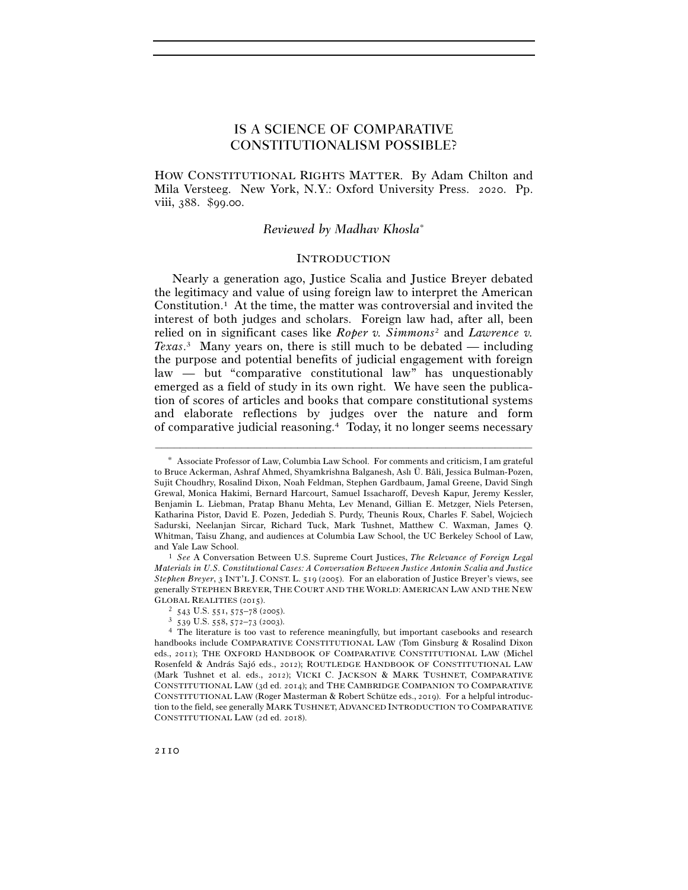# IS A SCIENCE OF COMPARATIVE CONSTITUTIONALISM POSSIBLE?

HOW CONSTITUTIONAL RIGHTS MATTER. By Adam Chilton and Mila Versteeg. New York, N.Y.: Oxford University Press. 2020. Pp. viii, 388. $99.00.

*Reviewed by Madhav Khosla*[*]

## INTRODUCTION

Nearly a generation ago, Justice Scalia and Justice Breyer debated the legitimacy and value of using foreign law to interpret the American Constitution.[1] At the time, the matter was controversial and invited the interest of both judges and scholars. Foreign law had, after all, been relied on in significant cases like *Roper v. Simmons*[2] and *Lawrence v. Texas*.[3] Many years on, there is still much to be debated — including the purpose and potential benefits of judicial engagement with foreign law — but "comparative constitutional law" has unquestionably emerged as a field of study in its own right. We have seen the publication of scores of articles and books that compare constitutional systems and elaborate reflections by judges over the nature and form of comparative judicial reasoning.[4] Today, it no longer seems necessary

---

[*] Associate Professor of Law, Columbia Law School. For comments and criticism, I am grateful to Bruce Ackerman, Ashraf Ahmed, Shyamkrishna Balganesh, Aslı Ü. Bâli, Jessica Bulman-Pozen, Sujit Choudhry, Rosalind Dixon, Noah Feldman, Stephen Gardbaum, Jamal Greene, David Singh Grewal, Monica Hakimi, Bernard Harcourt, Samuel Issacharoff, Devesh Kapur, Jeremy Kessler, Benjamin L. Liebman, Pratap Bhanu Mehta, Lev Menand, Gillian E. Metzger, Niels Petersen, Katharina Pistor, David E. Pozen, Jedediah S. Purdy, Theunis Roux, Charles F. Sabel, Wojciech Sadurski, Neelanjan Sircar, Richard Tuck, Mark Tushnet, Matthew C. Waxman, James Q. Whitman, Taisu Zhang, and audiences at Columbia Law School, the UC Berkeley School of Law, and Yale Law School.

[1] *See* A Conversation Between U.S. Supreme Court Justices, *The Relevance of Foreign Legal Materials in U.S. Constitutional Cases: A Conversation Between Justice Antonin Scalia and Justice Stephen Breyer*, 3 INT'L J. CONST. L. 519 (2005). For an elaboration of Justice Breyer's views, see generally STEPHEN BREYER, THE COURT AND THE WORLD: AMERICAN LAW AND THE NEW GLOBAL REALITIES (2015).

[2] 543 U.S. 551, 575–78 (2005).

[3] 539 U.S. 558, 572–73 (2003).

[4] The literature is too vast to reference meaningfully, but important casebooks and research handbooks include COMPARATIVE CONSTITUTIONAL LAW (Tom Ginsburg & Rosalind Dixon eds., 2011); THE OXFORD HANDBOOK OF COMPARATIVE CONSTITUTIONAL LAW (Michel Rosenfeld & András Sajó eds., 2012); ROUTLEDGE HANDBOOK OF CONSTITUTIONAL LAW (Mark Tushnet et al. eds., 2012); VICKI C. JACKSON & MARK TUSHNET, COMPARATIVE CONSTITUTIONAL LAW (3d ed. 2014); and THE CAMBRIDGE COMPANION TO COMPARATIVE CONSTITUTIONAL LAW (Roger Masterman & Robert Schütze eds., 2019). For a helpful introduction to the field, see generally MARK TUSHNET, ADVANCED INTRODUCTION TO COMPARATIVE CONSTITUTIONAL LAW (2d ed. 2018).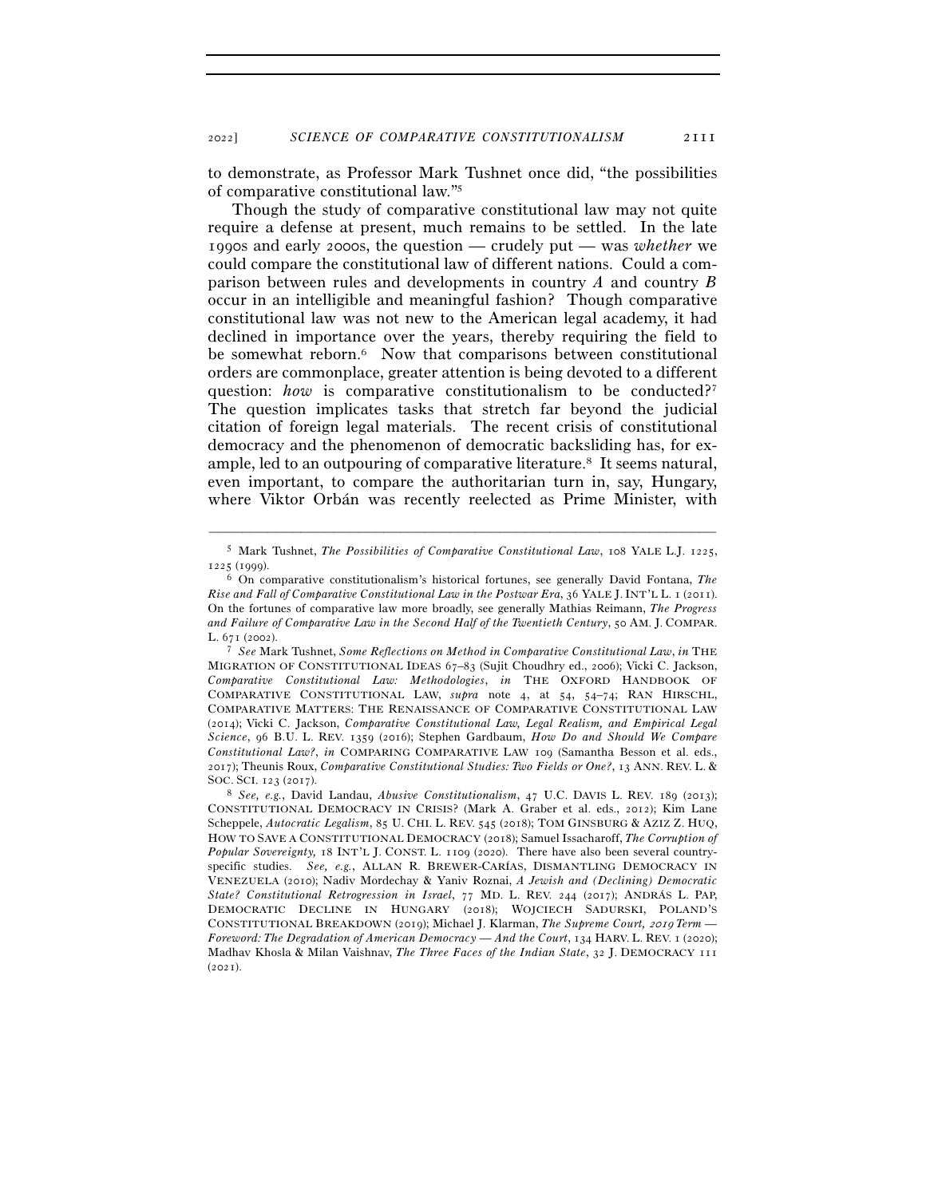to demonstrate, as Professor Mark Tushnet once did, "the possibilities of comparative constitutional law."[5]

Though the study of comparative constitutional law may not quite require a defense at present, much remains to be settled. In the late 1990s and early 2000s, the question — crudely put — was *whether* we could compare the constitutional law of different nations. Could a comparison between rules and developments in country *A* and country *B* occur in an intelligible and meaningful fashion? Though comparative constitutional law was not new to the American legal academy, it had declined in importance over the years, thereby requiring the field to be somewhat reborn.[6] Now that comparisons between constitutional orders are commonplace, greater attention is being devoted to a different question: *how* is comparative constitutionalism to be conducted?[7] The question implicates tasks that stretch far beyond the judicial citation of foreign legal materials. The recent crisis of constitutional democracy and the phenomenon of democratic backsliding has, for example, led to an outpouring of comparative literature.[8] It seems natural, even important, to compare the authoritarian turn in, say, Hungary, where Viktor Orbán was recently reelected as Prime Minister, with

---

[5] Mark Tushnet, *The Possibilities of Comparative Constitutional Law*, 108 YALE L.J. 1225, 1225 (1999).

[6] On comparative constitutionalism's historical fortunes, see generally David Fontana, *The Rise and Fall of Comparative Constitutional Law in the Postwar Era*, 36 YALE J. INT'L L. 1 (2011). On the fortunes of comparative law more broadly, see generally Mathias Reimann, *The Progress and Failure of Comparative Law in the Second Half of the Twentieth Century*, 50 AM. J. COMPAR. L. 671 (2002).

[7] *See* Mark Tushnet, *Some Reflections on Method in Comparative Constitutional Law*, *in* THE MIGRATION OF CONSTITUTIONAL IDEAS 67–83 (Sujit Choudhry ed., 2006); Vicki C. Jackson, *Comparative Constitutional Law: Methodologies*, *in* THE OXFORD HANDBOOK OF COMPARATIVE CONSTITUTIONAL LAW, *supra* note 4, at 54, 54–74; RAN HIRSCHL, COMPARATIVE MATTERS: THE RENAISSANCE OF COMPARATIVE CONSTITUTIONAL LAW (2014); Vicki C. Jackson, *Comparative Constitutional Law, Legal Realism, and Empirical Legal Science*, 96 B.U. L. REV. 1359 (2016); Stephen Gardbaum, *How Do and Should We Compare Constitutional Law?*, *in* COMPARING COMPARATIVE LAW 109 (Samantha Besson et al. eds., 2017); Theunis Roux, *Comparative Constitutional Studies: Two Fields or One?*, 13 ANN. REV. L. & SOC. SCI. 123 (2017).

[8] *See, e.g.*, David Landau, *Abusive Constitutionalism*, 47 U.C. DAVIS L. REV. 189 (2013); CONSTITUTIONAL DEMOCRACY IN CRISIS? (Mark A. Graber et al. eds., 2012); Kim Lane Scheppele, *Autocratic Legalism*, 85 U. CHI. L. REV. 545 (2018); TOM GINSBURG & AZIZ Z. HUQ, HOW TO SAVE A CONSTITUTIONAL DEMOCRACY (2018); Samuel Issacharoff, *The Corruption of Popular Sovereignty,* 18 INT'L J. CONST. L. 1109 (2020). There have also been several country-specific studies. *See, e.g.*, ALLAN R. BREWER-CARÍAS, DISMANTLING DEMOCRACY IN VENEZUELA (2010); Nadiv Mordechay & Yaniv Roznai, *A Jewish and (Declining) Democratic State? Constitutional Retrogression in Israel*, 77 MD. L. REV. 244 (2017); ANDRÁS L. PAP, DEMOCRATIC DECLINE IN HUNGARY (2018); WOJCIECH SADURSKI, POLAND'S CONSTITUTIONAL BREAKDOWN (2019); Michael J. Klarman, *The Supreme Court, 2019 Term — Foreword: The Degradation of American Democracy — And the Court*, 134 HARV. L. REV. 1 (2020); Madhav Khosla & Milan Vaishnav, *The Three Faces of the Indian State*, 32 J. DEMOCRACY 111 (2021).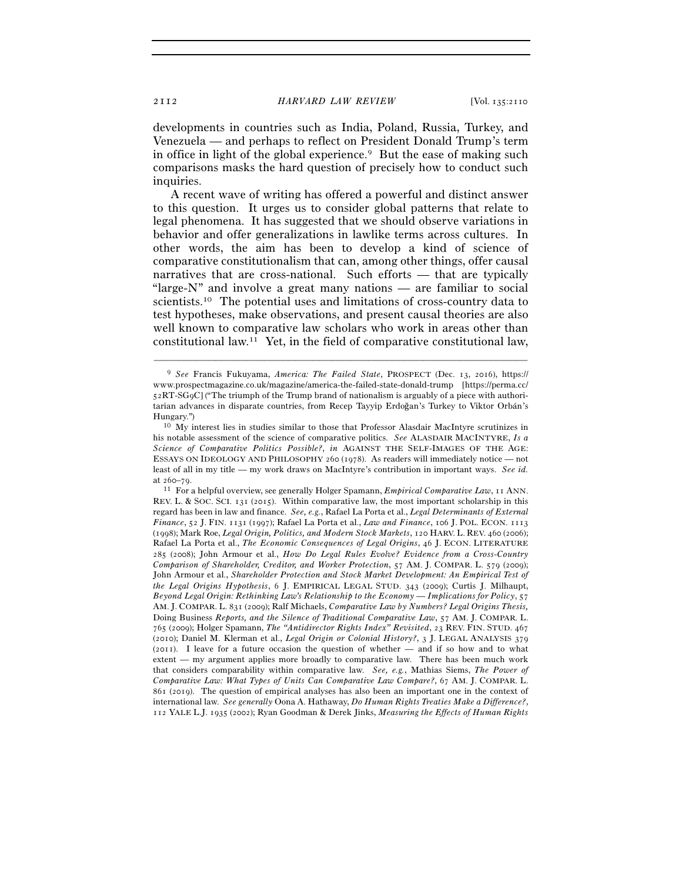developments in countries such as India, Poland, Russia, Turkey, and Venezuela — and perhaps to reflect on President Donald Trump's term in office in light of the global experience.[9] But the ease of making such comparisons masks the hard question of precisely how to conduct such inquiries.

A recent wave of writing has offered a powerful and distinct answer to this question. It urges us to consider global patterns that relate to legal phenomena. It has suggested that we should observe variations in behavior and offer generalizations in lawlike terms across cultures. In other words, the aim has been to develop a kind of science of comparative constitutionalism that can, among other things, offer causal narratives that are cross-national. Such efforts — that are typically "large-N" and involve a great many nations — are familiar to social scientists.[10] The potential uses and limitations of cross-country data to test hypotheses, make observations, and present causal theories are also well known to comparative law scholars who work in areas other than constitutional law.[11] Yet, in the field of comparative constitutional law,

---

[9] *See* Francis Fukuyama, *America: The Failed State*, PROSPECT (Dec. 13, 2016), https://www.prospectmagazine.co.uk/magazine/america-the-failed-state-donald-trump [https://perma.cc/52RT-SG9C] ("The triumph of the Trump brand of nationalism is arguably of a piece with authoritarian advances in disparate countries, from Recep Tayyip Erdoğan's Turkey to Viktor Orbán's Hungary.")

[10] My interest lies in studies similar to those that Professor Alasdair MacIntyre scrutinizes in his notable assessment of the science of comparative politics. *See* ALASDAIR MACINTYRE, *Is a Science of Comparative Politics Possible?*, *in* AGAINST THE SELF-IMAGES OF THE AGE: ESSAYS ON IDEOLOGY AND PHILOSOPHY 260 (1978). As readers will immediately notice — not least of all in my title — my work draws on MacIntyre's contribution in important ways. *See id.* at 260–79.

[11] For a helpful overview, see generally Holger Spamann, *Empirical Comparative Law*, 11 ANN. REV. L. & SOC. SCI. 131 (2015). Within comparative law, the most important scholarship in this regard has been in law and finance. *See, e.g.*, Rafael La Porta et al., *Legal Determinants of External Finance*, 52 J. FIN. 1131 (1997); Rafael La Porta et al., *Law and Finance*, 106 J. POL. ECON. 1113 (1998); Mark Roe, *Legal Origin, Politics, and Modern Stock Markets*, 120 HARV. L. REV. 460 (2006); Rafael La Porta et al., *The Economic Consequences of Legal Origins*, 46 J. ECON. LITERATURE 285 (2008); John Armour et al., *How Do Legal Rules Evolve? Evidence from a Cross-Country Comparison of Shareholder, Creditor, and Worker Protection*, 57 AM. J. COMPAR. L. 579 (2009); John Armour et al., *Shareholder Protection and Stock Market Development: An Empirical Test of the Legal Origins Hypothesis*, 6 J. EMPIRICAL LEGAL STUD. 343 (2009); Curtis J. Milhaupt, *Beyond Legal Origin: Rethinking Law's Relationship to the Economy — Implications for Policy*, 57 AM. J. COMPAR. L. 831 (2009); Ralf Michaels, *Comparative Law by Numbers? Legal Origins Thesis,* Doing Business *Reports, and the Silence of Traditional Comparative Law*, 57 AM. J. COMPAR. L. 765 (2009); Holger Spamann, *The "Antidirector Rights Index" Revisited*, 23 REV. FIN. STUD. 467 (2010); Daniel M. Klerman et al., *Legal Origin or Colonial History?*, 3 J. LEGAL ANALYSIS 379 (2011). I leave for a future occasion the question of whether — and if so how and to what extent — my argument applies more broadly to comparative law. There has been much work that considers comparability within comparative law. *See, e.g.*, Mathias Siems, *The Power of Comparative Law: What Types of Units Can Comparative Law Compare?*, 67 AM. J. COMPAR. L. 861 (2019). The question of empirical analyses has also been an important one in the context of international law. *See generally* Oona A. Hathaway, *Do Human Rights Treaties Make a Difference?*, 112 YALE L.J. 1935 (2002); Ryan Goodman & Derek Jinks, *Measuring the Effects of Human Rights*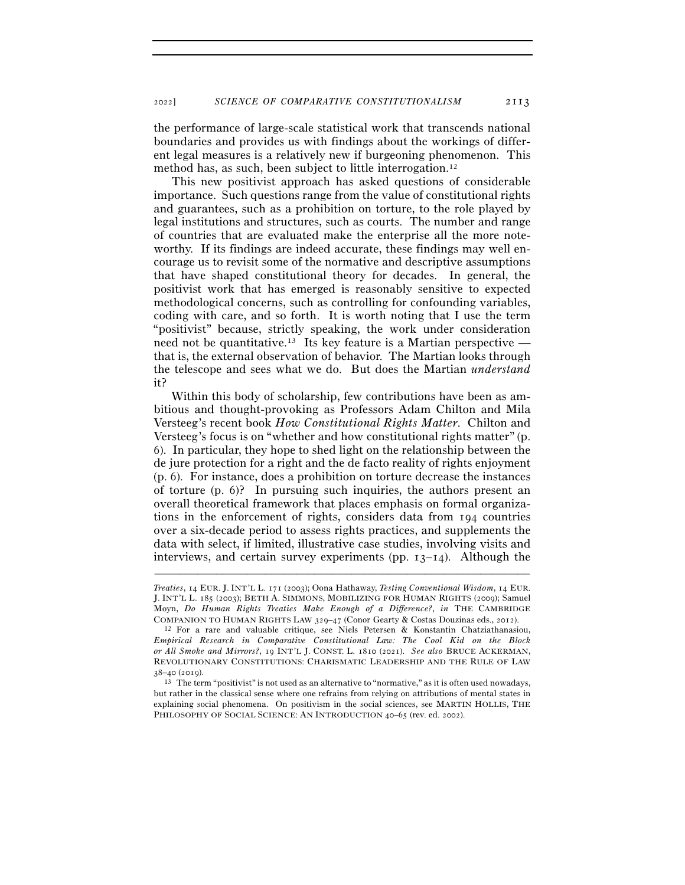the performance of large-scale statistical work that transcends national boundaries and provides us with findings about the workings of different legal measures is a relatively new if burgeoning phenomenon. This method has, as such, been subject to little interrogation.[12]

This new positivist approach has asked questions of considerable importance. Such questions range from the value of constitutional rights and guarantees, such as a prohibition on torture, to the role played by legal institutions and structures, such as courts. The number and range of countries that are evaluated make the enterprise all the more noteworthy. If its findings are indeed accurate, these findings may well encourage us to revisit some of the normative and descriptive assumptions that have shaped constitutional theory for decades. In general, the positivist work that has emerged is reasonably sensitive to expected methodological concerns, such as controlling for confounding variables, coding with care, and so forth. It is worth noting that I use the term "positivist" because, strictly speaking, the work under consideration need not be quantitative.[13] Its key feature is a Martian perspective — that is, the external observation of behavior. The Martian looks through the telescope and sees what we do. But does the Martian *understand* it?

Within this body of scholarship, few contributions have been as ambitious and thought-provoking as Professors Adam Chilton and Mila Versteeg's recent book *How Constitutional Rights Matter*. Chilton and Versteeg's focus is on "whether and how constitutional rights matter" (p. 6). In particular, they hope to shed light on the relationship between the de jure protection for a right and the de facto reality of rights enjoyment (p. 6). For instance, does a prohibition on torture decrease the instances of torture (p. 6)? In pursuing such inquiries, the authors present an overall theoretical framework that places emphasis on formal organizations in the enforcement of rights, considers data from 194 countries over a six-decade period to assess rights practices, and supplements the data with select, if limited, illustrative case studies, involving visits and interviews, and certain survey experiments (pp. 13–14). Although the

---

*Treaties*, 14 EUR. J. INT'L L. 171 (2003); Oona Hathaway, *Testing Conventional Wisdom*, 14 EUR. J. INT'L L. 185 (2003); BETH A. SIMMONS, MOBILIZING FOR HUMAN RIGHTS (2009); Samuel Moyn, *Do Human Rights Treaties Make Enough of a Difference?*, *in* THE CAMBRIDGE COMPANION TO HUMAN RIGHTS LAW 329–47 (Conor Gearty & Costas Douzinas eds., 2012).

[12] For a rare and valuable critique, see Niels Petersen & Konstantin Chatziathanasiou, *Empirical Research in Comparative Constitutional Law: The Cool Kid on the Block or All Smoke and Mirrors?*, 19 INT'L J. CONST. L. 1810 (2021). *See also* BRUCE ACKERMAN, REVOLUTIONARY CONSTITUTIONS: CHARISMATIC LEADERSHIP AND THE RULE OF LAW 38–40 (2019).

[13] The term "positivist" is not used as an alternative to "normative," as it is often used nowadays, but rather in the classical sense where one refrains from relying on attributions of mental states in explaining social phenomena. On positivism in the social sciences, see MARTIN HOLLIS, THE PHILOSOPHY OF SOCIAL SCIENCE: AN INTRODUCTION 40–65 (rev. ed. 2002).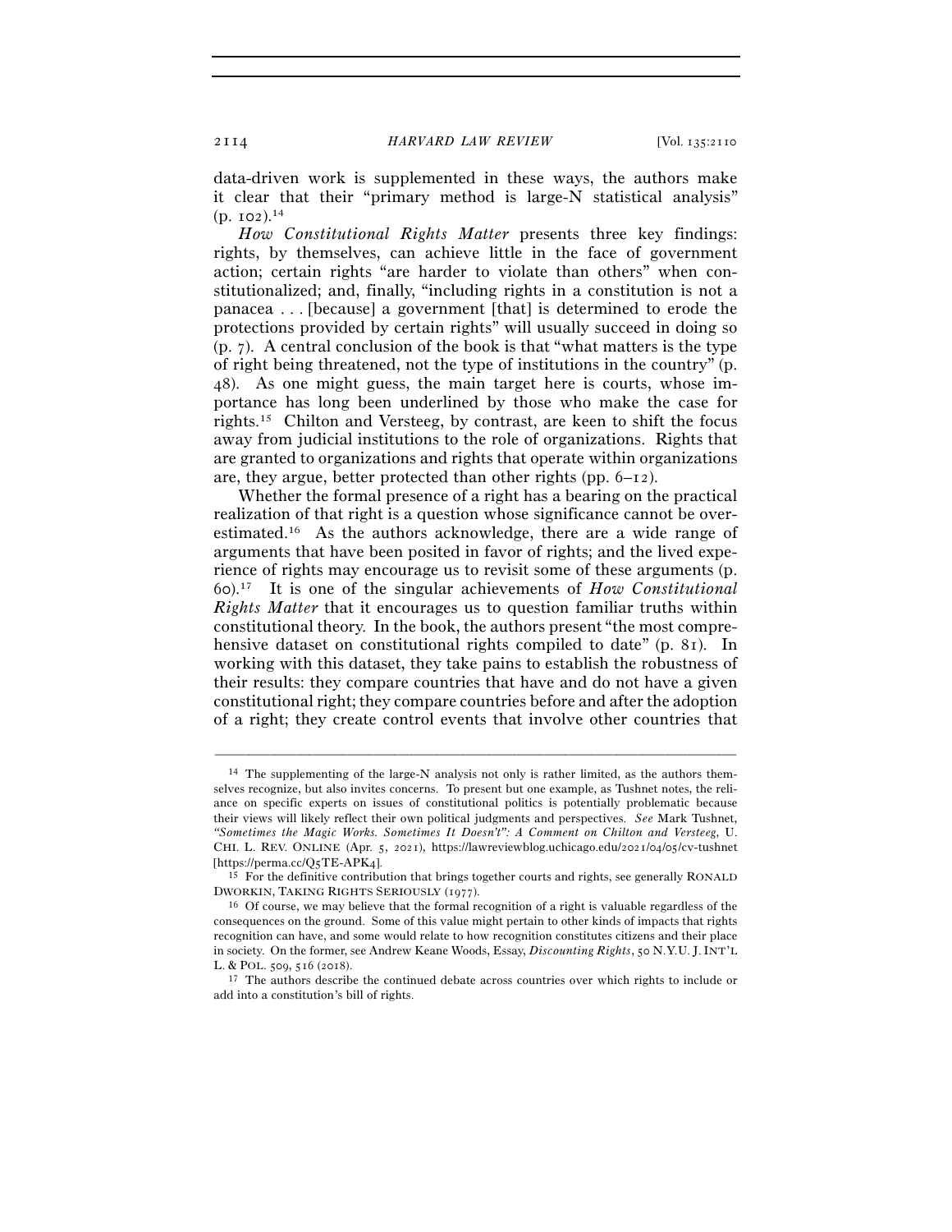data-driven work is supplemented in these ways, the authors make it clear that their "primary method is large-N statistical analysis" (p. 102).[14]

*How Constitutional Rights Matter* presents three key findings: rights, by themselves, can achieve little in the face of government action; certain rights "are harder to violate than others" when constitutionalized; and, finally, "including rights in a constitution is not a panacea . . . [because] a government [that] is determined to erode the protections provided by certain rights" will usually succeed in doing so (p. 7). A central conclusion of the book is that "what matters is the type of right being threatened, not the type of institutions in the country" (p. 48). As one might guess, the main target here is courts, whose importance has long been underlined by those who make the case for rights.[15] Chilton and Versteeg, by contrast, are keen to shift the focus away from judicial institutions to the role of organizations. Rights that are granted to organizations and rights that operate within organizations are, they argue, better protected than other rights (pp. 6–12).

Whether the formal presence of a right has a bearing on the practical realization of that right is a question whose significance cannot be overestimated.[16] As the authors acknowledge, there are a wide range of arguments that have been posited in favor of rights; and the lived experience of rights may encourage us to revisit some of these arguments (p. 60).[17] It is one of the singular achievements of *How Constitutional Rights Matter* that it encourages us to question familiar truths within constitutional theory. In the book, the authors present "the most comprehensive dataset on constitutional rights compiled to date" (p. 81). In working with this dataset, they take pains to establish the robustness of their results: they compare countries that have and do not have a given constitutional right; they compare countries before and after the adoption of a right; they create control events that involve other countries that

---

[14] The supplementing of the large-N analysis not only is rather limited, as the authors themselves recognize, but also invites concerns. To present but one example, as Tushnet notes, the reliance on specific experts on issues of constitutional politics is potentially problematic because their views will likely reflect their own political judgments and perspectives. *See* Mark Tushnet, *"Sometimes the Magic Works. Sometimes It Doesn't": A Comment on Chilton and Versteeg*, U. CHI. L. REV. ONLINE (Apr. 5, 2021), https://lawreviewblog.uchicago.edu/2021/04/05/cv-tushnet [https://perma.cc/Q5TE-APK4].

[15] For the definitive contribution that brings together courts and rights, see generally RONALD DWORKIN, TAKING RIGHTS SERIOUSLY (1977).

[16] Of course, we may believe that the formal recognition of a right is valuable regardless of the consequences on the ground. Some of this value might pertain to other kinds of impacts that rights recognition can have, and some would relate to how recognition constitutes citizens and their place in society. On the former, see Andrew Keane Woods, Essay, *Discounting Rights*, 50 N.Y.U. J. INT'L L. & POL. 509, 516 (2018).

[17] The authors describe the continued debate across countries over which rights to include or add into a constitution's bill of rights.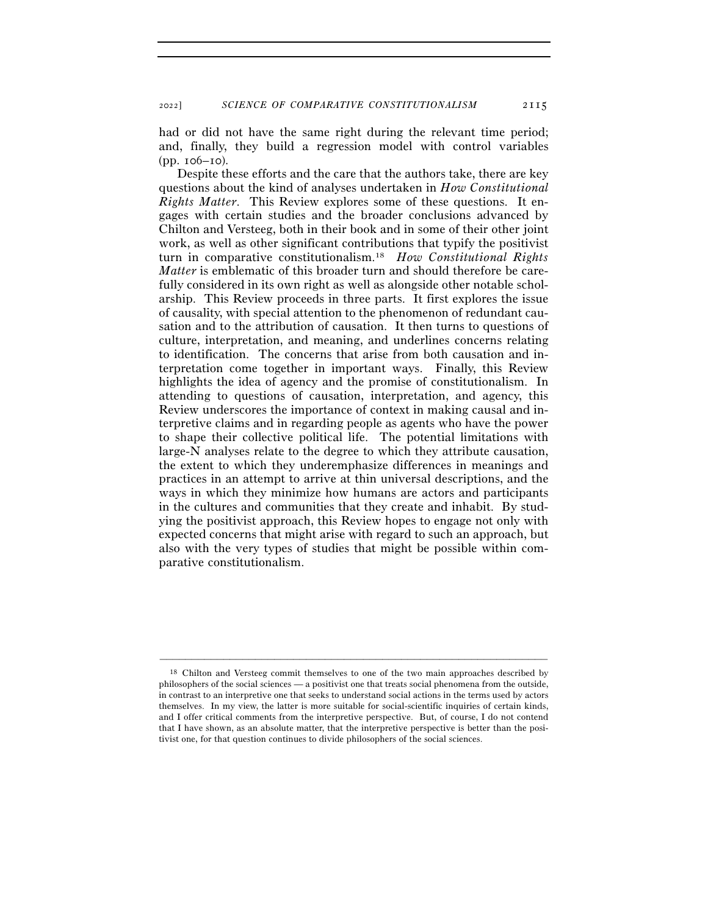had or did not have the same right during the relevant time period; and, finally, they build a regression model with control variables (pp. 106–10).

Despite these efforts and the care that the authors take, there are key questions about the kind of analyses undertaken in *How Constitutional Rights Matter*. This Review explores some of these questions. It engages with certain studies and the broader conclusions advanced by Chilton and Versteeg, both in their book and in some of their other joint work, as well as other significant contributions that typify the positivist turn in comparative constitutionalism.[18] *How Constitutional Rights Matter* is emblematic of this broader turn and should therefore be carefully considered in its own right as well as alongside other notable scholarship. This Review proceeds in three parts. It first explores the issue of causality, with special attention to the phenomenon of redundant causation and to the attribution of causation. It then turns to questions of culture, interpretation, and meaning, and underlines concerns relating to identification. The concerns that arise from both causation and interpretation come together in important ways. Finally, this Review highlights the idea of agency and the promise of constitutionalism. In attending to questions of causation, interpretation, and agency, this Review underscores the importance of context in making causal and interpretive claims and in regarding people as agents who have the power to shape their collective political life. The potential limitations with large-N analyses relate to the degree to which they attribute causation, the extent to which they underemphasize differences in meanings and practices in an attempt to arrive at thin universal descriptions, and the ways in which they minimize how humans are actors and participants in the cultures and communities that they create and inhabit. By studying the positivist approach, this Review hopes to engage not only with expected concerns that might arise with regard to such an approach, but also with the very types of studies that might be possible within comparative constitutionalism.

---

[18] Chilton and Versteeg commit themselves to one of the two main approaches described by philosophers of the social sciences — a positivist one that treats social phenomena from the outside, in contrast to an interpretive one that seeks to understand social actions in the terms used by actors themselves. In my view, the latter is more suitable for social-scientific inquiries of certain kinds, and I offer critical comments from the interpretive perspective. But, of course, I do not contend that I have shown, as an absolute matter, that the interpretive perspective is better than the positivist one, for that question continues to divide philosophers of the social sciences.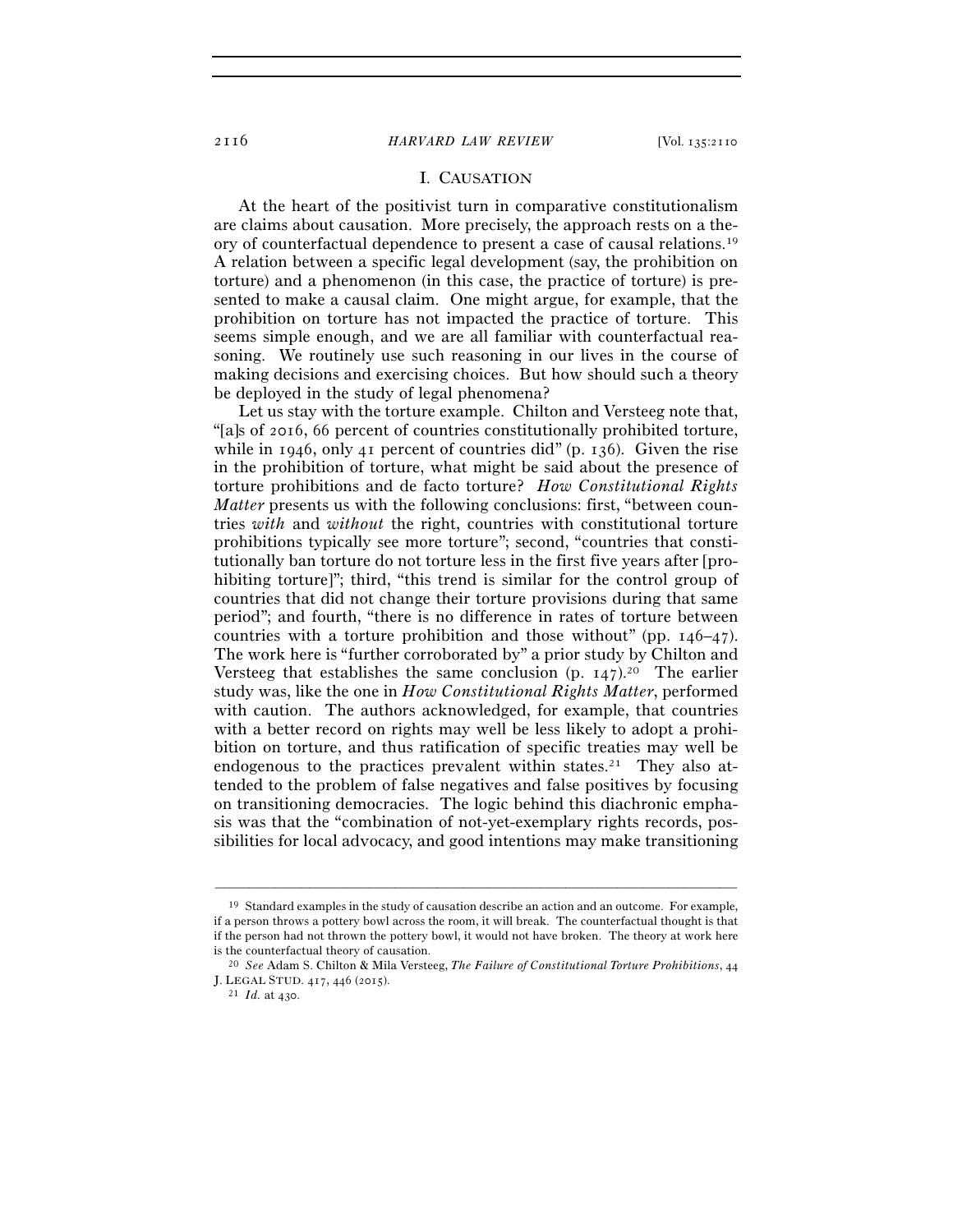## I. CAUSATION

At the heart of the positivist turn in comparative constitutionalism are claims about causation. More precisely, the approach rests on a theory of counterfactual dependence to present a case of causal relations.[19] A relation between a specific legal development (say, the prohibition on torture) and a phenomenon (in this case, the practice of torture) is presented to make a causal claim. One might argue, for example, that the prohibition on torture has not impacted the practice of torture. This seems simple enough, and we are all familiar with counterfactual reasoning. We routinely use such reasoning in our lives in the course of making decisions and exercising choices. But how should such a theory be deployed in the study of legal phenomena?

Let us stay with the torture example. Chilton and Versteeg note that, "[a]s of 2016, 66 percent of countries constitutionally prohibited torture, while in 1946, only 41 percent of countries did" (p. 136). Given the rise in the prohibition of torture, what might be said about the presence of torture prohibitions and de facto torture? *How Constitutional Rights Matter* presents us with the following conclusions: first, "between countries *with* and *without* the right, countries with constitutional torture prohibitions typically see more torture"; second, "countries that constitutionally ban torture do not torture less in the first five years after [prohibiting torture]"; third, "this trend is similar for the control group of countries that did not change their torture provisions during that same period"; and fourth, "there is no difference in rates of torture between countries with a torture prohibition and those without" (pp. 146–47). The work here is "further corroborated by" a prior study by Chilton and Versteeg that establishes the same conclusion (p. 147).[20] The earlier study was, like the one in *How Constitutional Rights Matter*, performed with caution. The authors acknowledged, for example, that countries with a better record on rights may well be less likely to adopt a prohibition on torture, and thus ratification of specific treaties may well be endogenous to the practices prevalent within states.[21] They also attended to the problem of false negatives and false positives by focusing on transitioning democracies. The logic behind this diachronic emphasis was that the "combination of not-yet-exemplary rights records, possibilities for local advocacy, and good intentions may make transitioning

---

[19] Standard examples in the study of causation describe an action and an outcome. For example, if a person throws a pottery bowl across the room, it will break. The counterfactual thought is that if the person had not thrown the pottery bowl, it would not have broken. The theory at work here is the counterfactual theory of causation.

[20] *See* Adam S. Chilton & Mila Versteeg, *The Failure of Constitutional Torture Prohibitions*, 44 J. LEGAL STUD. 417, 446 (2015).

[21] *Id.* at 430.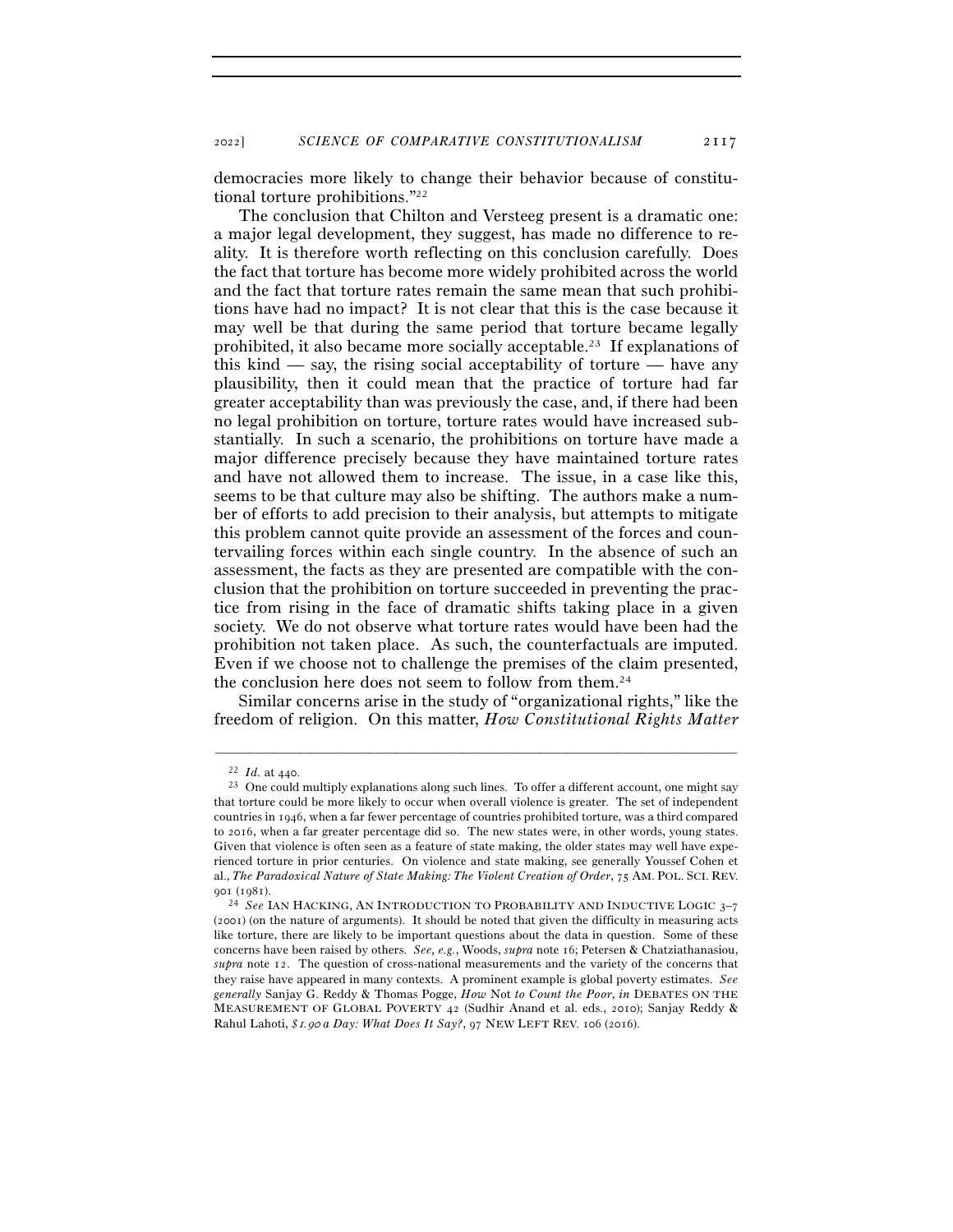democracies more likely to change their behavior because of constitutional torture prohibitions."[22]

The conclusion that Chilton and Versteeg present is a dramatic one: a major legal development, they suggest, has made no difference to reality. It is therefore worth reflecting on this conclusion carefully. Does the fact that torture has become more widely prohibited across the world and the fact that torture rates remain the same mean that such prohibitions have had no impact? It is not clear that this is the case because it may well be that during the same period that torture became legally prohibited, it also became more socially acceptable.[23] If explanations of this kind — say, the rising social acceptability of torture — have any plausibility, then it could mean that the practice of torture had far greater acceptability than was previously the case, and, if there had been no legal prohibition on torture, torture rates would have increased substantially. In such a scenario, the prohibitions on torture have made a major difference precisely because they have maintained torture rates and have not allowed them to increase. The issue, in a case like this, seems to be that culture may also be shifting. The authors make a number of efforts to add precision to their analysis, but attempts to mitigate this problem cannot quite provide an assessment of the forces and countervailing forces within each single country. In the absence of such an assessment, the facts as they are presented are compatible with the conclusion that the prohibition on torture succeeded in preventing the practice from rising in the face of dramatic shifts taking place in a given society. We do not observe what torture rates would have been had the prohibition not taken place. As such, the counterfactuals are imputed. Even if we choose not to challenge the premises of the claim presented, the conclusion here does not seem to follow from them.[24]

Similar concerns arise in the study of "organizational rights," like the freedom of religion. On this matter, *How Constitutional Rights Matter*

---

[22] *Id.* at 440.

[23] One could multiply explanations along such lines. To offer a different account, one might say that torture could be more likely to occur when overall violence is greater. The set of independent countries in 1946, when a far fewer percentage of countries prohibited torture, was a third compared to 2016, when a far greater percentage did so. The new states were, in other words, young states. Given that violence is often seen as a feature of state making, the older states may well have experienced torture in prior centuries. On violence and state making, see generally Youssef Cohen et al., *The Paradoxical Nature of State Making: The Violent Creation of Order*, 75 AM. POL. SCI. REV. 901 (1981).

[24] *See* IAN HACKING, AN INTRODUCTION TO PROBABILITY AND INDUCTIVE LOGIC 3–7 (2001) (on the nature of arguments). It should be noted that given the difficulty in measuring acts like torture, there are likely to be important questions about the data in question. Some of these concerns have been raised by others. *See, e.g.*, Woods, *supra* note 16; Petersen & Chatziathanasiou, *supra* note 12. The question of cross-national measurements and the variety of the concerns that they raise have appeared in many contexts. A prominent example is global poverty estimates. *See generally* Sanjay G. Reddy & Thomas Pogge, *How* Not *to Count the Poor*, *in* DEBATES ON THE MEASUREMENT OF GLOBAL POVERTY 42 (Sudhir Anand et al. eds., 2010); Sanjay Reddy & Rahul Lahoti, *$1.90 a Day: What Does It Say?*, 97 NEW LEFT REV. 106 (2016).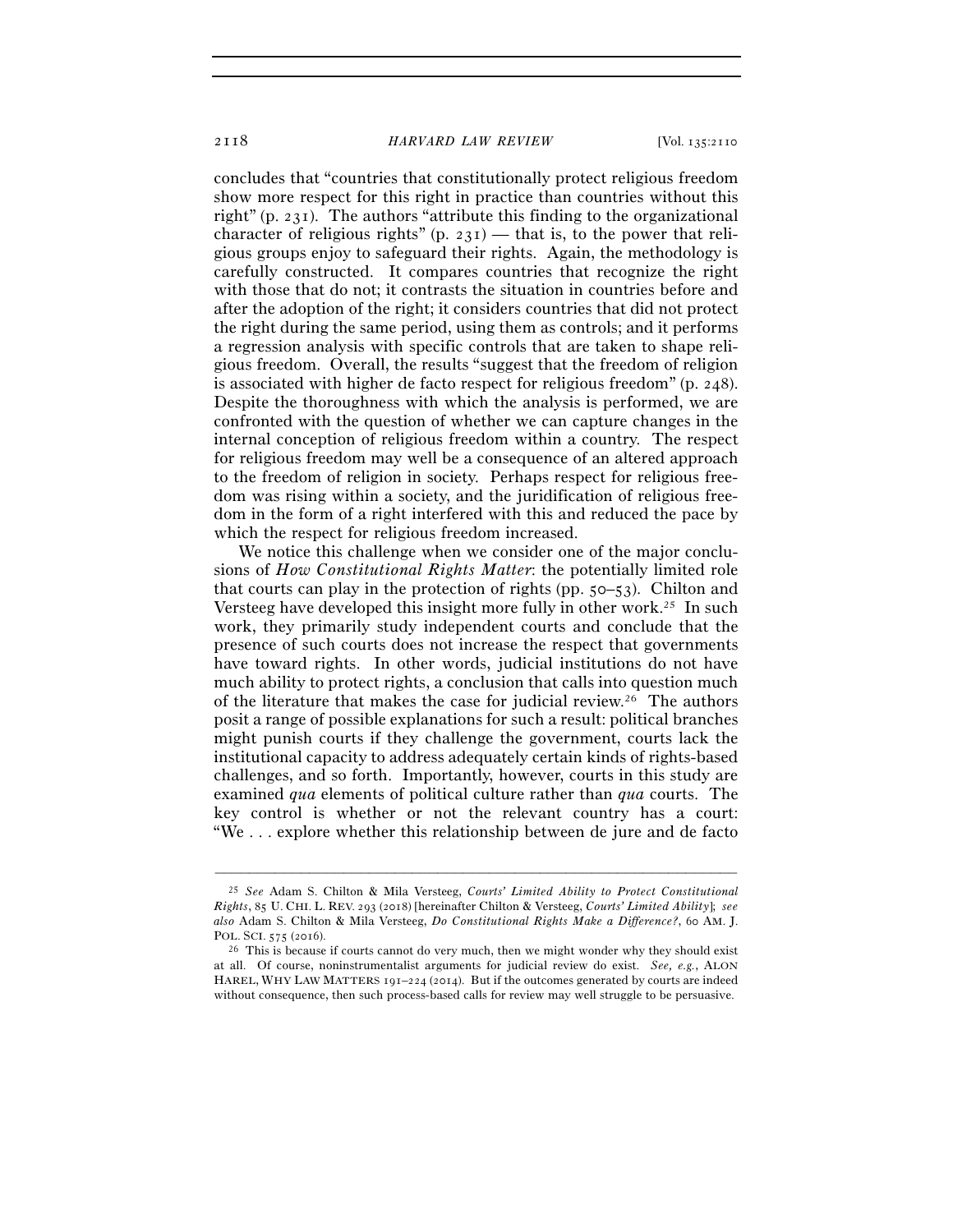concludes that "countries that constitutionally protect religious freedom show more respect for this right in practice than countries without this right" (p. 231). The authors "attribute this finding to the organizational character of religious rights" (p. 231) — that is, to the power that religious groups enjoy to safeguard their rights. Again, the methodology is carefully constructed. It compares countries that recognize the right with those that do not; it contrasts the situation in countries before and after the adoption of the right; it considers countries that did not protect the right during the same period, using them as controls; and it performs a regression analysis with specific controls that are taken to shape religious freedom. Overall, the results "suggest that the freedom of religion is associated with higher de facto respect for religious freedom" (p. 248). Despite the thoroughness with which the analysis is performed, we are confronted with the question of whether we can capture changes in the internal conception of religious freedom within a country. The respect for religious freedom may well be a consequence of an altered approach to the freedom of religion in society. Perhaps respect for religious freedom was rising within a society, and the juridification of religious freedom in the form of a right interfered with this and reduced the pace by which the respect for religious freedom increased.

We notice this challenge when we consider one of the major conclusions of *How Constitutional Rights Matter*: the potentially limited role that courts can play in the protection of rights (pp. 50–53). Chilton and Versteeg have developed this insight more fully in other work.[25] In such work, they primarily study independent courts and conclude that the presence of such courts does not increase the respect that governments have toward rights. In other words, judicial institutions do not have much ability to protect rights, a conclusion that calls into question much of the literature that makes the case for judicial review.[26] The authors posit a range of possible explanations for such a result: political branches might punish courts if they challenge the government, courts lack the institutional capacity to address adequately certain kinds of rights-based challenges, and so forth. Importantly, however, courts in this study are examined *qua* elements of political culture rather than *qua* courts. The key control is whether or not the relevant country has a court: "We . . . explore whether this relationship between de jure and de facto

---

[25] *See* Adam S. Chilton & Mila Versteeg, *Courts' Limited Ability to Protect Constitutional Rights*, 85 U. CHI. L. REV. 293 (2018) [hereinafter Chilton & Versteeg, *Courts' Limited Ability*]; *see also* Adam S. Chilton & Mila Versteeg, *Do Constitutional Rights Make a Difference?*, 60 AM. J. POL. SCI. 575 (2016).

[26] This is because if courts cannot do very much, then we might wonder why they should exist at all. Of course, noninstrumentalist arguments for judicial review do exist. *See, e.g.*, ALON HAREL, WHY LAW MATTERS 191–224 (2014). But if the outcomes generated by courts are indeed without consequence, then such process-based calls for review may well struggle to be persuasive.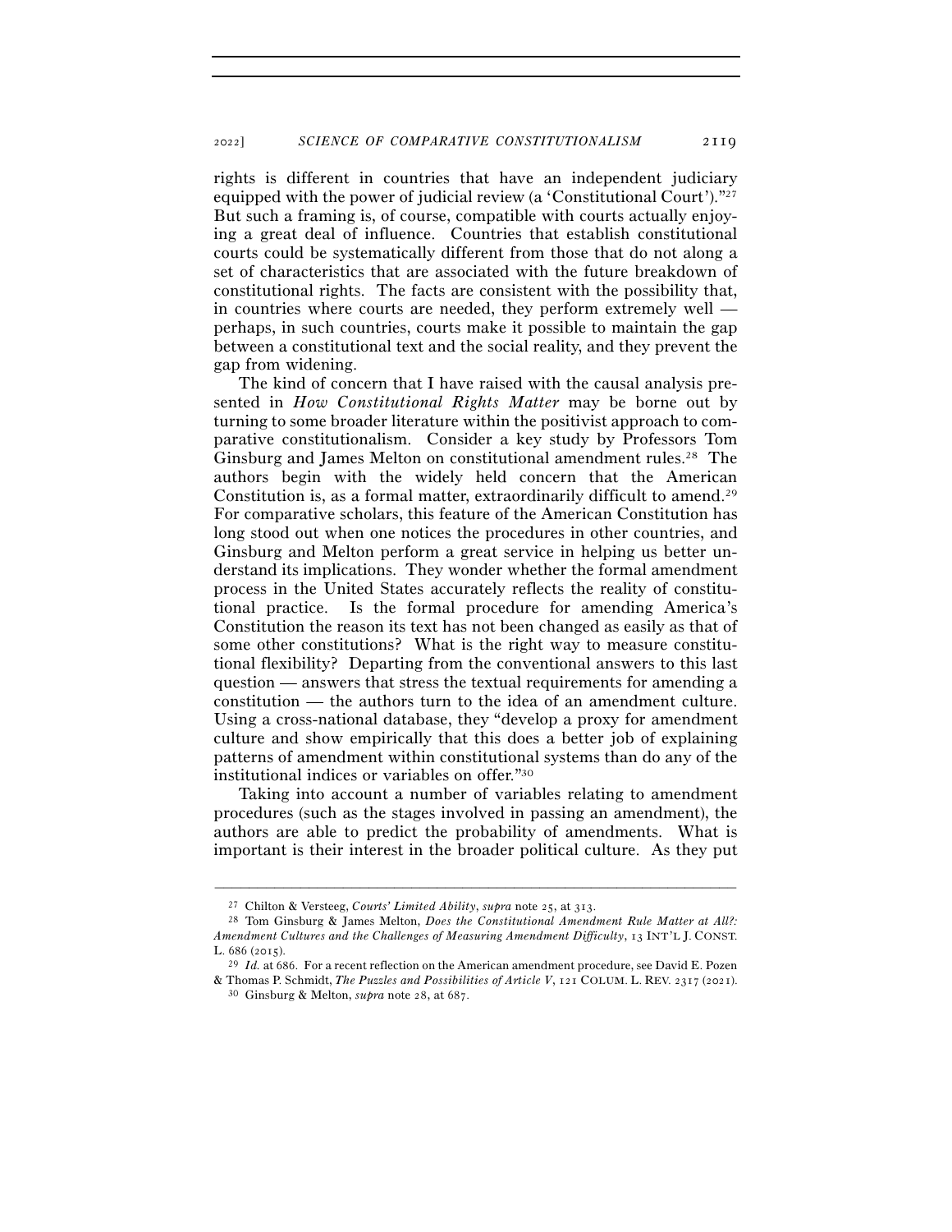rights is different in countries that have an independent judiciary equipped with the power of judicial review (a 'Constitutional Court')."[27] But such a framing is, of course, compatible with courts actually enjoying a great deal of influence. Countries that establish constitutional courts could be systematically different from those that do not along a set of characteristics that are associated with the future breakdown of constitutional rights. The facts are consistent with the possibility that, in countries where courts are needed, they perform extremely well — perhaps, in such countries, courts make it possible to maintain the gap between a constitutional text and the social reality, and they prevent the gap from widening.

The kind of concern that I have raised with the causal analysis presented in *How Constitutional Rights Matter* may be borne out by turning to some broader literature within the positivist approach to comparative constitutionalism. Consider a key study by Professors Tom Ginsburg and James Melton on constitutional amendment rules.[28] The authors begin with the widely held concern that the American Constitution is, as a formal matter, extraordinarily difficult to amend.[29] For comparative scholars, this feature of the American Constitution has long stood out when one notices the procedures in other countries, and Ginsburg and Melton perform a great service in helping us better understand its implications. They wonder whether the formal amendment process in the United States accurately reflects the reality of constitutional practice. Is the formal procedure for amending America's Constitution the reason its text has not been changed as easily as that of some other constitutions? What is the right way to measure constitutional flexibility? Departing from the conventional answers to this last question — answers that stress the textual requirements for amending a constitution — the authors turn to the idea of an amendment culture. Using a cross-national database, they "develop a proxy for amendment culture and show empirically that this does a better job of explaining patterns of amendment within constitutional systems than do any of the institutional indices or variables on offer."[30]

Taking into account a number of variables relating to amendment procedures (such as the stages involved in passing an amendment), the authors are able to predict the probability of amendments. What is important is their interest in the broader political culture. As they put

---

[27] Chilton & Versteeg, *Courts' Limited Ability*, *supra* note 25, at 313.

[28] Tom Ginsburg & James Melton, *Does the Constitutional Amendment Rule Matter at All?: Amendment Cultures and the Challenges of Measuring Amendment Difficulty*, 13 INT'L J. CONST. L. 686 (2015).

[29] *Id.* at 686. For a recent reflection on the American amendment procedure, see David E. Pozen & Thomas P. Schmidt, *The Puzzles and Possibilities of Article V*, 121 COLUM. L. REV. 2317 (2021).

[30] Ginsburg & Melton, *supra* note 28, at 687.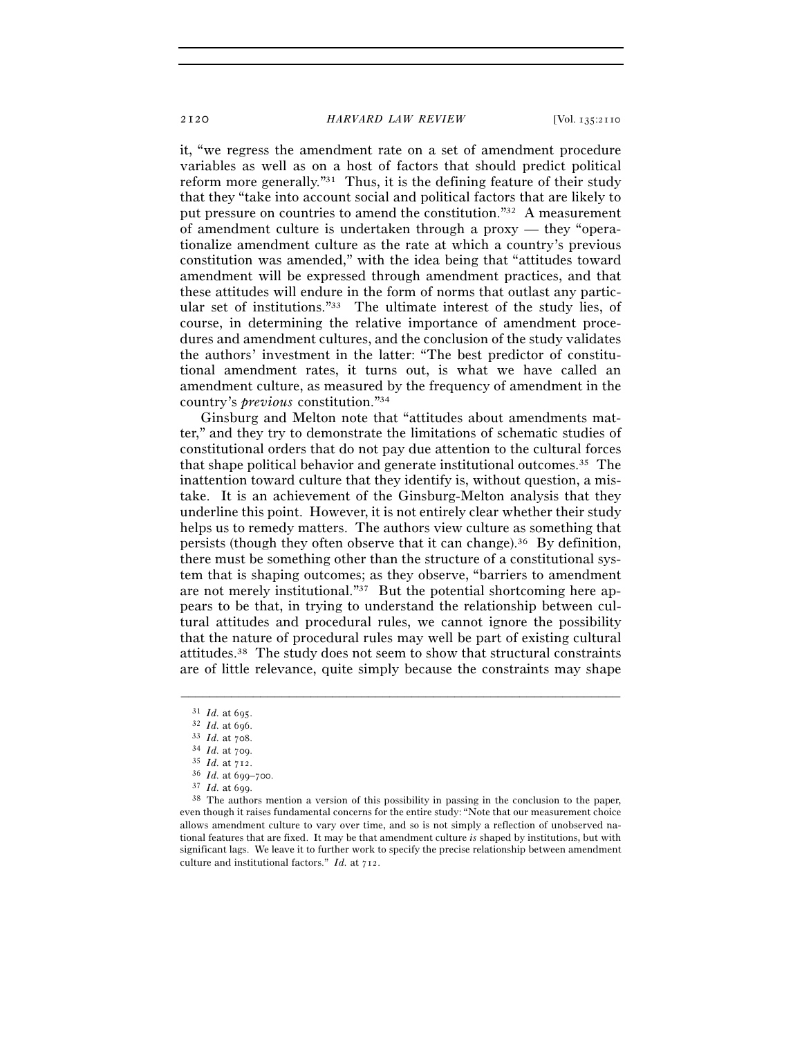it, "we regress the amendment rate on a set of amendment procedure variables as well as on a host of factors that should predict political reform more generally."[31] Thus, it is the defining feature of their study that they "take into account social and political factors that are likely to put pressure on countries to amend the constitution."[32] A measurement of amendment culture is undertaken through a proxy — they "operationalize amendment culture as the rate at which a country's previous constitution was amended," with the idea being that "attitudes toward amendment will be expressed through amendment practices, and that these attitudes will endure in the form of norms that outlast any particular set of institutions."[33] The ultimate interest of the study lies, of course, in determining the relative importance of amendment procedures and amendment cultures, and the conclusion of the study validates the authors' investment in the latter: "The best predictor of constitutional amendment rates, it turns out, is what we have called an amendment culture, as measured by the frequency of amendment in the country's *previous* constitution."[34]

Ginsburg and Melton note that "attitudes about amendments matter," and they try to demonstrate the limitations of schematic studies of constitutional orders that do not pay due attention to the cultural forces that shape political behavior and generate institutional outcomes.[35] The inattention toward culture that they identify is, without question, a mistake. It is an achievement of the Ginsburg-Melton analysis that they underline this point. However, it is not entirely clear whether their study helps us to remedy matters. The authors view culture as something that persists (though they often observe that it can change).[36] By definition, there must be something other than the structure of a constitutional system that is shaping outcomes; as they observe, "barriers to amendment are not merely institutional."[37] But the potential shortcoming here appears to be that, in trying to understand the relationship between cultural attitudes and procedural rules, we cannot ignore the possibility that the nature of procedural rules may well be part of existing cultural attitudes.[38] The study does not seem to show that structural constraints are of little relevance, quite simply because the constraints may shape

---

[31] *Id.* at 695.

[32] *Id.* at 696.

[33] *Id.* at 708.

[34] *Id.* at 709.

[35] *Id.* at 712.

[36] *Id.* at 699–700.

[37] *Id.* at 699.

[38] The authors mention a version of this possibility in passing in the conclusion to the paper, even though it raises fundamental concerns for the entire study: "Note that our measurement choice allows amendment culture to vary over time, and so is not simply a reflection of unobserved national features that are fixed. It may be that amendment culture *is* shaped by institutions, but with significant lags. We leave it to further work to specify the precise relationship between amendment culture and institutional factors." *Id.* at 712.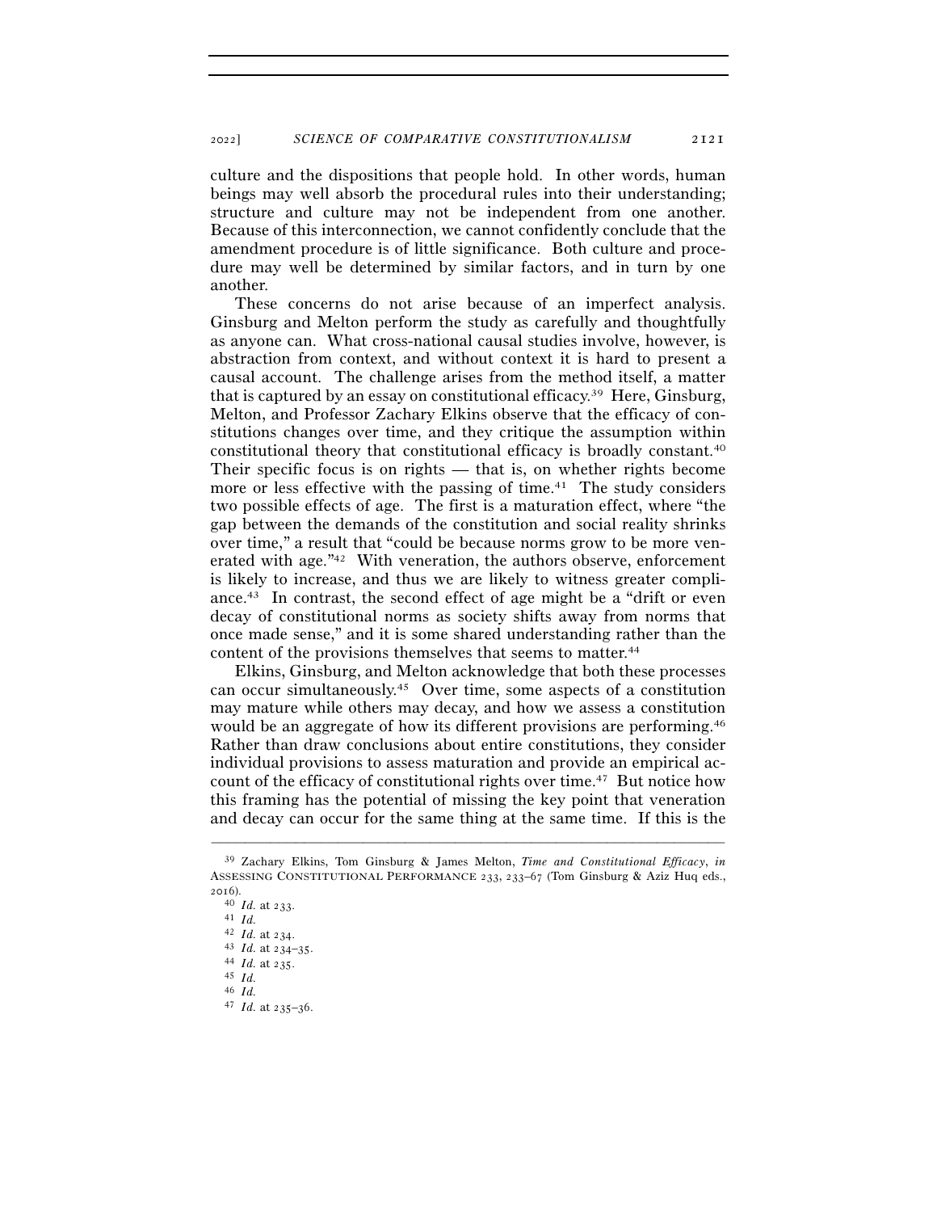culture and the dispositions that people hold. In other words, human beings may well absorb the procedural rules into their understanding; structure and culture may not be independent from one another. Because of this interconnection, we cannot confidently conclude that the amendment procedure is of little significance. Both culture and procedure may well be determined by similar factors, and in turn by one another.

These concerns do not arise because of an imperfect analysis. Ginsburg and Melton perform the study as carefully and thoughtfully as anyone can. What cross-national causal studies involve, however, is abstraction from context, and without context it is hard to present a causal account. The challenge arises from the method itself, a matter that is captured by an essay on constitutional efficacy.[39] Here, Ginsburg, Melton, and Professor Zachary Elkins observe that the efficacy of constitutions changes over time, and they critique the assumption within constitutional theory that constitutional efficacy is broadly constant.[40] Their specific focus is on rights — that is, on whether rights become more or less effective with the passing of time.[41] The study considers two possible effects of age. The first is a maturation effect, where "the gap between the demands of the constitution and social reality shrinks over time," a result that "could be because norms grow to be more venerated with age."[42] With veneration, the authors observe, enforcement is likely to increase, and thus we are likely to witness greater compliance.[43] In contrast, the second effect of age might be a "drift or even decay of constitutional norms as society shifts away from norms that once made sense," and it is some shared understanding rather than the content of the provisions themselves that seems to matter.[44]

Elkins, Ginsburg, and Melton acknowledge that both these processes can occur simultaneously.[45] Over time, some aspects of a constitution may mature while others may decay, and how we assess a constitution would be an aggregate of how its different provisions are performing.[46] Rather than draw conclusions about entire constitutions, they consider individual provisions to assess maturation and provide an empirical account of the efficacy of constitutional rights over time.[47] But notice how this framing has the potential of missing the key point that veneration and decay can occur for the same thing at the same time. If this is the

---

[39] Zachary Elkins, Tom Ginsburg & James Melton, *Time and Constitutional Efficacy*, *in* ASSESSING CONSTITUTIONAL PERFORMANCE 233, 233–67 (Tom Ginsburg & Aziz Huq eds., 2016).

[40] *Id.* at 233.

[41] *Id.*

[42] *Id.* at 234.

[43] *Id.* at 234–35.

[44] *Id.* at 235.

[45] *Id.*

[46] *Id.*

[47] *Id.* at 235–36.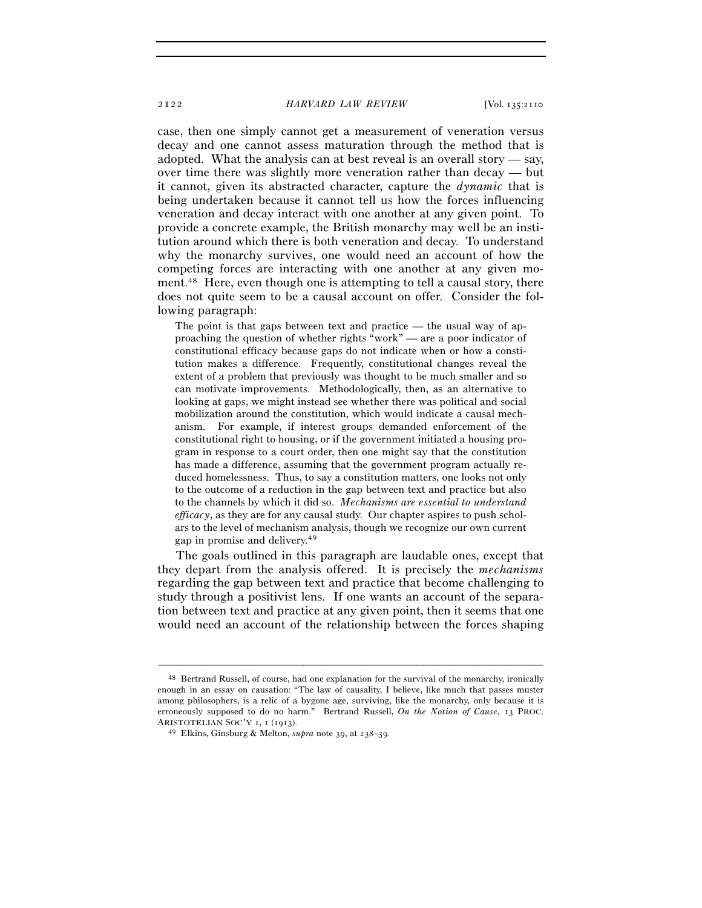case, then one simply cannot get a measurement of veneration versus decay and one cannot assess maturation through the method that is adopted. What the analysis can at best reveal is an overall story — say, over time there was slightly more veneration rather than decay — but it cannot, given its abstracted character, capture the *dynamic* that is being undertaken because it cannot tell us how the forces influencing veneration and decay interact with one another at any given point. To provide a concrete example, the British monarchy may well be an institution around which there is both veneration and decay. To understand why the monarchy survives, one would need an account of how the competing forces are interacting with one another at any given moment.[48] Here, even though one is attempting to tell a causal story, there does not quite seem to be a causal account on offer. Consider the following paragraph:

> The point is that gaps between text and practice — the usual way of approaching the question of whether rights "work" — are a poor indicator of constitutional efficacy because gaps do not indicate when or how a constitution makes a difference. Frequently, constitutional changes reveal the extent of a problem that previously was thought to be much smaller and so can motivate improvements. Methodologically, then, as an alternative to looking at gaps, we might instead see whether there was political and social mobilization around the constitution, which would indicate a causal mechanism. For example, if interest groups demanded enforcement of the constitutional right to housing, or if the government initiated a housing program in response to a court order, then one might say that the constitution has made a difference, assuming that the government program actually reduced homelessness. Thus, to say a constitution matters, one looks not only to the outcome of a reduction in the gap between text and practice but also to the channels by which it did so. *Mechanisms are essential to understand efficacy*, as they are for any causal study. Our chapter aspires to push scholars to the level of mechanism analysis, though we recognize our own current gap in promise and delivery.[49]

The goals outlined in this paragraph are laudable ones, except that they depart from the analysis offered. It is precisely the *mechanisms* regarding the gap between text and practice that become challenging to study through a positivist lens. If one wants an account of the separation between text and practice at any given point, then it seems that one would need an account of the relationship between the forces shaping

---

[48] Bertrand Russell, of course, had one explanation for the survival of the monarchy, ironically enough in an essay on causation: "The law of causality, I believe, like much that passes muster among philosophers, is a relic of a bygone age, surviving, like the monarchy, only because it is erroneously supposed to do no harm." Bertrand Russell, *On the Notion of Cause*, 13 PROC. ARISTOTELIAN SOC'Y 1, 1 (1913).

[49] Elkins, Ginsburg & Melton, *supra* note 39, at 238–39.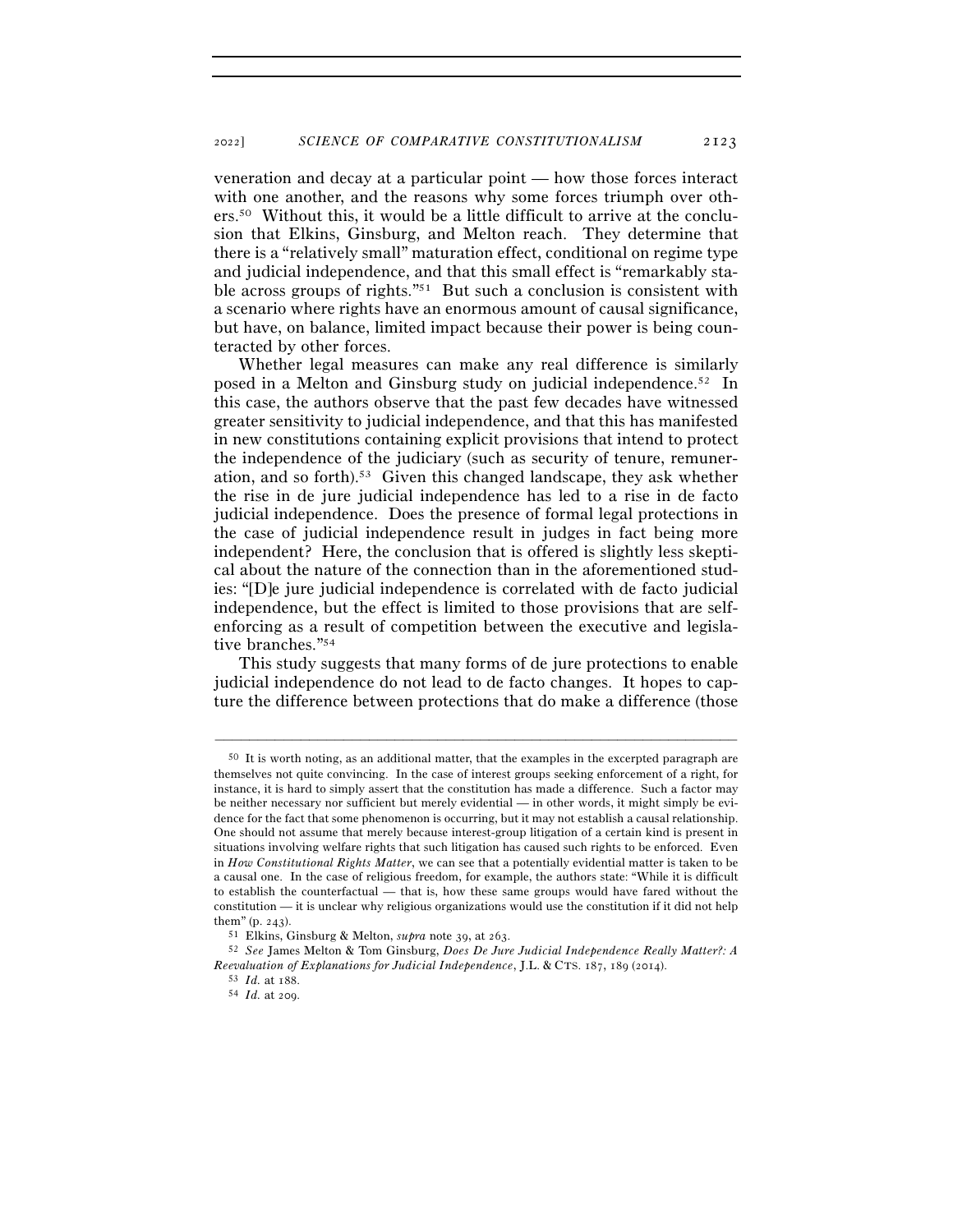veneration and decay at a particular point — how those forces interact with one another, and the reasons why some forces triumph over others.[50] Without this, it would be a little difficult to arrive at the conclusion that Elkins, Ginsburg, and Melton reach. They determine that there is a "relatively small" maturation effect, conditional on regime type and judicial independence, and that this small effect is "remarkably stable across groups of rights."[51] But such a conclusion is consistent with a scenario where rights have an enormous amount of causal significance, but have, on balance, limited impact because their power is being counteracted by other forces.

Whether legal measures can make any real difference is similarly posed in a Melton and Ginsburg study on judicial independence.[52] In this case, the authors observe that the past few decades have witnessed greater sensitivity to judicial independence, and that this has manifested in new constitutions containing explicit provisions that intend to protect the independence of the judiciary (such as security of tenure, remuneration, and so forth).[53] Given this changed landscape, they ask whether the rise in de jure judicial independence has led to a rise in de facto judicial independence. Does the presence of formal legal protections in the case of judicial independence result in judges in fact being more independent? Here, the conclusion that is offered is slightly less skeptical about the nature of the connection than in the aforementioned studies: "[D]e jure judicial independence is correlated with de facto judicial independence, but the effect is limited to those provisions that are self-enforcing as a result of competition between the executive and legislative branches."[54]

This study suggests that many forms of de jure protections to enable judicial independence do not lead to de facto changes. It hopes to capture the difference between protections that do make a difference (those

---

[50] It is worth noting, as an additional matter, that the examples in the excerpted paragraph are themselves not quite convincing. In the case of interest groups seeking enforcement of a right, for instance, it is hard to simply assert that the constitution has made a difference. Such a factor may be neither necessary nor sufficient but merely evidential — in other words, it might simply be evidence for the fact that some phenomenon is occurring, but it may not establish a causal relationship. One should not assume that merely because interest-group litigation of a certain kind is present in situations involving welfare rights that such litigation has caused such rights to be enforced. Even in *How Constitutional Rights Matter*, we can see that a potentially evidential matter is taken to be a causal one. In the case of religious freedom, for example, the authors state: "While it is difficult to establish the counterfactual — that is, how these same groups would have fared without the constitution — it is unclear why religious organizations would use the constitution if it did not help them" (p. 243).

[51] Elkins, Ginsburg & Melton, *supra* note 39, at 263.

[52] *See* James Melton & Tom Ginsburg, *Does De Jure Judicial Independence Really Matter?: A Reevaluation of Explanations for Judicial Independence*, J.L. & CTS. 187, 189 (2014).

[53] *Id.* at 188.

[54] *Id.* at 209.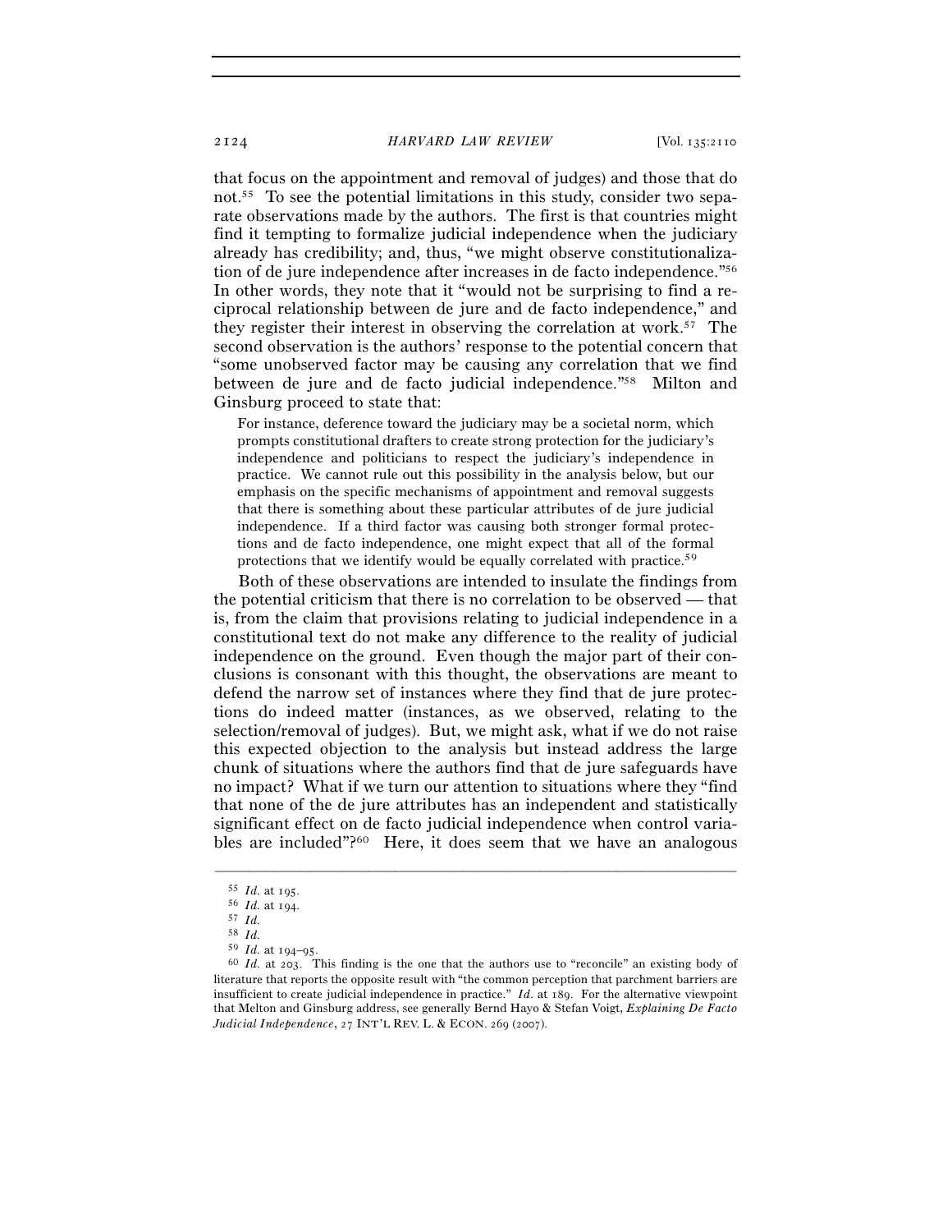that focus on the appointment and removal of judges) and those that do not.[55] To see the potential limitations in this study, consider two separate observations made by the authors. The first is that countries might find it tempting to formalize judicial independence when the judiciary already has credibility; and, thus, "we might observe constitutionalization of de jure independence after increases in de facto independence."[56] In other words, they note that it "would not be surprising to find a reciprocal relationship between de jure and de facto independence," and they register their interest in observing the correlation at work.[57] The second observation is the authors' response to the potential concern that "some unobserved factor may be causing any correlation that we find between de jure and de facto judicial independence."[58] Milton and Ginsburg proceed to state that:

> For instance, deference toward the judiciary may be a societal norm, which prompts constitutional drafters to create strong protection for the judiciary's independence and politicians to respect the judiciary's independence in practice. We cannot rule out this possibility in the analysis below, but our emphasis on the specific mechanisms of appointment and removal suggests that there is something about these particular attributes of de jure judicial independence. If a third factor was causing both stronger formal protections and de facto independence, one might expect that all of the formal protections that we identify would be equally correlated with practice.[59]

Both of these observations are intended to insulate the findings from the potential criticism that there is no correlation to be observed — that is, from the claim that provisions relating to judicial independence in a constitutional text do not make any difference to the reality of judicial independence on the ground. Even though the major part of their conclusions is consonant with this thought, the observations are meant to defend the narrow set of instances where they find that de jure protections do indeed matter (instances, as we observed, relating to the selection/removal of judges). But, we might ask, what if we do not raise this expected objection to the analysis but instead address the large chunk of situations where the authors find that de jure safeguards have no impact? What if we turn our attention to situations where they "find that none of the de jure attributes has an independent and statistically significant effect on de facto judicial independence when control variables are included"?[60] Here, it does seem that we have an analogous

---

[55] *Id.* at 195.

[56] *Id.* at 194.

[57] *Id.*

[58] *Id.*

[59] *Id.* at 194–95.

[60] *Id.* at 203. This finding is the one that the authors use to "reconcile" an existing body of literature that reports the opposite result with "the common perception that parchment barriers are insufficient to create judicial independence in practice." *Id.* at 189. For the alternative viewpoint that Melton and Ginsburg address, see generally Bernd Hayo & Stefan Voigt, *Explaining De Facto Judicial Independence*, 27 INT'L REV. L. & ECON. 269 (2007).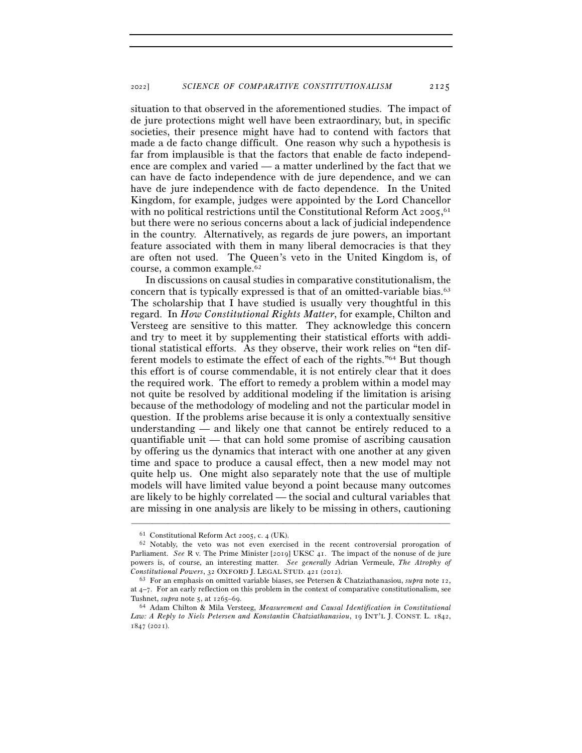situation to that observed in the aforementioned studies. The impact of de jure protections might well have been extraordinary, but, in specific societies, their presence might have had to contend with factors that made a de facto change difficult. One reason why such a hypothesis is far from implausible is that the factors that enable de facto independence are complex and varied — a matter underlined by the fact that we can have de facto independence with de jure dependence, and we can have de jure independence with de facto dependence. In the United Kingdom, for example, judges were appointed by the Lord Chancellor with no political restrictions until the Constitutional Reform Act 2005,[61] but there were no serious concerns about a lack of judicial independence in the country. Alternatively, as regards de jure powers, an important feature associated with them in many liberal democracies is that they are often not used. The Queen's veto in the United Kingdom is, of course, a common example.[62]

In discussions on causal studies in comparative constitutionalism, the concern that is typically expressed is that of an omitted-variable bias.[63] The scholarship that I have studied is usually very thoughtful in this regard. In *How Constitutional Rights Matter*, for example, Chilton and Versteeg are sensitive to this matter. They acknowledge this concern and try to meet it by supplementing their statistical efforts with additional statistical efforts. As they observe, their work relies on "ten different models to estimate the effect of each of the rights."[64] But though this effort is of course commendable, it is not entirely clear that it does the required work. The effort to remedy a problem within a model may not quite be resolved by additional modeling if the limitation is arising because of the methodology of modeling and not the particular model in question. If the problems arise because it is only a contextually sensitive understanding — and likely one that cannot be entirely reduced to a quantifiable unit — that can hold some promise of ascribing causation by offering us the dynamics that interact with one another at any given time and space to produce a causal effect, then a new model may not quite help us. One might also separately note that the use of multiple models will have limited value beyond a point because many outcomes are likely to be highly correlated — the social and cultural variables that are missing in one analysis are likely to be missing in others, cautioning

---

[61] Constitutional Reform Act 2005, c. 4 (UK).

[62] Notably, the veto was not even exercised in the recent controversial prorogation of Parliament. *See* R v. The Prime Minister [2019] UKSC 41. The impact of the nonuse of de jure powers is, of course, an interesting matter. *See generally* Adrian Vermeule, *The Atrophy of Constitutional Powers*, 32 OXFORD J. LEGAL STUD. 421 (2012).

[63] For an emphasis on omitted variable biases, see Petersen & Chatziathanasiou, *supra* note 12, at 4–7. For an early reflection on this problem in the context of comparative constitutionalism, see Tushnet, *supra* note 5, at 1265–69.

[64] Adam Chilton & Mila Versteeg, *Measurement and Causal Identification in Constitutional Law: A Reply to Niels Petersen and Konstantin Chatziathanasiou*, 19 INT'L J. CONST. L. 1842, 1847 (2021).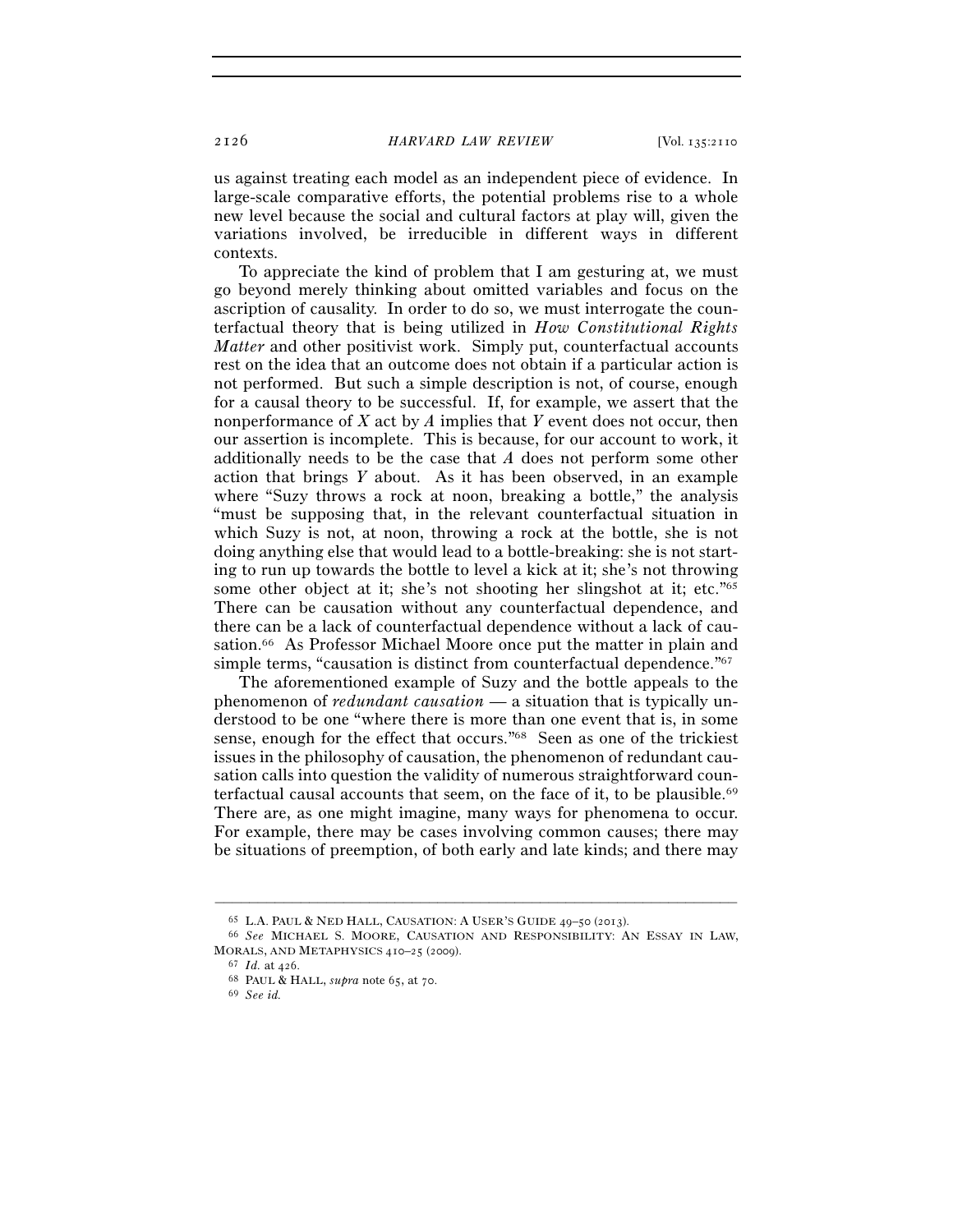us against treating each model as an independent piece of evidence. In large-scale comparative efforts, the potential problems rise to a whole new level because the social and cultural factors at play will, given the variations involved, be irreducible in different ways in different contexts.

To appreciate the kind of problem that I am gesturing at, we must go beyond merely thinking about omitted variables and focus on the ascription of causality. In order to do so, we must interrogate the counterfactual theory that is being utilized in *How Constitutional Rights Matter* and other positivist work. Simply put, counterfactual accounts rest on the idea that an outcome does not obtain if a particular action is not performed. But such a simple description is not, of course, enough for a causal theory to be successful. If, for example, we assert that the nonperformance of *X* act by *A* implies that *Y* event does not occur, then our assertion is incomplete. This is because, for our account to work, it additionally needs to be the case that *A* does not perform some other action that brings *Y* about. As it has been observed, in an example where "Suzy throws a rock at noon, breaking a bottle," the analysis "must be supposing that, in the relevant counterfactual situation in which Suzy is not, at noon, throwing a rock at the bottle, she is not doing anything else that would lead to a bottle-breaking: she is not starting to run up towards the bottle to level a kick at it; she's not throwing some other object at it; she's not shooting her slingshot at it; etc."[65] There can be causation without any counterfactual dependence, and there can be a lack of counterfactual dependence without a lack of causation.[66] As Professor Michael Moore once put the matter in plain and simple terms, "causation is distinct from counterfactual dependence."[67]

The aforementioned example of Suzy and the bottle appeals to the phenomenon of *redundant causation* — a situation that is typically understood to be one "where there is more than one event that is, in some sense, enough for the effect that occurs."[68] Seen as one of the trickiest issues in the philosophy of causation, the phenomenon of redundant causation calls into question the validity of numerous straightforward counterfactual causal accounts that seem, on the face of it, to be plausible.[69] There are, as one might imagine, many ways for phenomena to occur. For example, there may be cases involving common causes; there may be situations of preemption, of both early and late kinds; and there may

---

[65] L.A. PAUL & NED HALL, CAUSATION: A USER'S GUIDE 49–50 (2013).

[66] *See* MICHAEL S. MOORE, CAUSATION AND RESPONSIBILITY: AN ESSAY IN LAW, MORALS, AND METAPHYSICS 410–25 (2009).

[67] *Id.* at 426.

[68] PAUL & HALL, *supra* note 65, at 70.

[69] *See id.*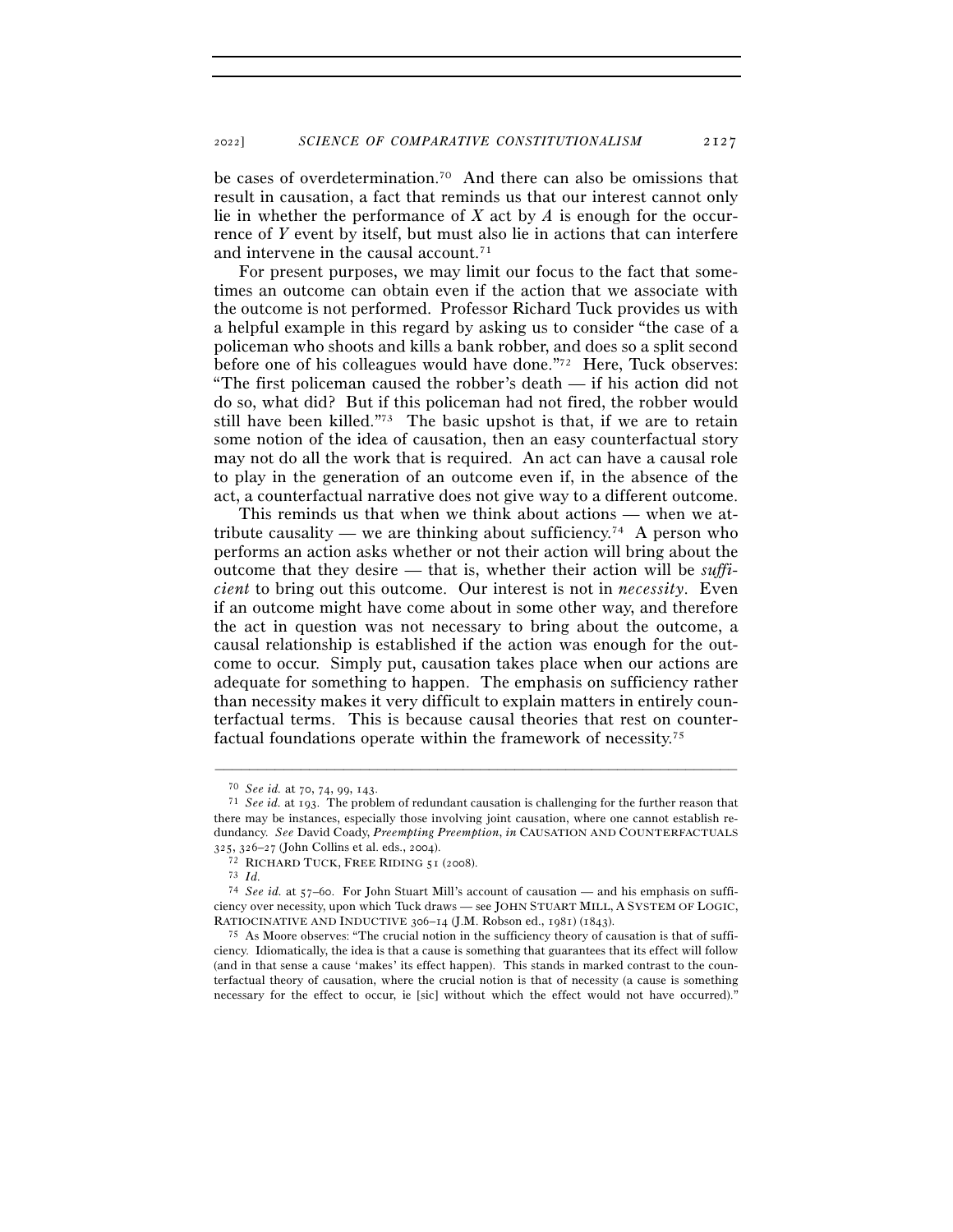be cases of overdetermination.[70] And there can also be omissions that result in causation, a fact that reminds us that our interest cannot only lie in whether the performance of *X* act by *A* is enough for the occurrence of *Y* event by itself, but must also lie in actions that can interfere and intervene in the causal account.[71]

For present purposes, we may limit our focus to the fact that sometimes an outcome can obtain even if the action that we associate with the outcome is not performed. Professor Richard Tuck provides us with a helpful example in this regard by asking us to consider "the case of a policeman who shoots and kills a bank robber, and does so a split second before one of his colleagues would have done."[72] Here, Tuck observes: "The first policeman caused the robber's death — if his action did not do so, what did? But if this policeman had not fired, the robber would still have been killed."[73] The basic upshot is that, if we are to retain some notion of the idea of causation, then an easy counterfactual story may not do all the work that is required. An act can have a causal role to play in the generation of an outcome even if, in the absence of the act, a counterfactual narrative does not give way to a different outcome.

This reminds us that when we think about actions — when we attribute causality — we are thinking about sufficiency.[74] A person who performs an action asks whether or not their action will bring about the outcome that they desire — that is, whether their action will be *sufficient* to bring out this outcome. Our interest is not in *necessity*. Even if an outcome might have come about in some other way, and therefore the act in question was not necessary to bring about the outcome, a causal relationship is established if the action was enough for the outcome to occur. Simply put, causation takes place when our actions are adequate for something to happen. The emphasis on sufficiency rather than necessity makes it very difficult to explain matters in entirely counterfactual terms. This is because causal theories that rest on counterfactual foundations operate within the framework of necessity.[75]

---

[70] *See id.* at 70, 74, 99, 143.

[71] *See id.* at 193. The problem of redundant causation is challenging for the further reason that there may be instances, especially those involving joint causation, where one cannot establish redundancy. *See* David Coady, *Preempting Preemption*, *in* CAUSATION AND COUNTERFACTUALS 325, 326–27 (John Collins et al. eds., 2004).

[72] RICHARD TUCK, FREE RIDING 51 (2008).

[73] *Id.*

[74] *See id.* at 57–60. For John Stuart Mill's account of causation — and his emphasis on sufficiency over necessity, upon which Tuck draws — see JOHN STUART MILL, A SYSTEM OF LOGIC, RATIOCINATIVE AND INDUCTIVE 306–14 (J.M. Robson ed., 1981) (1843).

[75] As Moore observes: "The crucial notion in the sufficiency theory of causation is that of sufficiency. Idiomatically, the idea is that a cause is something that guarantees that its effect will follow (and in that sense a cause 'makes' its effect happen). This stands in marked contrast to the counterfactual theory of causation, where the crucial notion is that of necessity (a cause is something necessary for the effect to occur, ie [sic] without which the effect would not have occurred)."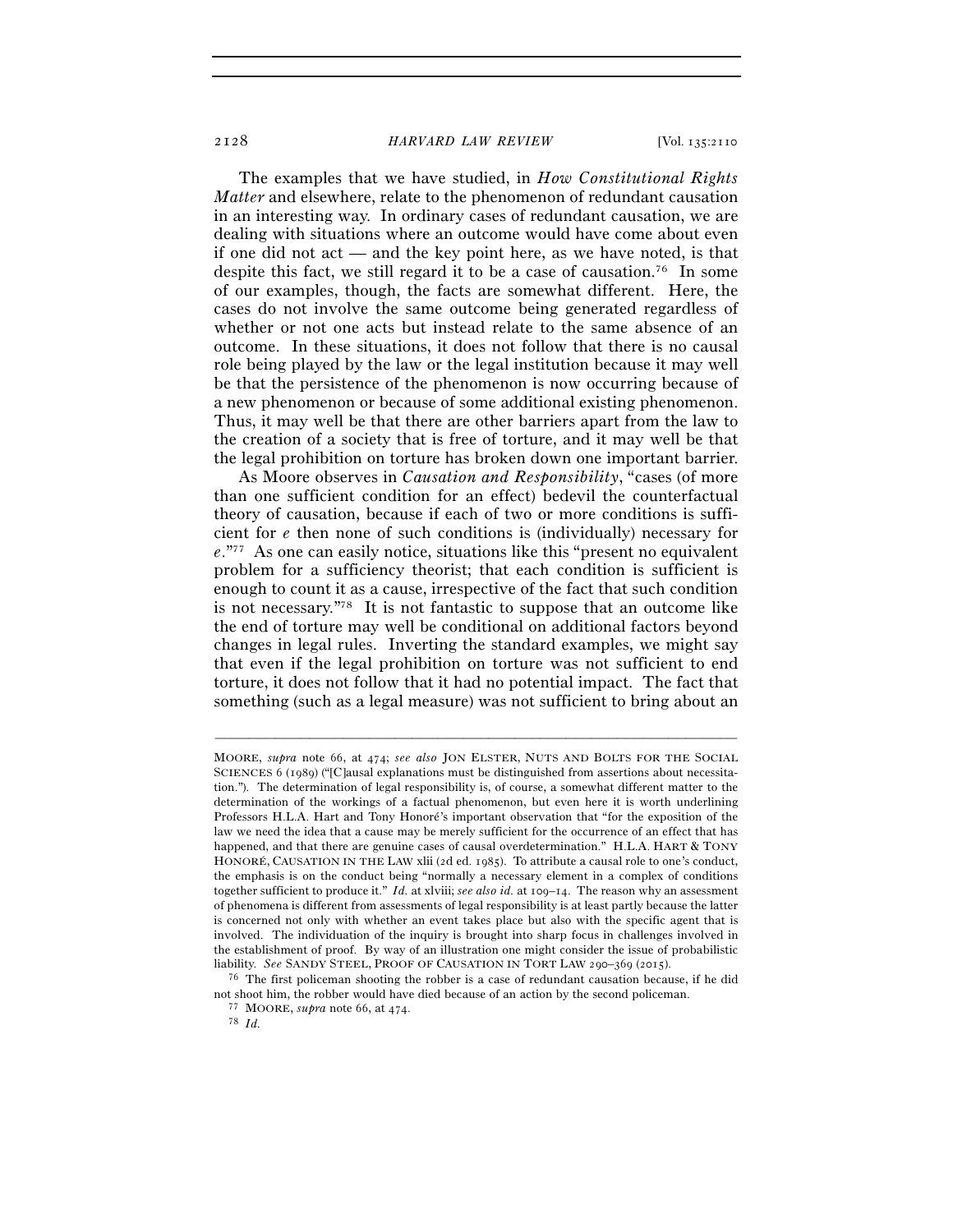The examples that we have studied, in *How Constitutional Rights Matter* and elsewhere, relate to the phenomenon of redundant causation in an interesting way. In ordinary cases of redundant causation, we are dealing with situations where an outcome would have come about even if one did not act — and the key point here, as we have noted, is that despite this fact, we still regard it to be a case of causation.[76] In some of our examples, though, the facts are somewhat different. Here, the cases do not involve the same outcome being generated regardless of whether or not one acts but instead relate to the same absence of an outcome. In these situations, it does not follow that there is no causal role being played by the law or the legal institution because it may well be that the persistence of the phenomenon is now occurring because of a new phenomenon or because of some additional existing phenomenon. Thus, it may well be that there are other barriers apart from the law to the creation of a society that is free of torture, and it may well be that the legal prohibition on torture has broken down one important barrier.

As Moore observes in *Causation and Responsibility*, "cases (of more than one sufficient condition for an effect) bedevil the counterfactual theory of causation, because if each of two or more conditions is sufficient for *e* then none of such conditions is (individually) necessary for *e*."[77] As one can easily notice, situations like this "present no equivalent problem for a sufficiency theorist; that each condition is sufficient is enough to count it as a cause, irrespective of the fact that such condition is not necessary."[78] It is not fantastic to suppose that an outcome like the end of torture may well be conditional on additional factors beyond changes in legal rules. Inverting the standard examples, we might say that even if the legal prohibition on torture was not sufficient to end torture, it does not follow that it had no potential impact. The fact that something (such as a legal measure) was not sufficient to bring about an

---

MOORE, *supra* note 66, at 474; *see also* JON ELSTER, NUTS AND BOLTS FOR THE SOCIAL SCIENCES 6 (1989) ("[C]ausal explanations must be distinguished from assertions about necessitation."). The determination of legal responsibility is, of course, a somewhat different matter to the determination of the workings of a factual phenomenon, but even here it is worth underlining Professors H.L.A. Hart and Tony Honoré's important observation that "for the exposition of the law we need the idea that a cause may be merely sufficient for the occurrence of an effect that has happened, and that there are genuine cases of causal overdetermination." H.L.A. HART & TONY HONORÉ, CAUSATION IN THE LAW xlii (2d ed. 1985). To attribute a causal role to one's conduct, the emphasis is on the conduct being "normally a necessary element in a complex of conditions together sufficient to produce it." *Id.* at xlviii; *see also id.* at 109–14. The reason why an assessment of phenomena is different from assessments of legal responsibility is at least partly because the latter is concerned not only with whether an event takes place but also with the specific agent that is involved. The individuation of the inquiry is brought into sharp focus in challenges involved in the establishment of proof. By way of an illustration one might consider the issue of probabilistic liability. *See* SANDY STEEL, PROOF OF CAUSATION IN TORT LAW 290–369 (2015).

[76] The first policeman shooting the robber is a case of redundant causation because, if he did not shoot him, the robber would have died because of an action by the second policeman.

[77] MOORE, *supra* note 66, at 474.

[78] *Id.*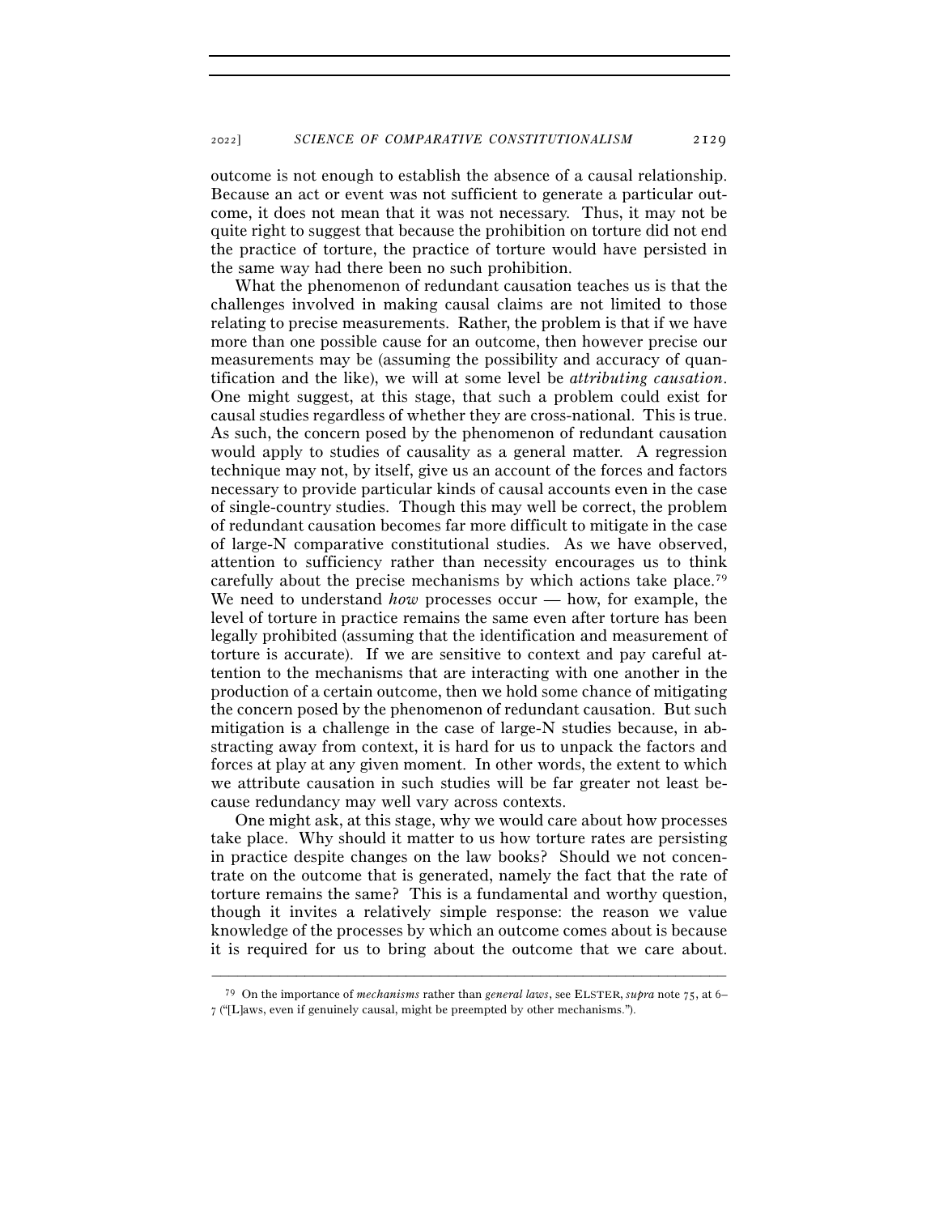outcome is not enough to establish the absence of a causal relationship. Because an act or event was not sufficient to generate a particular outcome, it does not mean that it was not necessary. Thus, it may not be quite right to suggest that because the prohibition on torture did not end the practice of torture, the practice of torture would have persisted in the same way had there been no such prohibition.

What the phenomenon of redundant causation teaches us is that the challenges involved in making causal claims are not limited to those relating to precise measurements. Rather, the problem is that if we have more than one possible cause for an outcome, then however precise our measurements may be (assuming the possibility and accuracy of quantification and the like), we will at some level be *attributing causation*. One might suggest, at this stage, that such a problem could exist for causal studies regardless of whether they are cross-national. This is true. As such, the concern posed by the phenomenon of redundant causation would apply to studies of causality as a general matter. A regression technique may not, by itself, give us an account of the forces and factors necessary to provide particular kinds of causal accounts even in the case of single-country studies. Though this may well be correct, the problem of redundant causation becomes far more difficult to mitigate in the case of large-N comparative constitutional studies. As we have observed, attention to sufficiency rather than necessity encourages us to think carefully about the precise mechanisms by which actions take place.[79] We need to understand *how* processes occur — how, for example, the level of torture in practice remains the same even after torture has been legally prohibited (assuming that the identification and measurement of torture is accurate). If we are sensitive to context and pay careful attention to the mechanisms that are interacting with one another in the production of a certain outcome, then we hold some chance of mitigating the concern posed by the phenomenon of redundant causation. But such mitigation is a challenge in the case of large-N studies because, in abstracting away from context, it is hard for us to unpack the factors and forces at play at any given moment. In other words, the extent to which we attribute causation in such studies will be far greater not least because redundancy may well vary across contexts.

One might ask, at this stage, why we would care about how processes take place. Why should it matter to us how torture rates are persisting in practice despite changes on the law books? Should we not concentrate on the outcome that is generated, namely the fact that the rate of torture remains the same? This is a fundamental and worthy question, though it invites a relatively simple response: the reason we value knowledge of the processes by which an outcome comes about is because it is required for us to bring about the outcome that we care about.

---

[79] On the importance of *mechanisms* rather than *general laws*, see ELSTER, *supra* note 75, at 6–7 ("[L]aws, even if genuinely causal, might be preempted by other mechanisms.").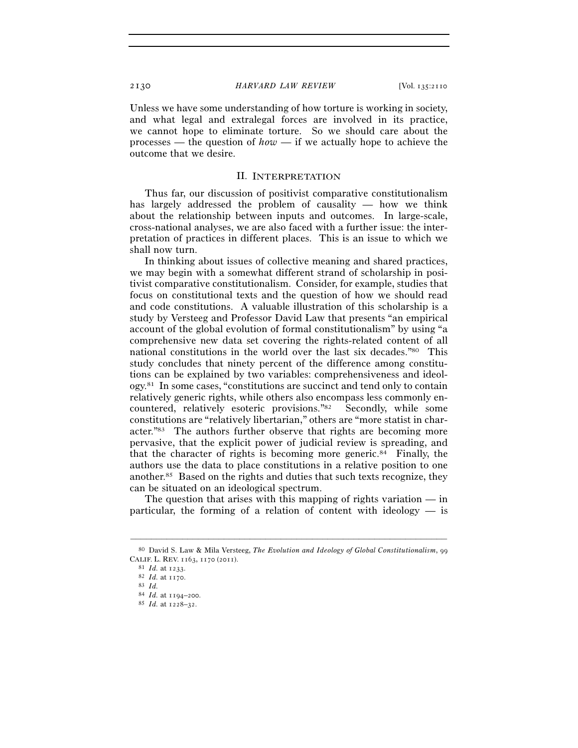Unless we have some understanding of how torture is working in society, and what legal and extralegal forces are involved in its practice, we cannot hope to eliminate torture. So we should care about the processes — the question of *how* — if we actually hope to achieve the outcome that we desire.

## II. Interpretation

Thus far, our discussion of positivist comparative constitutionalism has largely addressed the problem of causality — how we think about the relationship between inputs and outcomes. In large-scale, cross-national analyses, we are also faced with a further issue: the interpretation of practices in different places. This is an issue to which we shall now turn.

In thinking about issues of collective meaning and shared practices, we may begin with a somewhat different strand of scholarship in positivist comparative constitutionalism. Consider, for example, studies that focus on constitutional texts and the question of how we should read and code constitutions. A valuable illustration of this scholarship is a study by Versteeg and Professor David Law that presents "an empirical account of the global evolution of formal constitutionalism" by using "a comprehensive new data set covering the rights-related content of all national constitutions in the world over the last six decades."[80] This study concludes that ninety percent of the difference among constitutions can be explained by two variables: comprehensiveness and ideology.[81] In some cases, "constitutions are succinct and tend only to contain relatively generic rights, while others also encompass less commonly encountered, relatively esoteric provisions."[82] Secondly, while some constitutions are "relatively libertarian," others are "more statist in character."[83] The authors further observe that rights are becoming more pervasive, that the explicit power of judicial review is spreading, and that the character of rights is becoming more generic.[84] Finally, the authors use the data to place constitutions in a relative position to one another.[85] Based on the rights and duties that such texts recognize, they can be situated on an ideological spectrum.

The question that arises with this mapping of rights variation — in particular, the forming of a relation of content with ideology — is

---

[80] David S. Law & Mila Versteeg, *The Evolution and Ideology of Global Constitutionalism*, 99 CALIF. L. REV. 1163, 1170 (2011).

[81] *Id.* at 1233.

[82] *Id.* at 1170.

[83] *Id.*

[84] *Id.* at 1194–200.

[85] *Id.* at 1228–32.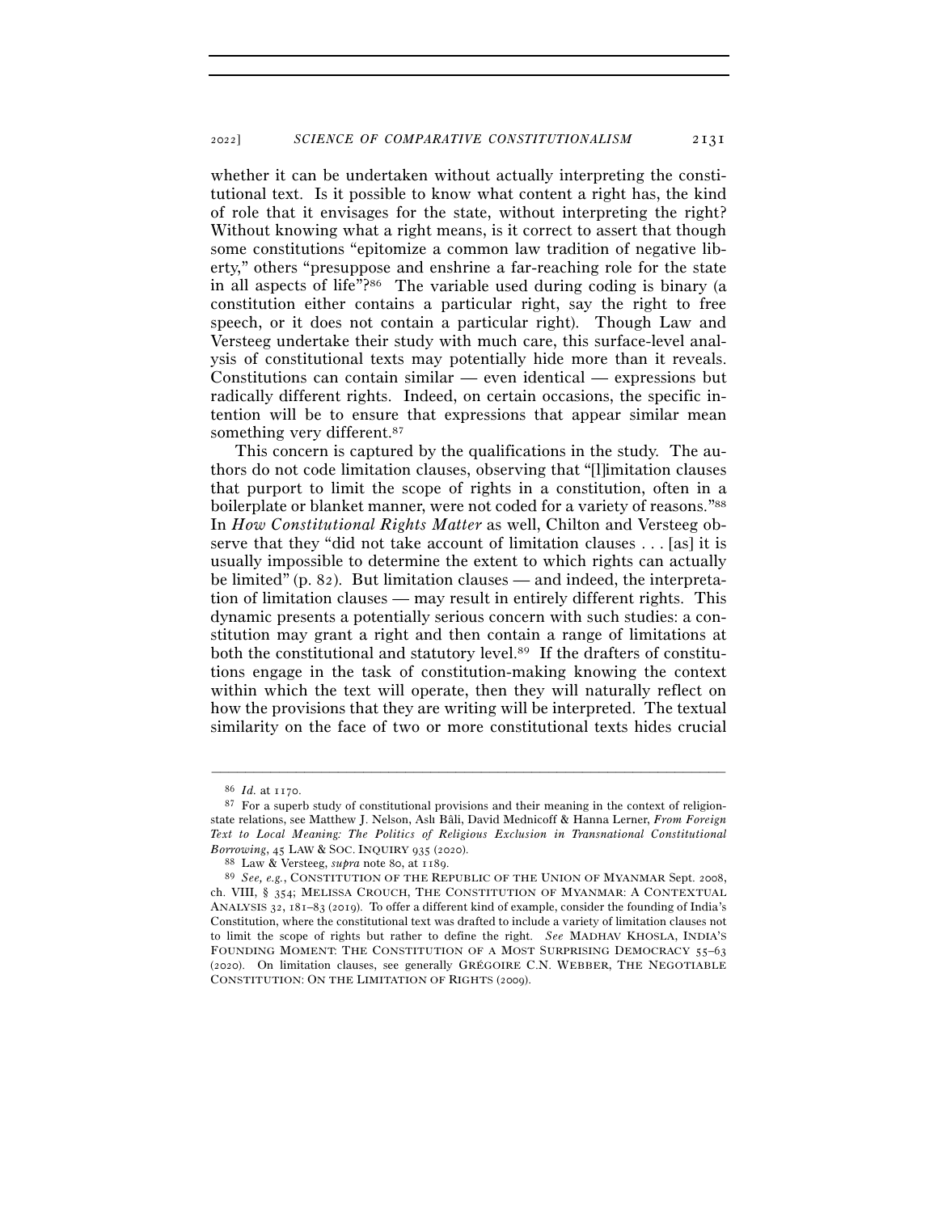whether it can be undertaken without actually interpreting the constitutional text. Is it possible to know what content a right has, the kind of role that it envisages for the state, without interpreting the right? Without knowing what a right means, is it correct to assert that though some constitutions "epitomize a common law tradition of negative liberty," others "presuppose and enshrine a far-reaching role for the state in all aspects of life"?[86] The variable used during coding is binary (a constitution either contains a particular right, say the right to free speech, or it does not contain a particular right). Though Law and Versteeg undertake their study with much care, this surface-level analysis of constitutional texts may potentially hide more than it reveals. Constitutions can contain similar — even identical — expressions but radically different rights. Indeed, on certain occasions, the specific intention will be to ensure that expressions that appear similar mean something very different.[87]

This concern is captured by the qualifications in the study. The authors do not code limitation clauses, observing that "[l]imitation clauses that purport to limit the scope of rights in a constitution, often in a boilerplate or blanket manner, were not coded for a variety of reasons."[88] In *How Constitutional Rights Matter* as well, Chilton and Versteeg observe that they "did not take account of limitation clauses . . . [as] it is usually impossible to determine the extent to which rights can actually be limited" (p. 82). But limitation clauses — and indeed, the interpretation of limitation clauses — may result in entirely different rights. This dynamic presents a potentially serious concern with such studies: a constitution may grant a right and then contain a range of limitations at both the constitutional and statutory level.[89] If the drafters of constitutions engage in the task of constitution-making knowing the context within which the text will operate, then they will naturally reflect on how the provisions that they are writing will be interpreted. The textual similarity on the face of two or more constitutional texts hides crucial

---

[86] *Id.* at 1170.

[87] For a superb study of constitutional provisions and their meaning in the context of religion-state relations, see Matthew J. Nelson, Aslı Bâli, David Mednicoff & Hanna Lerner, *From Foreign Text to Local Meaning: The Politics of Religious Exclusion in Transnational Constitutional Borrowing*, 45 LAW & SOC. INQUIRY 935 (2020).

[88] Law & Versteeg, *supra* note 80, at 1189.

[89] *See, e.g.*, CONSTITUTION OF THE REPUBLIC OF THE UNION OF MYANMAR Sept. 2008, ch. VIII, § 354; MELISSA CROUCH, THE CONSTITUTION OF MYANMAR: A CONTEXTUAL ANALYSIS 32, 181–83 (2019). To offer a different kind of example, consider the founding of India's Constitution, where the constitutional text was drafted to include a variety of limitation clauses not to limit the scope of rights but rather to define the right. *See* MADHAV KHOSLA, INDIA'S FOUNDING MOMENT: THE CONSTITUTION OF A MOST SURPRISING DEMOCRACY 55–63 (2020). On limitation clauses, see generally GRÉGOIRE C.N. WEBBER, THE NEGOTIABLE CONSTITUTION: ON THE LIMITATION OF RIGHTS (2009).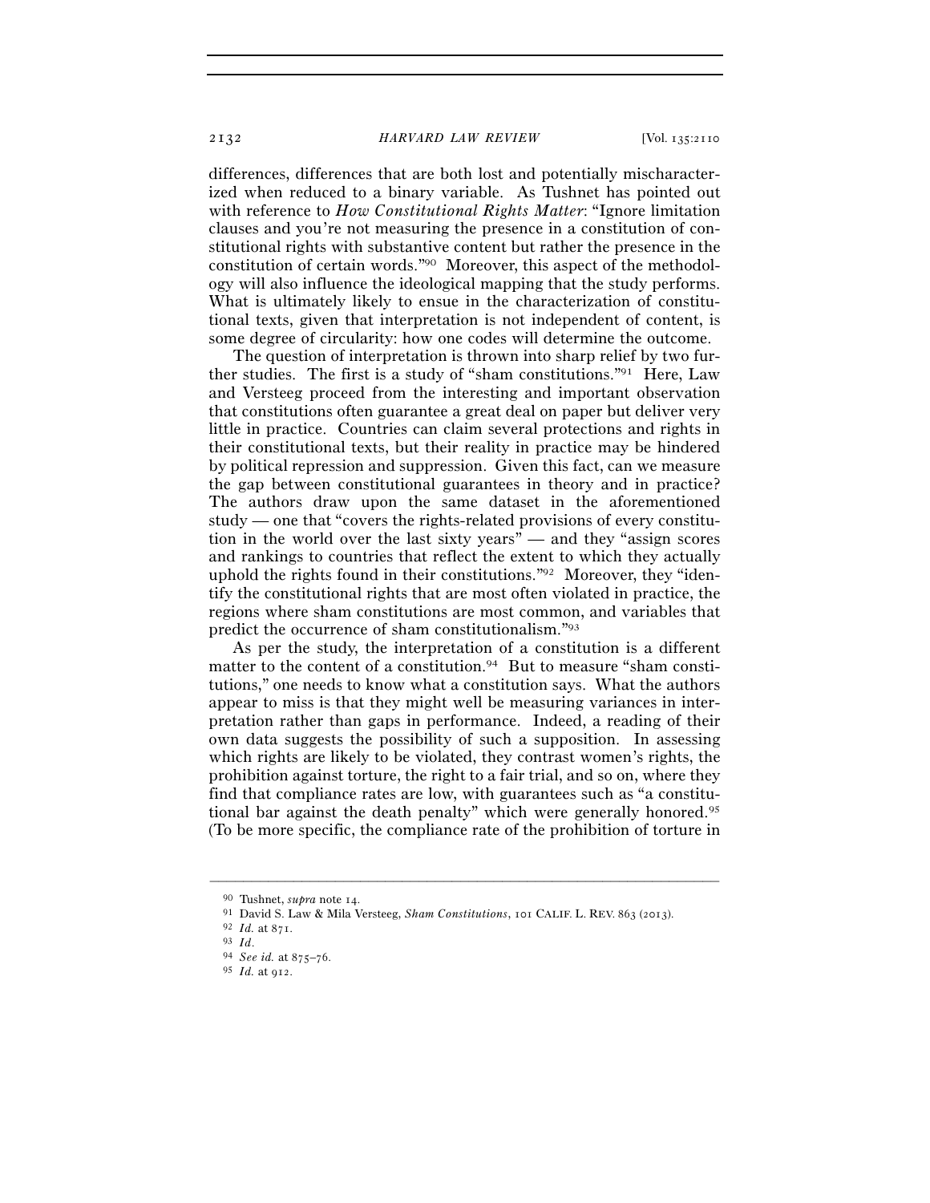differences, differences that are both lost and potentially mischaracterized when reduced to a binary variable. As Tushnet has pointed out with reference to *How Constitutional Rights Matter*: "Ignore limitation clauses and you're not measuring the presence in a constitution of constitutional rights with substantive content but rather the presence in the constitution of certain words."[90] Moreover, this aspect of the methodology will also influence the ideological mapping that the study performs. What is ultimately likely to ensue in the characterization of constitutional texts, given that interpretation is not independent of content, is some degree of circularity: how one codes will determine the outcome.

The question of interpretation is thrown into sharp relief by two further studies. The first is a study of "sham constitutions."[91] Here, Law and Versteeg proceed from the interesting and important observation that constitutions often guarantee a great deal on paper but deliver very little in practice. Countries can claim several protections and rights in their constitutional texts, but their reality in practice may be hindered by political repression and suppression. Given this fact, can we measure the gap between constitutional guarantees in theory and in practice? The authors draw upon the same dataset in the aforementioned study — one that "covers the rights-related provisions of every constitution in the world over the last sixty years" — and they "assign scores and rankings to countries that reflect the extent to which they actually uphold the rights found in their constitutions."[92] Moreover, they "identify the constitutional rights that are most often violated in practice, the regions where sham constitutions are most common, and variables that predict the occurrence of sham constitutionalism."[93]

As per the study, the interpretation of a constitution is a different matter to the content of a constitution.[94] But to measure "sham constitutions," one needs to know what a constitution says. What the authors appear to miss is that they might well be measuring variances in interpretation rather than gaps in performance. Indeed, a reading of their own data suggests the possibility of such a supposition. In assessing which rights are likely to be violated, they contrast women's rights, the prohibition against torture, the right to a fair trial, and so on, where they find that compliance rates are low, with guarantees such as "a constitutional bar against the death penalty" which were generally honored.[95] (To be more specific, the compliance rate of the prohibition of torture in

---

[90] Tushnet, *supra* note 14.

[91] David S. Law & Mila Versteeg, *Sham Constitutions*, 101 CALIF. L. REV. 863 (2013).

[92] *Id.* at 871.

[93] *Id.*

[94] *See id.* at 875–76.

[95] *Id.* at 912.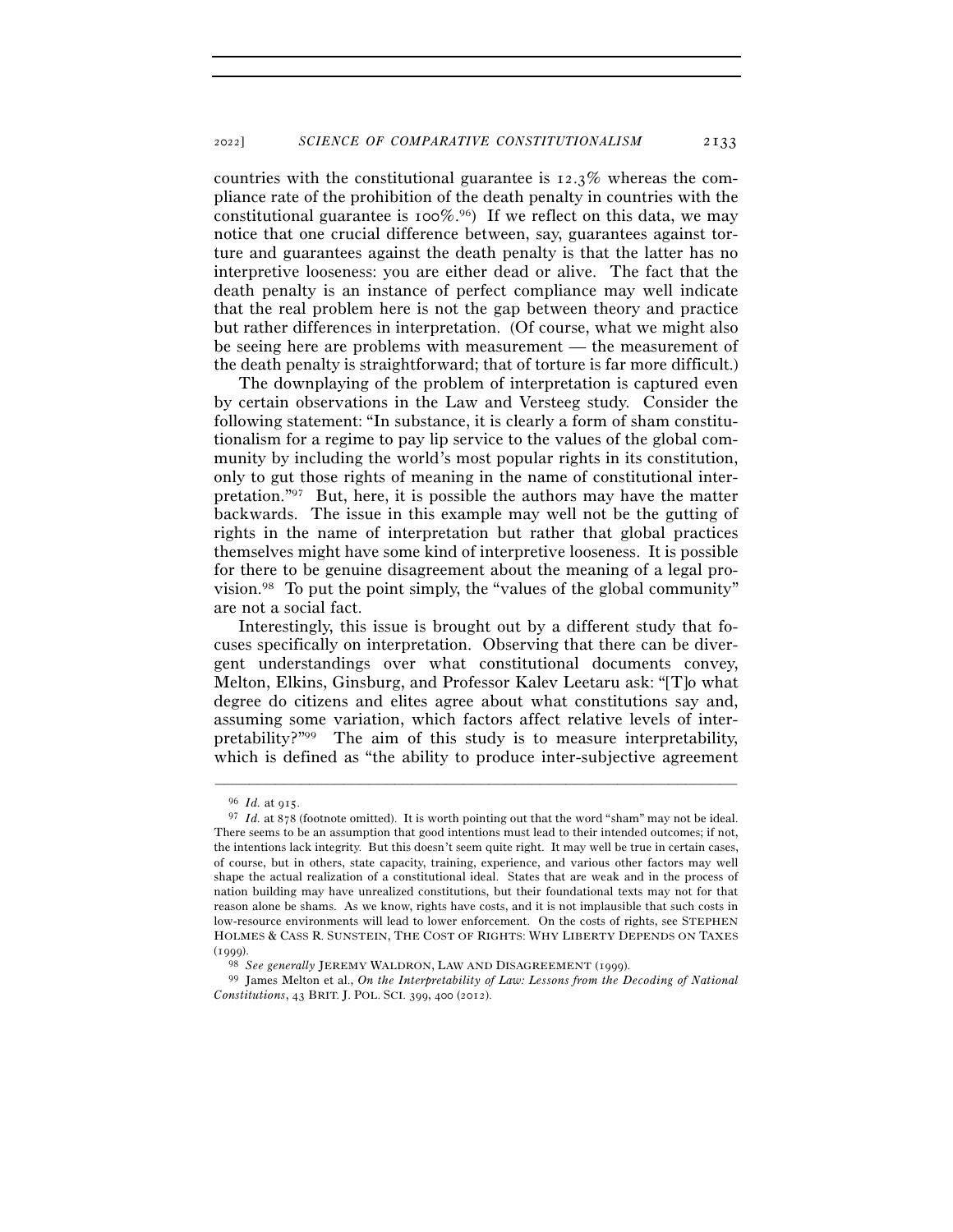countries with the constitutional guarantee is 12.3% whereas the compliance rate of the prohibition of the death penalty in countries with the constitutional guarantee is 100%.[96]) If we reflect on this data, we may notice that one crucial difference between, say, guarantees against torture and guarantees against the death penalty is that the latter has no interpretive looseness: you are either dead or alive. The fact that the death penalty is an instance of perfect compliance may well indicate that the real problem here is not the gap between theory and practice but rather differences in interpretation. (Of course, what we might also be seeing here are problems with measurement — the measurement of the death penalty is straightforward; that of torture is far more difficult.)

The downplaying of the problem of interpretation is captured even by certain observations in the Law and Versteeg study. Consider the following statement: "In substance, it is clearly a form of sham constitutionalism for a regime to pay lip service to the values of the global community by including the world's most popular rights in its constitution, only to gut those rights of meaning in the name of constitutional interpretation."[97] But, here, it is possible the authors may have the matter backwards. The issue in this example may well not be the gutting of rights in the name of interpretation but rather that global practices themselves might have some kind of interpretive looseness. It is possible for there to be genuine disagreement about the meaning of a legal provision.[98] To put the point simply, the "values of the global community" are not a social fact.

Interestingly, this issue is brought out by a different study that focuses specifically on interpretation. Observing that there can be divergent understandings over what constitutional documents convey, Melton, Elkins, Ginsburg, and Professor Kalev Leetaru ask: "[T]o what degree do citizens and elites agree about what constitutions say and, assuming some variation, which factors affect relative levels of interpretability?"[99] The aim of this study is to measure interpretability, which is defined as "the ability to produce inter-subjective agreement

---

[96] *Id.* at 915.

[97] *Id.* at 878 (footnote omitted). It is worth pointing out that the word "sham" may not be ideal. There seems to be an assumption that good intentions must lead to their intended outcomes; if not, the intentions lack integrity. But this doesn't seem quite right. It may well be true in certain cases, of course, but in others, state capacity, training, experience, and various other factors may well shape the actual realization of a constitutional ideal. States that are weak and in the process of nation building may have unrealized constitutions, but their foundational texts may not for that reason alone be shams. As we know, rights have costs, and it is not implausible that such costs in low-resource environments will lead to lower enforcement. On the costs of rights, see STEPHEN HOLMES & CASS R. SUNSTEIN, THE COST OF RIGHTS: WHY LIBERTY DEPENDS ON TAXES (1999).

[98] *See generally* JEREMY WALDRON, LAW AND DISAGREEMENT (1999).

[99] James Melton et al., *On the Interpretability of Law: Lessons from the Decoding of National Constitutions*, 43 BRIT. J. POL. SCI. 399, 400 (2012).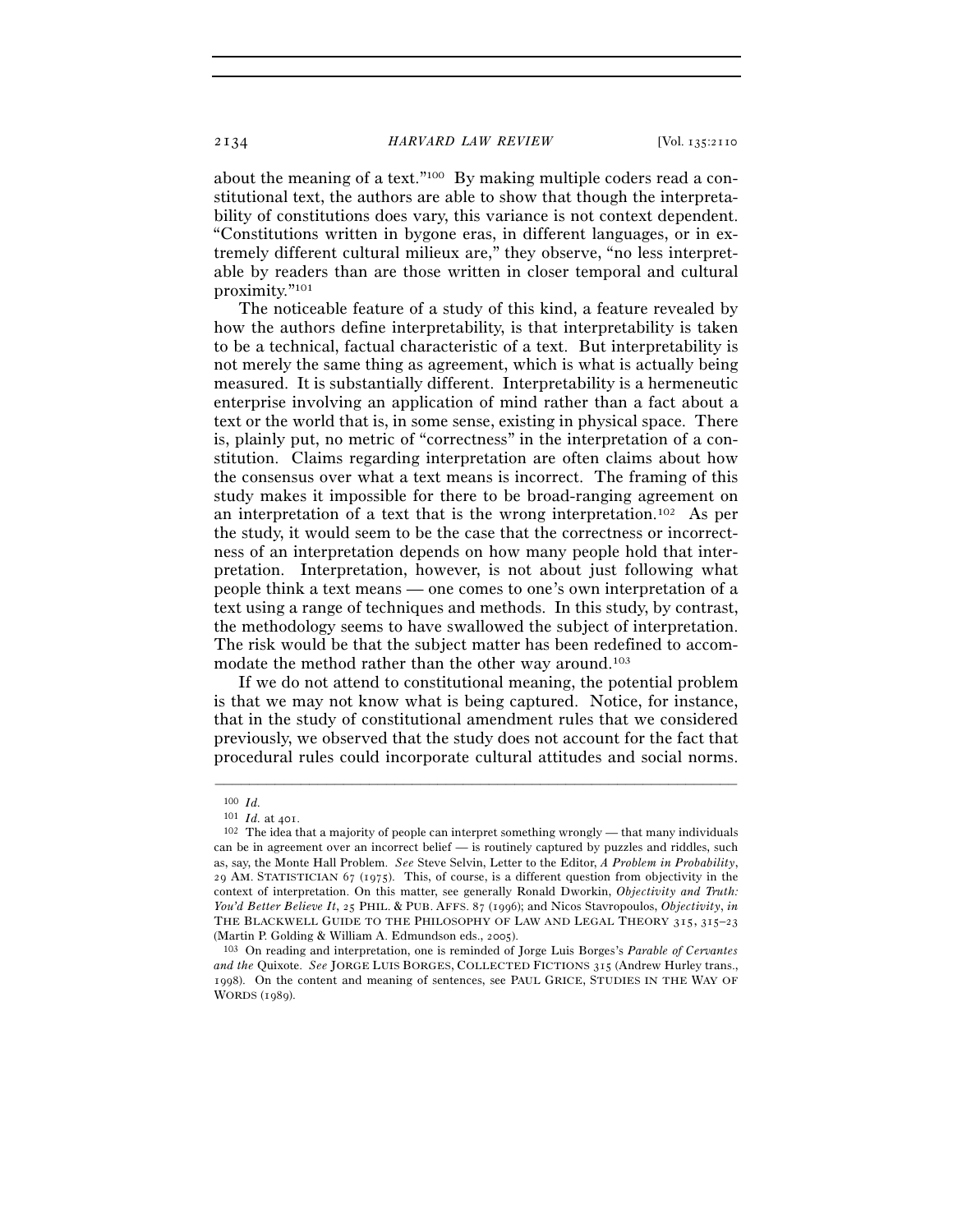about the meaning of a text."[100] By making multiple coders read a constitutional text, the authors are able to show that though the interpretability of constitutions does vary, this variance is not context dependent. "Constitutions written in bygone eras, in different languages, or in extremely different cultural milieux are," they observe, "no less interpretable by readers than are those written in closer temporal and cultural proximity."[101]

The noticeable feature of a study of this kind, a feature revealed by how the authors define interpretability, is that interpretability is taken to be a technical, factual characteristic of a text. But interpretability is not merely the same thing as agreement, which is what is actually being measured. It is substantially different. Interpretability is a hermeneutic enterprise involving an application of mind rather than a fact about a text or the world that is, in some sense, existing in physical space. There is, plainly put, no metric of "correctness" in the interpretation of a constitution. Claims regarding interpretation are often claims about how the consensus over what a text means is incorrect. The framing of this study makes it impossible for there to be broad-ranging agreement on an interpretation of a text that is the wrong interpretation.[102] As per the study, it would seem to be the case that the correctness or incorrectness of an interpretation depends on how many people hold that interpretation. Interpretation, however, is not about just following what people think a text means — one comes to one's own interpretation of a text using a range of techniques and methods. In this study, by contrast, the methodology seems to have swallowed the subject of interpretation. The risk would be that the subject matter has been redefined to accommodate the method rather than the other way around.[103]

If we do not attend to constitutional meaning, the potential problem is that we may not know what is being captured. Notice, for instance, that in the study of constitutional amendment rules that we considered previously, we observed that the study does not account for the fact that procedural rules could incorporate cultural attitudes and social norms.

---

[100] *Id.*

[101] *Id.* at 401.

[102] The idea that a majority of people can interpret something wrongly — that many individuals can be in agreement over an incorrect belief — is routinely captured by puzzles and riddles, such as, say, the Monte Hall Problem. *See* Steve Selvin, Letter to the Editor, *A Problem in Probability*, 29 AM. STATISTICIAN 67 (1975). This, of course, is a different question from objectivity in the context of interpretation. On this matter, see generally Ronald Dworkin, *Objectivity and Truth: You'd Better Believe It*, 25 PHIL. & PUB. AFFS. 87 (1996); and Nicos Stavropoulos, *Objectivity*, *in* THE BLACKWELL GUIDE TO THE PHILOSOPHY OF LAW AND LEGAL THEORY 315, 315–23 (Martin P. Golding & William A. Edmundson eds., 2005).

[103] On reading and interpretation, one is reminded of Jorge Luis Borges's *Parable of Cervantes and the* Quixote. *See* JORGE LUIS BORGES, COLLECTED FICTIONS 315 (Andrew Hurley trans., 1998). On the content and meaning of sentences, see PAUL GRICE, STUDIES IN THE WAY OF WORDS (1989).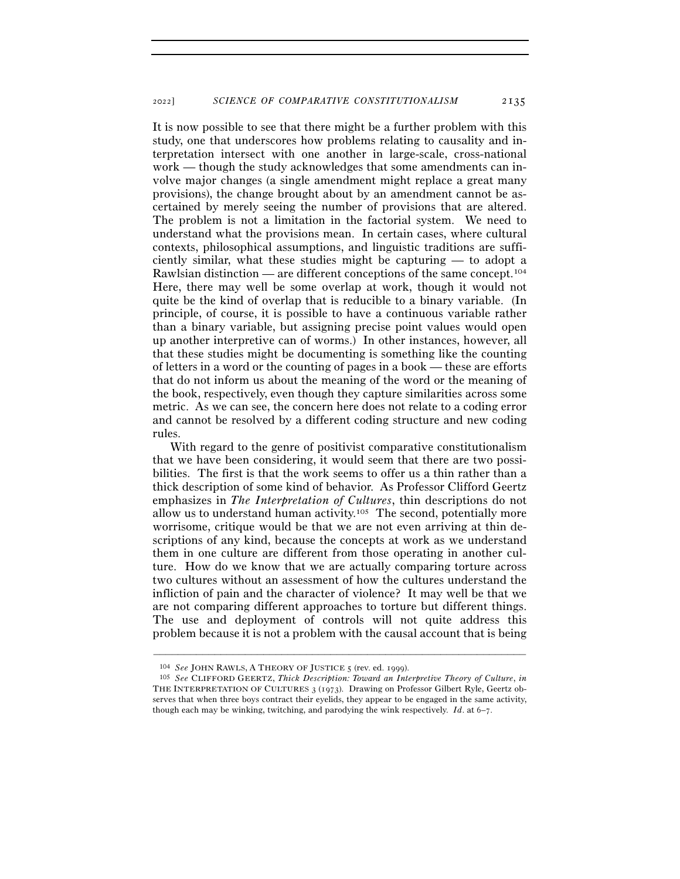It is now possible to see that there might be a further problem with this study, one that underscores how problems relating to causality and interpretation intersect with one another in large-scale, cross-national work — though the study acknowledges that some amendments can involve major changes (a single amendment might replace a great many provisions), the change brought about by an amendment cannot be ascertained by merely seeing the number of provisions that are altered. The problem is not a limitation in the factorial system. We need to understand what the provisions mean. In certain cases, where cultural contexts, philosophical assumptions, and linguistic traditions are sufficiently similar, what these studies might be capturing — to adopt a Rawlsian distinction — are different conceptions of the same concept.[104] Here, there may well be some overlap at work, though it would not quite be the kind of overlap that is reducible to a binary variable. (In principle, of course, it is possible to have a continuous variable rather than a binary variable, but assigning precise point values would open up another interpretive can of worms.) In other instances, however, all that these studies might be documenting is something like the counting of letters in a word or the counting of pages in a book — these are efforts that do not inform us about the meaning of the word or the meaning of the book, respectively, even though they capture similarities across some metric. As we can see, the concern here does not relate to a coding error and cannot be resolved by a different coding structure and new coding rules.

With regard to the genre of positivist comparative constitutionalism that we have been considering, it would seem that there are two possibilities. The first is that the work seems to offer us a thin rather than a thick description of some kind of behavior. As Professor Clifford Geertz emphasizes in *The Interpretation of Cultures*, thin descriptions do not allow us to understand human activity.[105] The second, potentially more worrisome, critique would be that we are not even arriving at thin descriptions of any kind, because the concepts at work as we understand them in one culture are different from those operating in another culture. How do we know that we are actually comparing torture across two cultures without an assessment of how the cultures understand the infliction of pain and the character of violence? It may well be that we are not comparing different approaches to torture but different things. The use and deployment of controls will not quite address this problem because it is not a problem with the causal account that is being

---

[104] *See* JOHN RAWLS, A THEORY OF JUSTICE 5 (rev. ed. 1999).

[105] *See* CLIFFORD GEERTZ, *Thick Description: Toward an Interpretive Theory of Culture*, *in* THE INTERPRETATION OF CULTURES 3 (1973). Drawing on Professor Gilbert Ryle, Geertz observes that when three boys contract their eyelids, they appear to be engaged in the same activity, though each may be winking, twitching, and parodying the wink respectively. *Id.* at 6–7.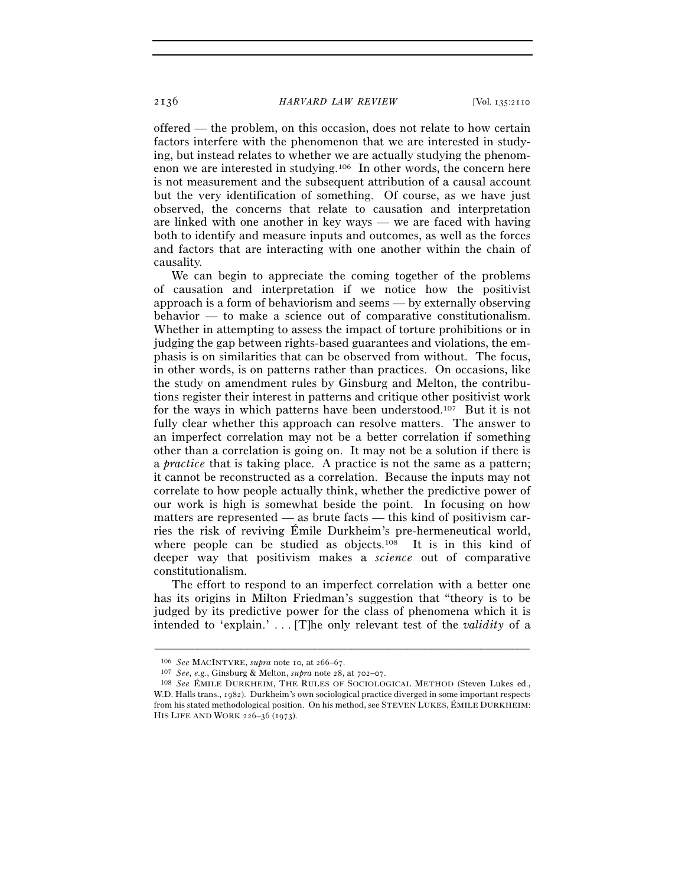offered — the problem, on this occasion, does not relate to how certain factors interfere with the phenomenon that we are interested in studying, but instead relates to whether we are actually studying the phenomenon we are interested in studying.[106] In other words, the concern here is not measurement and the subsequent attribution of a causal account but the very identification of something. Of course, as we have just observed, the concerns that relate to causation and interpretation are linked with one another in key ways — we are faced with having both to identify and measure inputs and outcomes, as well as the forces and factors that are interacting with one another within the chain of causality.

We can begin to appreciate the coming together of the problems of causation and interpretation if we notice how the positivist approach is a form of behaviorism and seems — by externally observing behavior — to make a science out of comparative constitutionalism. Whether in attempting to assess the impact of torture prohibitions or in judging the gap between rights-based guarantees and violations, the emphasis is on similarities that can be observed from without. The focus, in other words, is on patterns rather than practices. On occasions, like the study on amendment rules by Ginsburg and Melton, the contributions register their interest in patterns and critique other positivist work for the ways in which patterns have been understood.[107] But it is not fully clear whether this approach can resolve matters. The answer to an imperfect correlation may not be a better correlation if something other than a correlation is going on. It may not be a solution if there is a *practice* that is taking place. A practice is not the same as a pattern; it cannot be reconstructed as a correlation. Because the inputs may not correlate to how people actually think, whether the predictive power of our work is high is somewhat beside the point. In focusing on how matters are represented — as brute facts — this kind of positivism carries the risk of reviving Émile Durkheim's pre-hermeneutical world, where people can be studied as objects.[108] It is in this kind of deeper way that positivism makes a *science* out of comparative constitutionalism.

The effort to respond to an imperfect correlation with a better one has its origins in Milton Friedman's suggestion that "theory is to be judged by its predictive power for the class of phenomena which it is intended to 'explain.' . . . [T]he only relevant test of the *validity* of a

---

[106] *See* MACINTYRE, *supra* note 10, at 266–67.

[107] *See, e.g.*, Ginsburg & Melton, *supra* note 28, at 702–07.

[108] *See* ÉMILE DURKHEIM, THE RULES OF SOCIOLOGICAL METHOD (Steven Lukes ed., W.D. Halls trans., 1982). Durkheim's own sociological practice diverged in some important respects from his stated methodological position. On his method, see STEVEN LUKES, ÉMILE DURKHEIM: HIS LIFE AND WORK 226–36 (1973).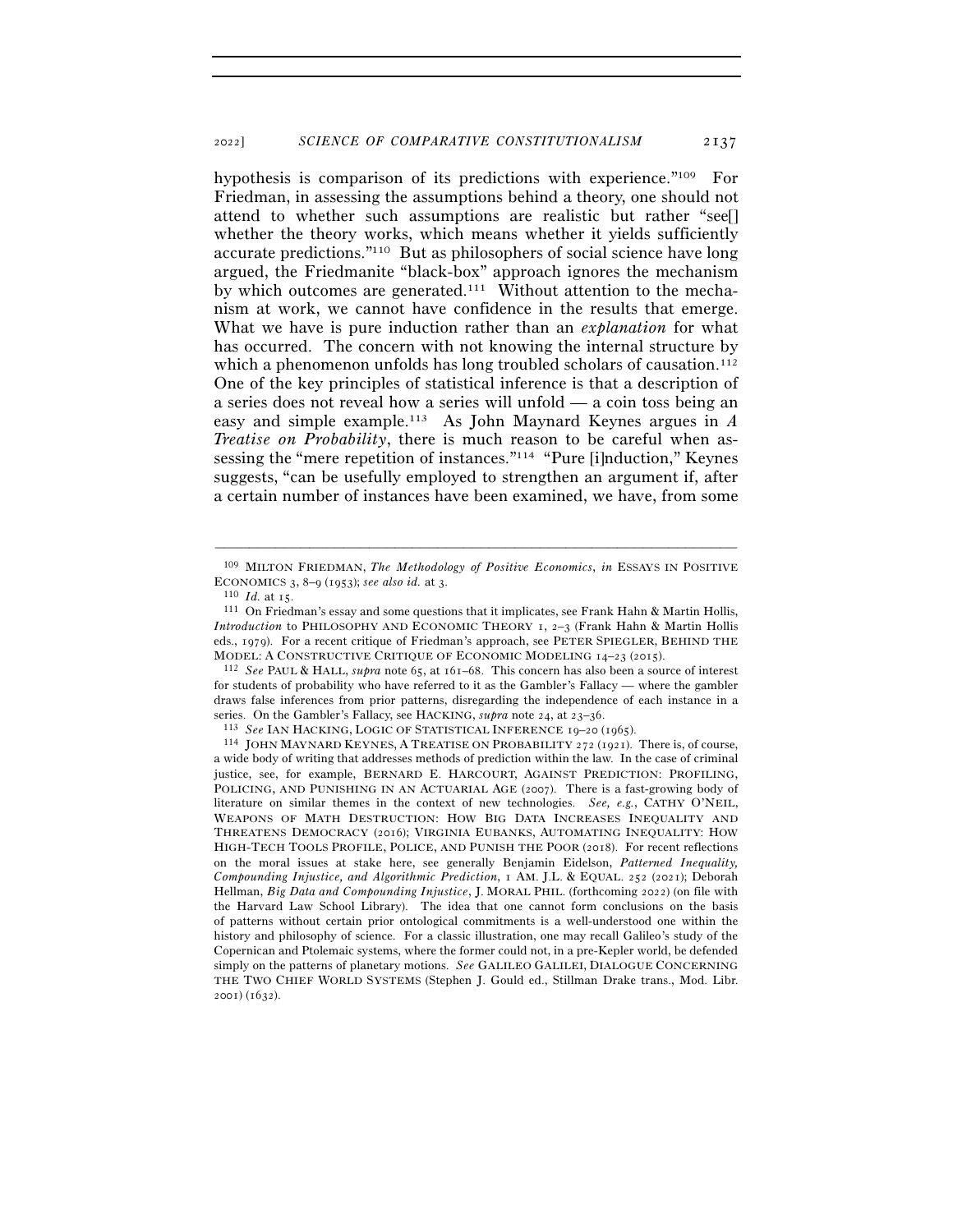hypothesis is comparison of its predictions with experience."[109] For Friedman, in assessing the assumptions behind a theory, one should not attend to whether such assumptions are realistic but rather "see[] whether the theory works, which means whether it yields sufficiently accurate predictions."[110] But as philosophers of social science have long argued, the Friedmanite "black-box" approach ignores the mechanism by which outcomes are generated.[111] Without attention to the mechanism at work, we cannot have confidence in the results that emerge. What we have is pure induction rather than an *explanation* for what has occurred. The concern with not knowing the internal structure by which a phenomenon unfolds has long troubled scholars of causation.[112] One of the key principles of statistical inference is that a description of a series does not reveal how a series will unfold — a coin toss being an easy and simple example.[113] As John Maynard Keynes argues in *A Treatise on Probability*, there is much reason to be careful when assessing the "mere repetition of instances."[114] "Pure [i]nduction," Keynes suggests, "can be usefully employed to strengthen an argument if, after a certain number of instances have been examined, we have, from some

---

[109] MILTON FRIEDMAN, *The Methodology of Positive Economics*, *in* ESSAYS IN POSITIVE ECONOMICS 3, 8–9 (1953); *see also id.* at 3.

[110] *Id.* at 15.

[111] On Friedman's essay and some questions that it implicates, see Frank Hahn & Martin Hollis, *Introduction* to PHILOSOPHY AND ECONOMIC THEORY 1, 2–3 (Frank Hahn & Martin Hollis eds., 1979). For a recent critique of Friedman's approach, see PETER SPIEGLER, BEHIND THE MODEL: A CONSTRUCTIVE CRITIQUE OF ECONOMIC MODELING 14–23 (2015).

[112] *See* PAUL & HALL, *supra* note 65, at 161–68. This concern has also been a source of interest for students of probability who have referred to it as the Gambler's Fallacy — where the gambler draws false inferences from prior patterns, disregarding the independence of each instance in a series. On the Gambler's Fallacy, see HACKING, *supra* note 24, at 23–36.

[113] *See* IAN HACKING, LOGIC OF STATISTICAL INFERENCE 19–20 (1965).

[114] JOHN MAYNARD KEYNES, A TREATISE ON PROBABILITY 272 (1921). There is, of course, a wide body of writing that addresses methods of prediction within the law. In the case of criminal justice, see, for example, BERNARD E. HARCOURT, AGAINST PREDICTION: PROFILING, POLICING, AND PUNISHING IN AN ACTUARIAL AGE (2007). There is a fast-growing body of literature on similar themes in the context of new technologies. *See, e.g.*, CATHY O'NEIL, WEAPONS OF MATH DESTRUCTION: HOW BIG DATA INCREASES INEQUALITY AND THREATENS DEMOCRACY (2016); VIRGINIA EUBANKS, AUTOMATING INEQUALITY: HOW HIGH-TECH TOOLS PROFILE, POLICE, AND PUNISH THE POOR (2018). For recent reflections on the moral issues at stake here, see generally Benjamin Eidelson, *Patterned Inequality, Compounding Injustice, and Algorithmic Prediction*, 1 AM. J.L. & EQUAL. 252 (2021); Deborah Hellman, *Big Data and Compounding Injustice*, J. MORAL PHIL. (forthcoming 2022) (on file with the Harvard Law School Library). The idea that one cannot form conclusions on the basis of patterns without certain prior ontological commitments is a well-understood one within the history and philosophy of science. For a classic illustration, one may recall Galileo's study of the Copernican and Ptolemaic systems, where the former could not, in a pre-Kepler world, be defended simply on the patterns of planetary motions. *See* GALILEO GALILEI, DIALOGUE CONCERNING THE TWO CHIEF WORLD SYSTEMS (Stephen J. Gould ed., Stillman Drake trans., Mod. Libr. 2001) (1632).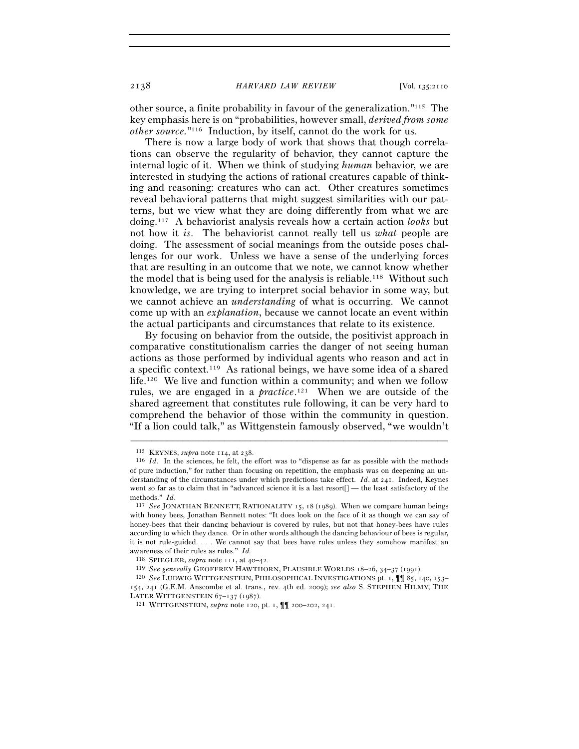other source, a finite probability in favour of the generalization."[115] The key emphasis here is on "probabilities, however small, *derived from some other source.*"[116] Induction, by itself, cannot do the work for us.

There is now a large body of work that shows that though correlations can observe the regularity of behavior, they cannot capture the internal logic of it. When we think of studying *human* behavior, we are interested in studying the actions of rational creatures capable of thinking and reasoning: creatures who can act. Other creatures sometimes reveal behavioral patterns that might suggest similarities with our patterns, but we view what they are doing differently from what we are doing.[117] A behaviorist analysis reveals how a certain action *looks* but not how it *is*. The behaviorist cannot really tell us *what* people are doing. The assessment of social meanings from the outside poses challenges for our work. Unless we have a sense of the underlying forces that are resulting in an outcome that we note, we cannot know whether the model that is being used for the analysis is reliable.[118] Without such knowledge, we are trying to interpret social behavior in some way, but we cannot achieve an *understanding* of what is occurring. We cannot come up with an *explanation*, because we cannot locate an event within the actual participants and circumstances that relate to its existence.

By focusing on behavior from the outside, the positivist approach in comparative constitutionalism carries the danger of not seeing human actions as those performed by individual agents who reason and act in a specific context.[119] As rational beings, we have some idea of a shared life.[120] We live and function within a community; and when we follow rules, we are engaged in a *practice*.[121] When we are outside of the shared agreement that constitutes rule following, it can be very hard to comprehend the behavior of those within the community in question. "If a lion could talk," as Wittgenstein famously observed, "we wouldn't

---

[115] KEYNES, *supra* note 114, at 238.

[116] *Id*. In the sciences, he felt, the effort was to "dispense as far as possible with the methods of pure induction," for rather than focusing on repetition, the emphasis was on deepening an understanding of the circumstances under which predictions take effect. *Id*. at 241. Indeed, Keynes went so far as to claim that in "advanced science it is a last resort[] — the least satisfactory of the methods." *Id*.

[117] *See* JONATHAN BENNETT, RATIONALITY 15, 18 (1989). When we compare human beings with honey bees, Jonathan Bennett notes: "It does look on the face of it as though we can say of honey-bees that their dancing behaviour is covered by rules, but not that honey-bees have rules according to which they dance. Or in other words although the dancing behaviour of bees is regular, it is not rule-guided. . . . We cannot say that bees have rules unless they somehow manifest an awareness of their rules as rules." *Id.*

[118] SPIEGLER, *supra* note 111, at 40–42.

[119] *See generally* GEOFFREY HAWTHORN, PLAUSIBLE WORLDS 18–26, 34–37 (1991).

[120] *See* LUDWIG WITTGENSTEIN, PHILOSOPHICAL INVESTIGATIONS pt. 1, ¶¶ 85, 140, 153–154, 241 (G.E.M. Anscombe et al. trans., rev. 4th ed. 2009); *see also* S. STEPHEN HILMY, THE LATER WITTGENSTEIN 67–137 (1987).

[121] WITTGENSTEIN, *supra* note 120, pt. 1, ¶¶ 200–202, 241.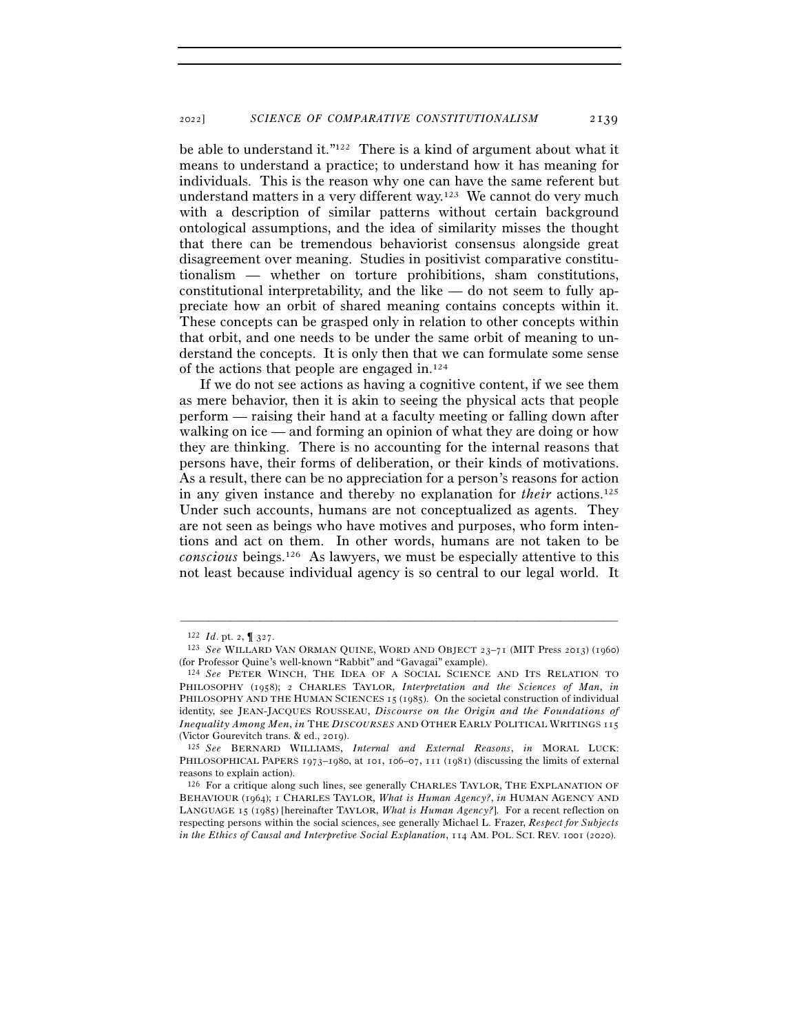be able to understand it."[122] There is a kind of argument about what it means to understand a practice; to understand how it has meaning for individuals. This is the reason why one can have the same referent but understand matters in a very different way.[123] We cannot do very much with a description of similar patterns without certain background ontological assumptions, and the idea of similarity misses the thought that there can be tremendous behaviorist consensus alongside great disagreement over meaning. Studies in positivist comparative constitutionalism — whether on torture prohibitions, sham constitutions, constitutional interpretability, and the like — do not seem to fully appreciate how an orbit of shared meaning contains concepts within it. These concepts can be grasped only in relation to other concepts within that orbit, and one needs to be under the same orbit of meaning to understand the concepts. It is only then that we can formulate some sense of the actions that people are engaged in.[124]

If we do not see actions as having a cognitive content, if we see them as mere behavior, then it is akin to seeing the physical acts that people perform — raising their hand at a faculty meeting or falling down after walking on ice — and forming an opinion of what they are doing or how they are thinking. There is no accounting for the internal reasons that persons have, their forms of deliberation, or their kinds of motivations. As a result, there can be no appreciation for a person's reasons for action in any given instance and thereby no explanation for *their* actions.[125] Under such accounts, humans are not conceptualized as agents. They are not seen as beings who have motives and purposes, who form intentions and act on them. In other words, humans are not taken to be *conscious* beings.[126] As lawyers, we must be especially attentive to this not least because individual agency is so central to our legal world. It

---

[122] *Id.* pt. 2, ¶ 327.

[123] *See* WILLARD VAN ORMAN QUINE, WORD AND OBJECT 23–71 (MIT Press 2013) (1960) (for Professor Quine's well-known "Rabbit" and "Gavagai" example).

[124] *See* PETER WINCH, THE IDEA OF A SOCIAL SCIENCE AND ITS RELATION TO PHILOSOPHY (1958); 2 CHARLES TAYLOR, *Interpretation and the Sciences of Man*, *in* PHILOSOPHY AND THE HUMAN SCIENCES 15 (1985). On the societal construction of individual identity, see JEAN-JACQUES ROUSSEAU, *Discourse on the Origin and the Foundations of Inequality Among Men*, *in* THE *DISCOURSES* AND OTHER EARLY POLITICAL WRITINGS 115 (Victor Gourevitch trans. & ed., 2019).

[125] *See* BERNARD WILLIAMS, *Internal and External Reasons*, *in* MORAL LUCK: PHILOSOPHICAL PAPERS 1973–1980, at 101, 106–07, 111 (1981) (discussing the limits of external reasons to explain action).

[126] For a critique along such lines, see generally CHARLES TAYLOR, THE EXPLANATION OF BEHAVIOUR (1964); 1 CHARLES TAYLOR, *What is Human Agency?*, *in* HUMAN AGENCY AND LANGUAGE 15 (1985) [hereinafter TAYLOR, *What is Human Agency?*]. For a recent reflection on respecting persons within the social sciences, see generally Michael L. Frazer, *Respect for Subjects in the Ethics of Causal and Interpretive Social Explanation*, 114 AM. POL. SCI. REV. 1001 (2020).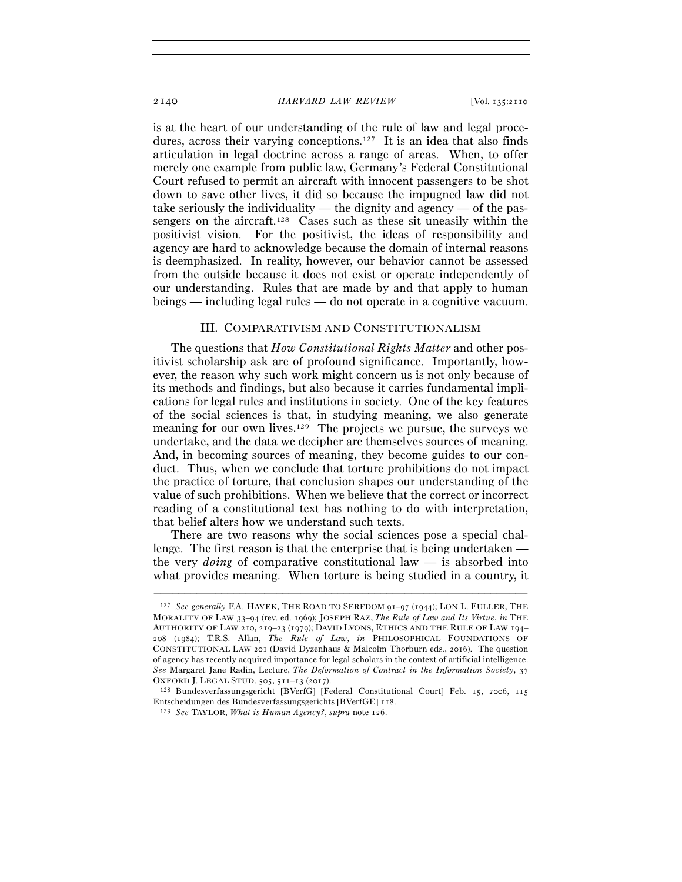is at the heart of our understanding of the rule of law and legal procedures, across their varying conceptions.[127] It is an idea that also finds articulation in legal doctrine across a range of areas. When, to offer merely one example from public law, Germany's Federal Constitutional Court refused to permit an aircraft with innocent passengers to be shot down to save other lives, it did so because the impugned law did not take seriously the individuality — the dignity and agency — of the passengers on the aircraft.[128] Cases such as these sit uneasily within the positivist vision. For the positivist, the ideas of responsibility and agency are hard to acknowledge because the domain of internal reasons is deemphasized. In reality, however, our behavior cannot be assessed from the outside because it does not exist or operate independently of our understanding. Rules that are made by and that apply to human beings — including legal rules — do not operate in a cognitive vacuum.

## III. COMPARATIVISM AND CONSTITUTIONALISM

The questions that *How Constitutional Rights Matter* and other positivist scholarship ask are of profound significance. Importantly, however, the reason why such work might concern us is not only because of its methods and findings, but also because it carries fundamental implications for legal rules and institutions in society. One of the key features of the social sciences is that, in studying meaning, we also generate meaning for our own lives.[129] The projects we pursue, the surveys we undertake, and the data we decipher are themselves sources of meaning. And, in becoming sources of meaning, they become guides to our conduct. Thus, when we conclude that torture prohibitions do not impact the practice of torture, that conclusion shapes our understanding of the value of such prohibitions. When we believe that the correct or incorrect reading of a constitutional text has nothing to do with interpretation, that belief alters how we understand such texts.

There are two reasons why the social sciences pose a special challenge. The first reason is that the enterprise that is being undertaken — the very *doing* of comparative constitutional law — is absorbed into what provides meaning. When torture is being studied in a country, it

---

[127] *See generally* F.A. HAYEK, THE ROAD TO SERFDOM 91–97 (1944); LON L. FULLER, THE MORALITY OF LAW 33–94 (rev. ed. 1969); JOSEPH RAZ, *The Rule of Law and Its Virtue*, *in* THE AUTHORITY OF LAW 210, 219–23 (1979); DAVID LYONS, ETHICS AND THE RULE OF LAW 194–208 (1984); T.R.S. Allan, *The Rule of Law*, *in* PHILOSOPHICAL FOUNDATIONS OF CONSTITUTIONAL LAW 201 (David Dyzenhaus & Malcolm Thorburn eds., 2016). The question of agency has recently acquired importance for legal scholars in the context of artificial intelligence. *See* Margaret Jane Radin, Lecture, *The Deformation of Contract in the Information Society*, 37 OXFORD J. LEGAL STUD. 505, 511–13 (2017).

[128] Bundesverfassungsgericht [BVerfG] [Federal Constitutional Court] Feb. 15, 2006, 115 Entscheidungen des Bundesverfassungsgerichts [BVerfGE] 118.

[129] *See* TAYLOR, *What is Human Agency?*, *supra* note 126.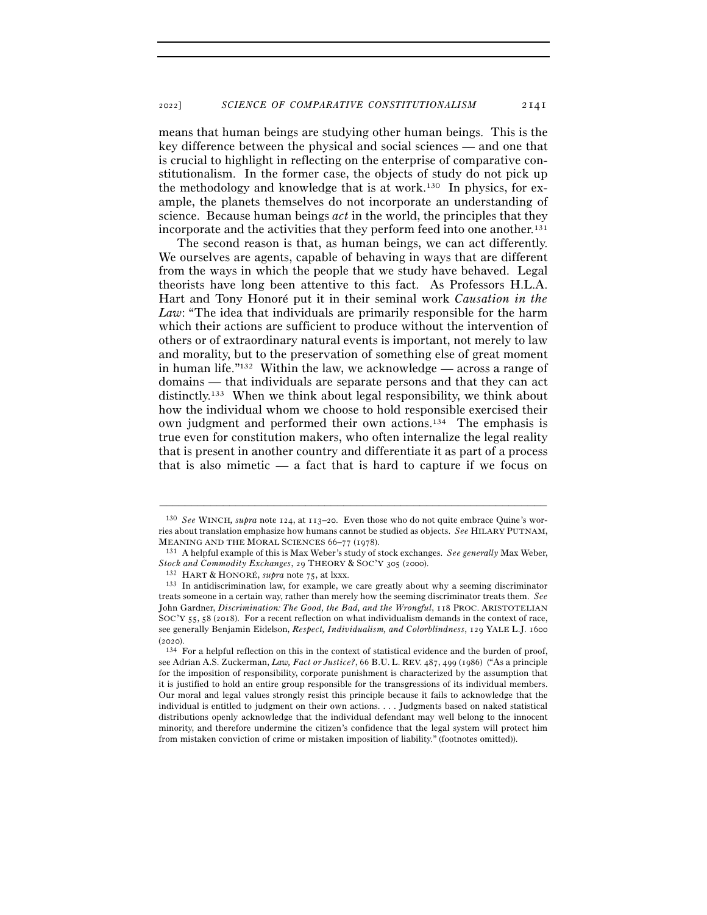means that human beings are studying other human beings. This is the key difference between the physical and social sciences — and one that is crucial to highlight in reflecting on the enterprise of comparative constitutionalism. In the former case, the objects of study do not pick up the methodology and knowledge that is at work.[130] In physics, for example, the planets themselves do not incorporate an understanding of science. Because human beings *act* in the world, the principles that they incorporate and the activities that they perform feed into one another.[131]

The second reason is that, as human beings, we can act differently. We ourselves are agents, capable of behaving in ways that are different from the ways in which the people that we study have behaved. Legal theorists have long been attentive to this fact. As Professors H.L.A. Hart and Tony Honoré put it in their seminal work *Causation in the Law*: "The idea that individuals are primarily responsible for the harm which their actions are sufficient to produce without the intervention of others or of extraordinary natural events is important, not merely to law and morality, but to the preservation of something else of great moment in human life."[132] Within the law, we acknowledge — across a range of domains — that individuals are separate persons and that they can act distinctly.[133] When we think about legal responsibility, we think about how the individual whom we choose to hold responsible exercised their own judgment and performed their own actions.[134] The emphasis is true even for constitution makers, who often internalize the legal reality that is present in another country and differentiate it as part of a process that is also mimetic — a fact that is hard to capture if we focus on

---

[130] *See* WINCH, *supra* note 124, at 113–20. Even those who do not quite embrace Quine's worries about translation emphasize how humans cannot be studied as objects. *See* HILARY PUTNAM, MEANING AND THE MORAL SCIENCES 66–77 (1978).

[131] A helpful example of this is Max Weber's study of stock exchanges. *See generally* Max Weber, *Stock and Commodity Exchanges*, 29 THEORY & SOC'Y 305 (2000).

[132] HART & HONORÉ, *supra* note 75, at lxxx.

[133] In antidiscrimination law, for example, we care greatly about why a seeming discriminator treats someone in a certain way, rather than merely how the seeming discriminator treats them. *See* John Gardner, *Discrimination: The Good, the Bad, and the Wrongful*, 118 PROC. ARISTOTELIAN SOC'Y 55, 58 (2018). For a recent reflection on what individualism demands in the context of race, see generally Benjamin Eidelson, *Respect, Individualism, and Colorblindness*, 129 YALE L.J. 1600 (2020).

[134] For a helpful reflection on this in the context of statistical evidence and the burden of proof, see Adrian A.S. Zuckerman, *Law, Fact or Justice?*, 66 B.U. L. REV. 487, 499 (1986) ("As a principle for the imposition of responsibility, corporate punishment is characterized by the assumption that it is justified to hold an entire group responsible for the transgressions of its individual members. Our moral and legal values strongly resist this principle because it fails to acknowledge that the individual is entitled to judgment on their own actions. . . . Judgments based on naked statistical distributions openly acknowledge that the individual defendant may well belong to the innocent minority, and therefore undermine the citizen's confidence that the legal system will protect him from mistaken conviction of crime or mistaken imposition of liability." (footnotes omitted)).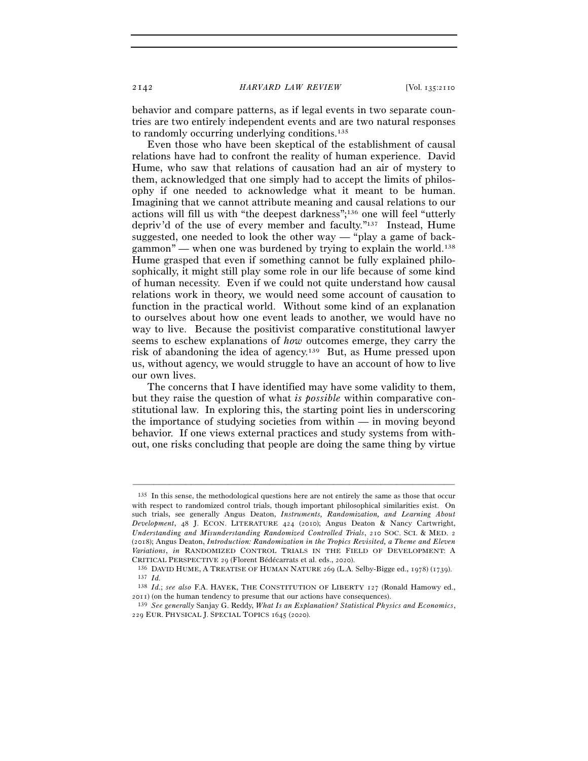behavior and compare patterns, as if legal events in two separate countries are two entirely independent events and are two natural responses to randomly occurring underlying conditions.[135]

Even those who have been skeptical of the establishment of causal relations have had to confront the reality of human experience. David Hume, who saw that relations of causation had an air of mystery to them, acknowledged that one simply had to accept the limits of philosophy if one needed to acknowledge what it meant to be human. Imagining that we cannot attribute meaning and causal relations to our actions will fill us with "the deepest darkness";[136] one will feel "utterly depriv'd of the use of every member and faculty."[137] Instead, Hume suggested, one needed to look the other way — "play a game of backgammon" — when one was burdened by trying to explain the world.[138] Hume grasped that even if something cannot be fully explained philosophically, it might still play some role in our life because of some kind of human necessity. Even if we could not quite understand how causal relations work in theory, we would need some account of causation to function in the practical world. Without some kind of an explanation to ourselves about how one event leads to another, we would have no way to live. Because the positivist comparative constitutional lawyer seems to eschew explanations of *how* outcomes emerge, they carry the risk of abandoning the idea of agency.[139] But, as Hume pressed upon us, without agency, we would struggle to have an account of how to live our own lives.

The concerns that I have identified may have some validity to them, but they raise the question of what *is possible* within comparative constitutional law. In exploring this, the starting point lies in underscoring the importance of studying societies from within — in moving beyond behavior. If one views external practices and study systems from without, one risks concluding that people are doing the same thing by virtue

---

[135] In this sense, the methodological questions here are not entirely the same as those that occur with respect to randomized control trials, though important philosophical similarities exist. On such trials, see generally Angus Deaton, *Instruments, Randomization, and Learning About Development*, 48 J. ECON. LITERATURE 424 (2010); Angus Deaton & Nancy Cartwright, *Understanding and Misunderstanding Randomized Controlled Trials*, 210 SOC. SCI. & MED. 2 (2018); Angus Deaton, *Introduction: Randomization in the Tropics Revisited, a Theme and Eleven Variations*, *in* RANDOMIZED CONTROL TRIALS IN THE FIELD OF DEVELOPMENT: A CRITICAL PERSPECTIVE 29 (Florent Bédécarrats et al. eds., 2020).

[136] DAVID HUME, A TREATISE OF HUMAN NATURE 269 (L.A. Selby-Bigge ed., 1978) (1739).

[137] *Id.*

[138] *Id.*; *see also* F.A. HAYEK, THE CONSTITUTION OF LIBERTY 127 (Ronald Hamowy ed., 2011) (on the human tendency to presume that our actions have consequences).

[139] *See generally* Sanjay G. Reddy, *What Is an Explanation? Statistical Physics and Economics*, 229 EUR. PHYSICAL J. SPECIAL TOPICS 1645 (2020).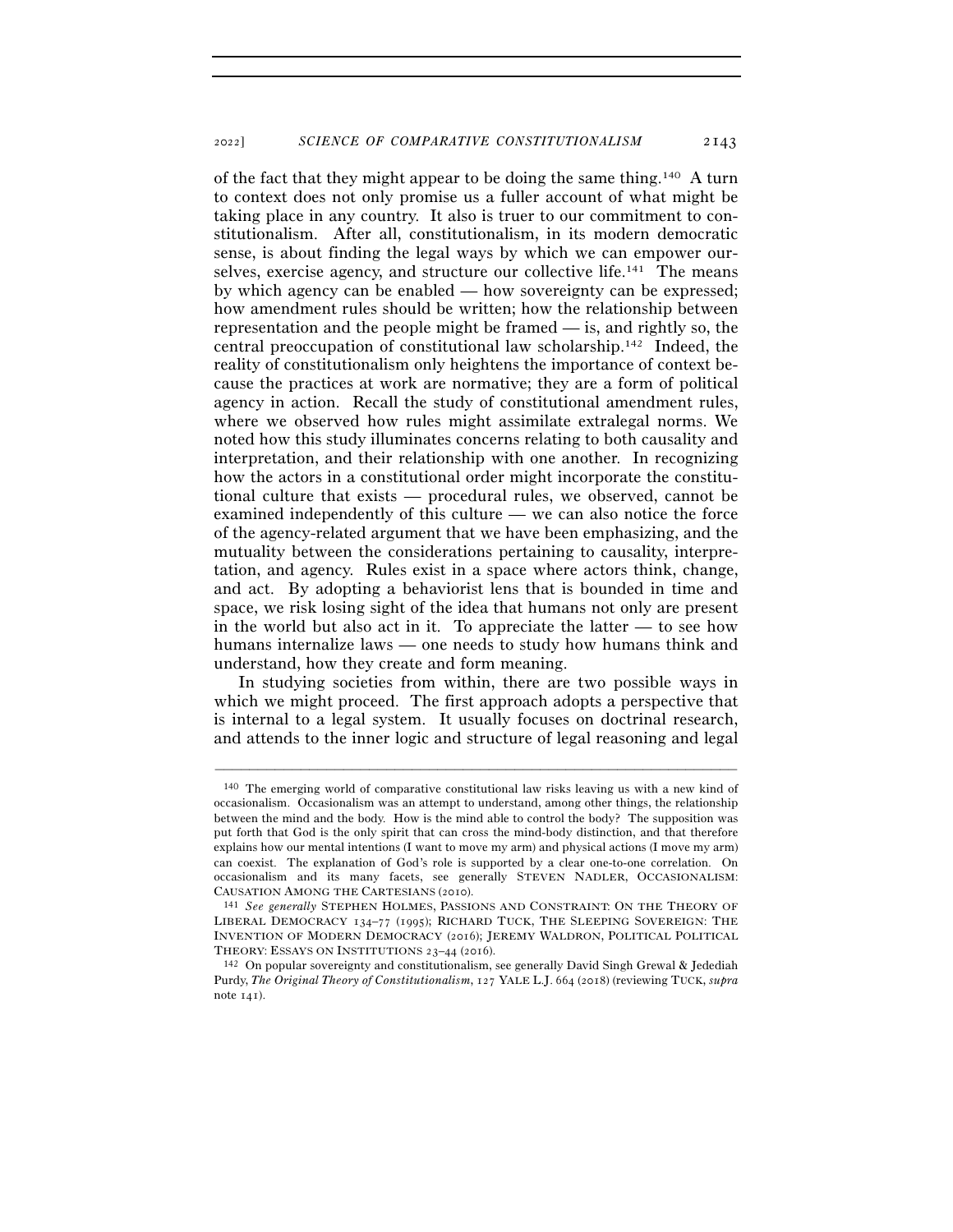of the fact that they might appear to be doing the same thing.[140] A turn to context does not only promise us a fuller account of what might be taking place in any country. It also is truer to our commitment to constitutionalism. After all, constitutionalism, in its modern democratic sense, is about finding the legal ways by which we can empower ourselves, exercise agency, and structure our collective life.[141] The means by which agency can be enabled — how sovereignty can be expressed; how amendment rules should be written; how the relationship between representation and the people might be framed — is, and rightly so, the central preoccupation of constitutional law scholarship.[142] Indeed, the reality of constitutionalism only heightens the importance of context because the practices at work are normative; they are a form of political agency in action. Recall the study of constitutional amendment rules, where we observed how rules might assimilate extralegal norms. We noted how this study illuminates concerns relating to both causality and interpretation, and their relationship with one another. In recognizing how the actors in a constitutional order might incorporate the constitutional culture that exists — procedural rules, we observed, cannot be examined independently of this culture — we can also notice the force of the agency-related argument that we have been emphasizing, and the mutuality between the considerations pertaining to causality, interpretation, and agency. Rules exist in a space where actors think, change, and act. By adopting a behaviorist lens that is bounded in time and space, we risk losing sight of the idea that humans not only are present in the world but also act in it. To appreciate the latter — to see how humans internalize laws — one needs to study how humans think and understand, how they create and form meaning.

In studying societies from within, there are two possible ways in which we might proceed. The first approach adopts a perspective that is internal to a legal system. It usually focuses on doctrinal research, and attends to the inner logic and structure of legal reasoning and legal

---

[140] The emerging world of comparative constitutional law risks leaving us with a new kind of occasionalism. Occasionalism was an attempt to understand, among other things, the relationship between the mind and the body. How is the mind able to control the body? The supposition was put forth that God is the only spirit that can cross the mind-body distinction, and that therefore explains how our mental intentions (I want to move my arm) and physical actions (I move my arm) can coexist. The explanation of God's role is supported by a clear one-to-one correlation. On occasionalism and its many facets, see generally STEVEN NADLER, OCCASIONALISM: CAUSATION AMONG THE CARTESIANS (2010).

[141] *See generally* STEPHEN HOLMES, PASSIONS AND CONSTRAINT: ON THE THEORY OF LIBERAL DEMOCRACY 134–77 (1995); RICHARD TUCK, THE SLEEPING SOVEREIGN: THE INVENTION OF MODERN DEMOCRACY (2016); JEREMY WALDRON, POLITICAL POLITICAL THEORY: ESSAYS ON INSTITUTIONS 23–44 (2016).

[142] On popular sovereignty and constitutionalism, see generally David Singh Grewal & Jedediah Purdy, *The Original Theory of Constitutionalism*, 127 YALE L.J. 664 (2018) (reviewing TUCK, *supra* note 141).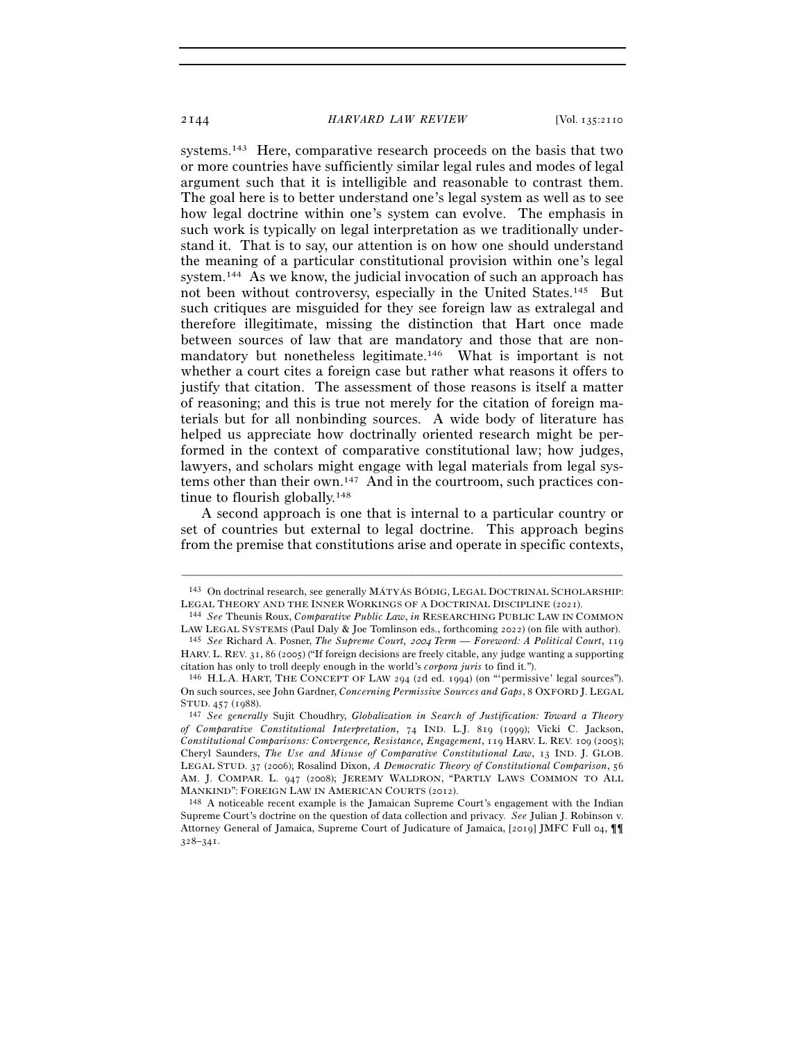systems.[143] Here, comparative research proceeds on the basis that two or more countries have sufficiently similar legal rules and modes of legal argument such that it is intelligible and reasonable to contrast them. The goal here is to better understand one's legal system as well as to see how legal doctrine within one's system can evolve. The emphasis in such work is typically on legal interpretation as we traditionally understand it. That is to say, our attention is on how one should understand the meaning of a particular constitutional provision within one's legal system.[144] As we know, the judicial invocation of such an approach has not been without controversy, especially in the United States.[145] But such critiques are misguided for they see foreign law as extralegal and therefore illegitimate, missing the distinction that Hart once made between sources of law that are mandatory and those that are non-mandatory but nonetheless legitimate.[146] What is important is not whether a court cites a foreign case but rather what reasons it offers to justify that citation. The assessment of those reasons is itself a matter of reasoning; and this is true not merely for the citation of foreign materials but for all nonbinding sources. A wide body of literature has helped us appreciate how doctrinally oriented research might be performed in the context of comparative constitutional law; how judges, lawyers, and scholars might engage with legal materials from legal systems other than their own.[147] And in the courtroom, such practices continue to flourish globally.[148]

A second approach is one that is internal to a particular country or set of countries but external to legal doctrine. This approach begins from the premise that constitutions arise and operate in specific contexts,

---

[143] On doctrinal research, see generally MÁTYÁS BÓDIG, LEGAL DOCTRINAL SCHOLARSHIP: LEGAL THEORY AND THE INNER WORKINGS OF A DOCTRINAL DISCIPLINE (2021).

[144] *See* Theunis Roux, *Comparative Public Law*, *in* RESEARCHING PUBLIC LAW IN COMMON LAW LEGAL SYSTEMS (Paul Daly & Joe Tomlinson eds., forthcoming 2022) (on file with author).

[145] *See* Richard A. Posner, *The Supreme Court, 2004 Term — Foreword: A Political Court*, 119 HARV. L. REV. 31, 86 (2005) ("If foreign decisions are freely citable, any judge wanting a supporting citation has only to troll deeply enough in the world's *corpora juris* to find it.").

[146] H.L.A. HART, THE CONCEPT OF LAW 294 (2d ed. 1994) (on "'permissive' legal sources"). On such sources, see John Gardner, *Concerning Permissive Sources and Gaps*, 8 OXFORD J. LEGAL STUD. 457 (1988).

[147] *See generally* Sujit Choudhry, *Globalization in Search of Justification: Toward a Theory of Comparative Constitutional Interpretation*, 74 IND. L.J. 819 (1999); Vicki C. Jackson, *Constitutional Comparisons: Convergence, Resistance, Engagement*, 119 HARV. L. REV. 109 (2005); Cheryl Saunders, *The Use and Misuse of Comparative Constitutional Law*, 13 IND. J. GLOB. LEGAL STUD. 37 (2006); Rosalind Dixon, *A Democratic Theory of Constitutional Comparison*, 56 AM. J. COMPAR. L. 947 (2008); JEREMY WALDRON, "PARTLY LAWS COMMON TO ALL MANKIND": FOREIGN LAW IN AMERICAN COURTS (2012).

[148] A noticeable recent example is the Jamaican Supreme Court's engagement with the Indian Supreme Court's doctrine on the question of data collection and privacy. *See* Julian J. Robinson v. Attorney General of Jamaica, Supreme Court of Judicature of Jamaica, [2019] JMFC Full 04, ¶¶ 328–341.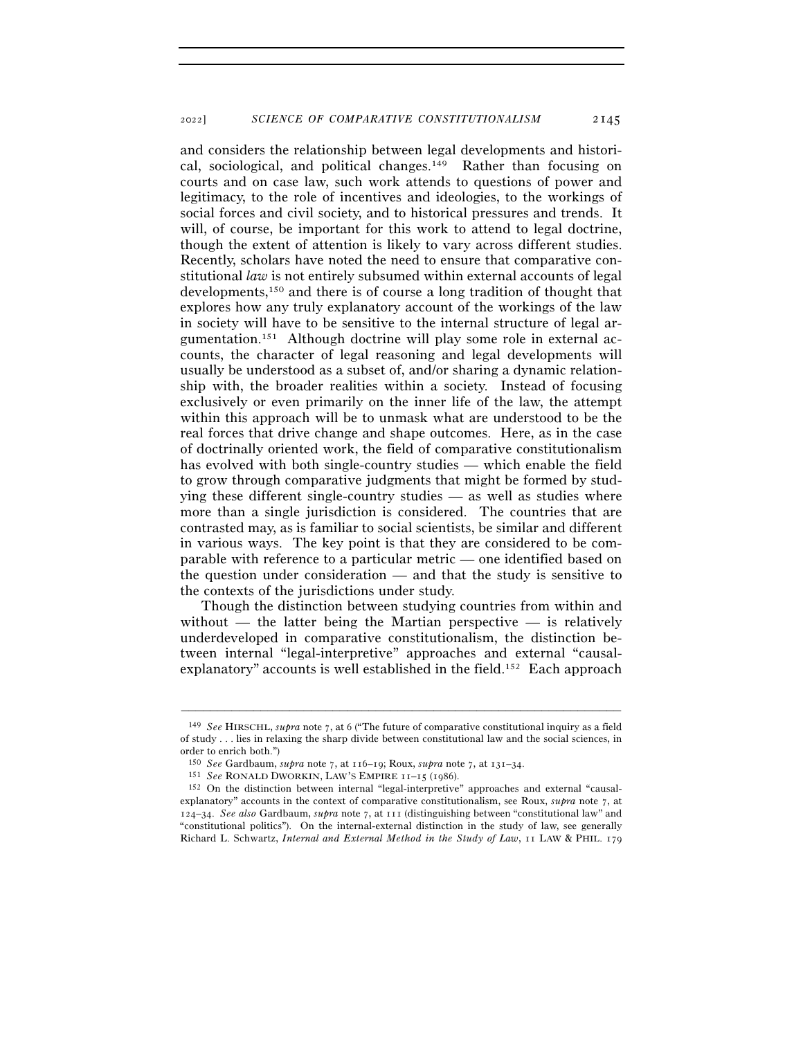and considers the relationship between legal developments and historical, sociological, and political changes.[149] Rather than focusing on courts and on case law, such work attends to questions of power and legitimacy, to the role of incentives and ideologies, to the workings of social forces and civil society, and to historical pressures and trends. It will, of course, be important for this work to attend to legal doctrine, though the extent of attention is likely to vary across different studies. Recently, scholars have noted the need to ensure that comparative constitutional *law* is not entirely subsumed within external accounts of legal developments,[150] and there is of course a long tradition of thought that explores how any truly explanatory account of the workings of the law in society will have to be sensitive to the internal structure of legal argumentation.[151] Although doctrine will play some role in external accounts, the character of legal reasoning and legal developments will usually be understood as a subset of, and/or sharing a dynamic relationship with, the broader realities within a society. Instead of focusing exclusively or even primarily on the inner life of the law, the attempt within this approach will be to unmask what are understood to be the real forces that drive change and shape outcomes. Here, as in the case of doctrinally oriented work, the field of comparative constitutionalism has evolved with both single-country studies — which enable the field to grow through comparative judgments that might be formed by studying these different single-country studies — as well as studies where more than a single jurisdiction is considered. The countries that are contrasted may, as is familiar to social scientists, be similar and different in various ways. The key point is that they are considered to be comparable with reference to a particular metric — one identified based on the question under consideration — and that the study is sensitive to the contexts of the jurisdictions under study.

Though the distinction between studying countries from within and without — the latter being the Martian perspective — is relatively underdeveloped in comparative constitutionalism, the distinction between internal "legal-interpretive" approaches and external "causal-explanatory" accounts is well established in the field.[152] Each approach

---

[149] *See* HIRSCHL, *supra* note 7, at 6 ("The future of comparative constitutional inquiry as a field of study . . . lies in relaxing the sharp divide between constitutional law and the social sciences, in order to enrich both.")

[150] *See* Gardbaum, *supra* note 7, at 116–19; Roux, *supra* note 7, at 131–34.

[151] *See* RONALD DWORKIN, LAW'S EMPIRE 11–15 (1986).

[152] On the distinction between internal "legal-interpretive" approaches and external "causal-explanatory" accounts in the context of comparative constitutionalism, see Roux, *supra* note 7, at 124–34. *See also* Gardbaum, *supra* note 7, at 111 (distinguishing between "constitutional law" and "constitutional politics"). On the internal-external distinction in the study of law, see generally Richard L. Schwartz, *Internal and External Method in the Study of Law*, 11 LAW & PHIL. 179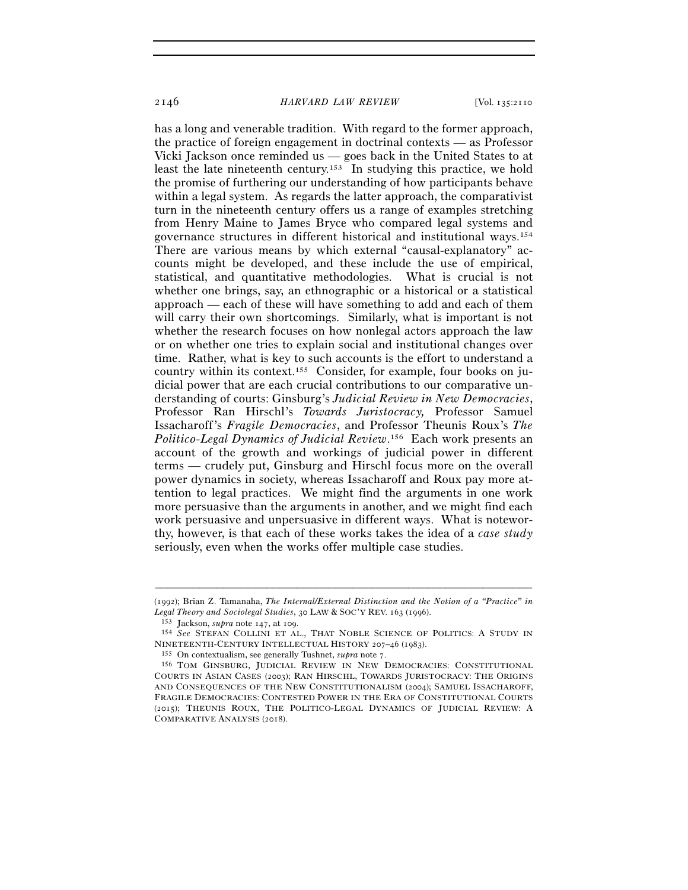has a long and venerable tradition. With regard to the former approach, the practice of foreign engagement in doctrinal contexts — as Professor Vicki Jackson once reminded us — goes back in the United States to at least the late nineteenth century.[153] In studying this practice, we hold the promise of furthering our understanding of how participants behave within a legal system. As regards the latter approach, the comparativist turn in the nineteenth century offers us a range of examples stretching from Henry Maine to James Bryce who compared legal systems and governance structures in different historical and institutional ways.[154] There are various means by which external "causal-explanatory" accounts might be developed, and these include the use of empirical, statistical, and quantitative methodologies. What is crucial is not whether one brings, say, an ethnographic or a historical or a statistical approach — each of these will have something to add and each of them will carry their own shortcomings. Similarly, what is important is not whether the research focuses on how nonlegal actors approach the law or on whether one tries to explain social and institutional changes over time. Rather, what is key to such accounts is the effort to understand a country within its context.[155] Consider, for example, four books on judicial power that are each crucial contributions to our comparative understanding of courts: Ginsburg's *Judicial Review in New Democracies*, Professor Ran Hirschl's *Towards Juristocracy,* Professor Samuel Issacharoff's *Fragile Democracies*, and Professor Theunis Roux's *The Politico-Legal Dynamics of Judicial Review*.[156] Each work presents an account of the growth and workings of judicial power in different terms — crudely put, Ginsburg and Hirschl focus more on the overall power dynamics in society, whereas Issacharoff and Roux pay more attention to legal practices. We might find the arguments in one work more persuasive than the arguments in another, and we might find each work persuasive and unpersuasive in different ways. What is noteworthy, however, is that each of these works takes the idea of a *case study* seriously, even when the works offer multiple case studies.

---

(1992); Brian Z. Tamanaha, *The Internal/External Distinction and the Notion of a "Practice" in Legal Theory and Sociolegal Studies*, 30 LAW & SOC'Y REV. 163 (1996).

[153] Jackson, *supra* note 147, at 109.

[154] *See* STEFAN COLLINI ET AL., THAT NOBLE SCIENCE OF POLITICS: A STUDY IN NINETEENTH-CENTURY INTELLECTUAL HISTORY 207–46 (1983).

[155] On contextualism, see generally Tushnet, *supra* note 7.

[156] TOM GINSBURG, JUDICIAL REVIEW IN NEW DEMOCRACIES: CONSTITUTIONAL COURTS IN ASIAN CASES (2003); RAN HIRSCHL, TOWARDS JURISTOCRACY: THE ORIGINS AND CONSEQUENCES OF THE NEW CONSTITUTIONALISM (2004); SAMUEL ISSACHAROFF, FRAGILE DEMOCRACIES: CONTESTED POWER IN THE ERA OF CONSTITUTIONAL COURTS (2015); THEUNIS ROUX, THE POLITICO-LEGAL DYNAMICS OF JUDICIAL REVIEW: A COMPARATIVE ANALYSIS (2018).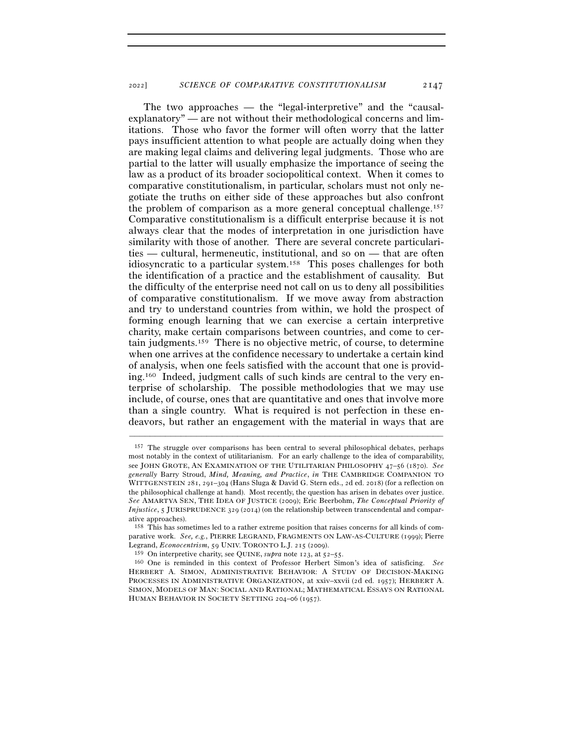The two approaches — the "legal-interpretive" and the "causal-explanatory" — are not without their methodological concerns and limitations. Those who favor the former will often worry that the latter pays insufficient attention to what people are actually doing when they are making legal claims and delivering legal judgments. Those who are partial to the latter will usually emphasize the importance of seeing the law as a product of its broader sociopolitical context. When it comes to comparative constitutionalism, in particular, scholars must not only negotiate the truths on either side of these approaches but also confront the problem of comparison as a more general conceptual challenge.[157] Comparative constitutionalism is a difficult enterprise because it is not always clear that the modes of interpretation in one jurisdiction have similarity with those of another. There are several concrete particularities — cultural, hermeneutic, institutional, and so on — that are often idiosyncratic to a particular system.[158] This poses challenges for both the identification of a practice and the establishment of causality. But the difficulty of the enterprise need not call on us to deny all possibilities of comparative constitutionalism. If we move away from abstraction and try to understand countries from within, we hold the prospect of forming enough learning that we can exercise a certain interpretive charity, make certain comparisons between countries, and come to certain judgments.[159] There is no objective metric, of course, to determine when one arrives at the confidence necessary to undertake a certain kind of analysis, when one feels satisfied with the account that one is providing.[160] Indeed, judgment calls of such kinds are central to the very enterprise of scholarship. The possible methodologies that we may use include, of course, ones that are quantitative and ones that involve more than a single country. What is required is not perfection in these endeavors, but rather an engagement with the material in ways that are

---

[157] The struggle over comparisons has been central to several philosophical debates, perhaps most notably in the context of utilitarianism. For an early challenge to the idea of comparability, see JOHN GROTE, AN EXAMINATION OF THE UTILITARIAN PHILOSOPHY 47–56 (1870). *See generally* Barry Stroud, *Mind, Meaning, and Practice*, *in* THE CAMBRIDGE COMPANION TO WITTGENSTEIN 281, 291–304 (Hans Sluga & David G. Stern eds., 2d ed. 2018) (for a reflection on the philosophical challenge at hand). Most recently, the question has arisen in debates over justice. *See* AMARTYA SEN, THE IDEA OF JUSTICE (2009); Eric Beerbohm, *The Conceptual Priority of Injustice*, 5 JURISPRUDENCE 329 (2014) (on the relationship between transcendental and comparative approaches).

[158] This has sometimes led to a rather extreme position that raises concerns for all kinds of comparative work. *See, e.g.*, PIERRE LEGRAND, FRAGMENTS ON LAW-AS-CULTURE (1999); Pierre Legrand, *Econocentrism*, 59 UNIV. TORONTO L.J. 215 (2009).

[159] On interpretive charity, see QUINE, *supra* note 123, at 52–55.

[160] One is reminded in this context of Professor Herbert Simon's idea of satisficing. *See* HERBERT A. SIMON, ADMINISTRATIVE BEHAVIOR: A STUDY OF DECISION-MAKING PROCESSES IN ADMINISTRATIVE ORGANIZATION, at xxiv–xxvii (2d ed. 1957); HERBERT A. SIMON, MODELS OF MAN: SOCIAL AND RATIONAL; MATHEMATICAL ESSAYS ON RATIONAL HUMAN BEHAVIOR IN SOCIETY SETTING 204–06 (1957).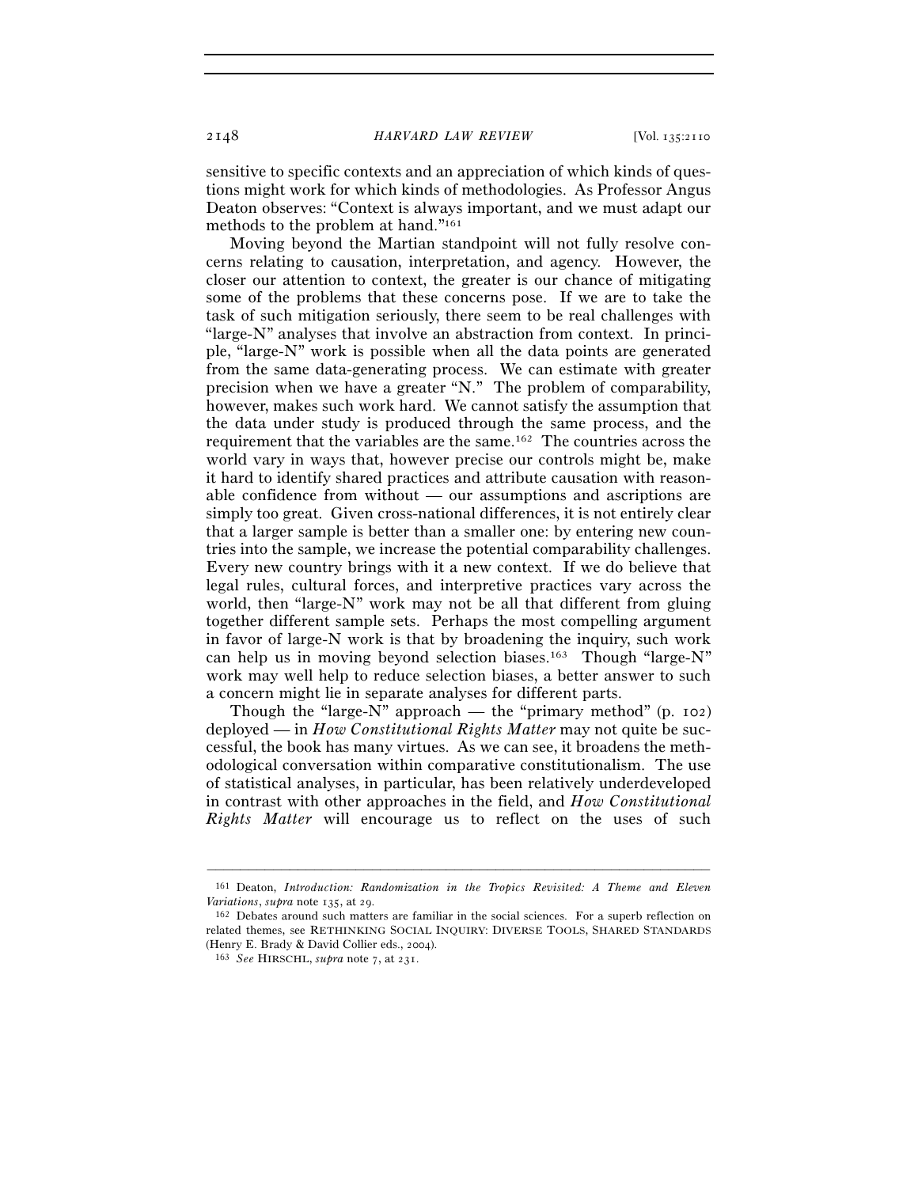sensitive to specific contexts and an appreciation of which kinds of questions might work for which kinds of methodologies. As Professor Angus Deaton observes: "Context is always important, and we must adapt our methods to the problem at hand."[161]

Moving beyond the Martian standpoint will not fully resolve concerns relating to causation, interpretation, and agency. However, the closer our attention to context, the greater is our chance of mitigating some of the problems that these concerns pose. If we are to take the task of such mitigation seriously, there seem to be real challenges with "large-N" analyses that involve an abstraction from context. In principle, "large-N" work is possible when all the data points are generated from the same data-generating process. We can estimate with greater precision when we have a greater "N." The problem of comparability, however, makes such work hard. We cannot satisfy the assumption that the data under study is produced through the same process, and the requirement that the variables are the same.[162] The countries across the world vary in ways that, however precise our controls might be, make it hard to identify shared practices and attribute causation with reasonable confidence from without — our assumptions and ascriptions are simply too great. Given cross-national differences, it is not entirely clear that a larger sample is better than a smaller one: by entering new countries into the sample, we increase the potential comparability challenges. Every new country brings with it a new context. If we do believe that legal rules, cultural forces, and interpretive practices vary across the world, then "large-N" work may not be all that different from gluing together different sample sets. Perhaps the most compelling argument in favor of large-N work is that by broadening the inquiry, such work can help us in moving beyond selection biases.[163] Though "large-N" work may well help to reduce selection biases, a better answer to such a concern might lie in separate analyses for different parts.

Though the "large-N" approach — the "primary method" (p. 102) deployed — in *How Constitutional Rights Matter* may not quite be successful, the book has many virtues. As we can see, it broadens the methodological conversation within comparative constitutionalism. The use of statistical analyses, in particular, has been relatively underdeveloped in contrast with other approaches in the field, and *How Constitutional Rights Matter* will encourage us to reflect on the uses of such

---

[161] Deaton, *Introduction: Randomization in the Tropics Revisited: A Theme and Eleven Variations*, *supra* note 135, at 29.

[162] Debates around such matters are familiar in the social sciences. For a superb reflection on related themes, see RETHINKING SOCIAL INQUIRY: DIVERSE TOOLS, SHARED STANDARDS (Henry E. Brady & David Collier eds., 2004).

[163] *See* HIRSCHL, *supra* note 7, at 231.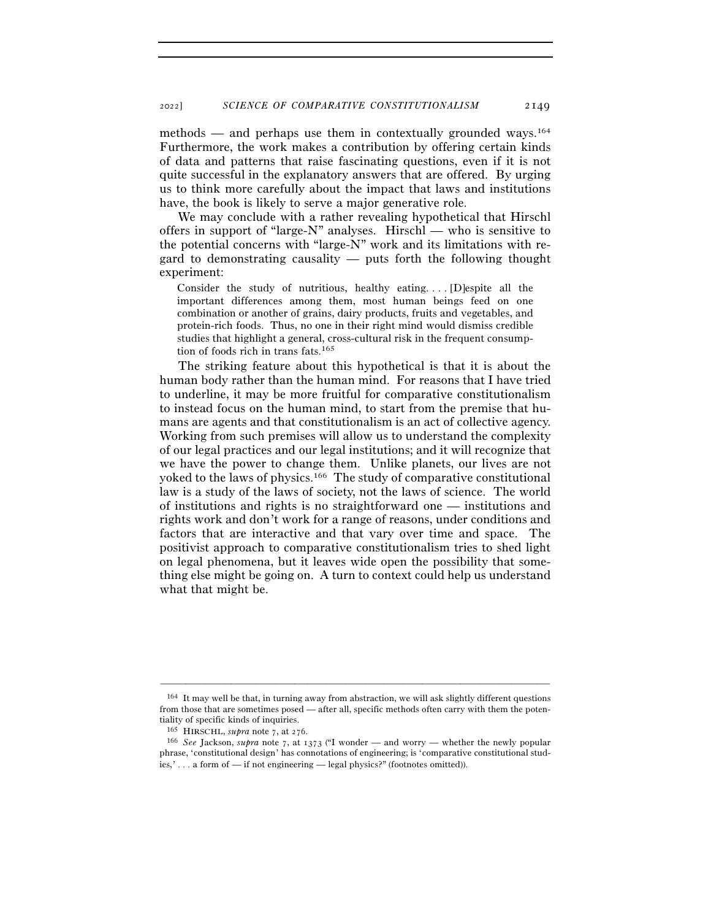methods — and perhaps use them in contextually grounded ways.[164] Furthermore, the work makes a contribution by offering certain kinds of data and patterns that raise fascinating questions, even if it is not quite successful in the explanatory answers that are offered. By urging us to think more carefully about the impact that laws and institutions have, the book is likely to serve a major generative role.

We may conclude with a rather revealing hypothetical that Hirschl offers in support of "large-N" analyses. Hirschl — who is sensitive to the potential concerns with "large-N" work and its limitations with regard to demonstrating causality — puts forth the following thought experiment:

> Consider the study of nutritious, healthy eating. . . . [D]espite all the important differences among them, most human beings feed on one combination or another of grains, dairy products, fruits and vegetables, and protein-rich foods. Thus, no one in their right mind would dismiss credible studies that highlight a general, cross-cultural risk in the frequent consumption of foods rich in trans fats.[165]

The striking feature about this hypothetical is that it is about the human body rather than the human mind. For reasons that I have tried to underline, it may be more fruitful for comparative constitutionalism to instead focus on the human mind, to start from the premise that humans are agents and that constitutionalism is an act of collective agency. Working from such premises will allow us to understand the complexity of our legal practices and our legal institutions; and it will recognize that we have the power to change them. Unlike planets, our lives are not yoked to the laws of physics.[166] The study of comparative constitutional law is a study of the laws of society, not the laws of science. The world of institutions and rights is no straightforward one — institutions and rights work and don't work for a range of reasons, under conditions and factors that are interactive and that vary over time and space. The positivist approach to comparative constitutionalism tries to shed light on legal phenomena, but it leaves wide open the possibility that something else might be going on. A turn to context could help us understand what that might be.

---

[164] It may well be that, in turning away from abstraction, we will ask slightly different questions from those that are sometimes posed — after all, specific methods often carry with them the potentiality of specific kinds of inquiries.

[165] HIRSCHL, *supra* note 7, at 276.

[166] *See* Jackson, *supra* note 7, at 1373 ("I wonder — and worry — whether the newly popular phrase, 'constitutional design' has connotations of engineering; is 'comparative constitutional studies,' . . . a form of — if not engineering — legal physics?" (footnotes omitted)).